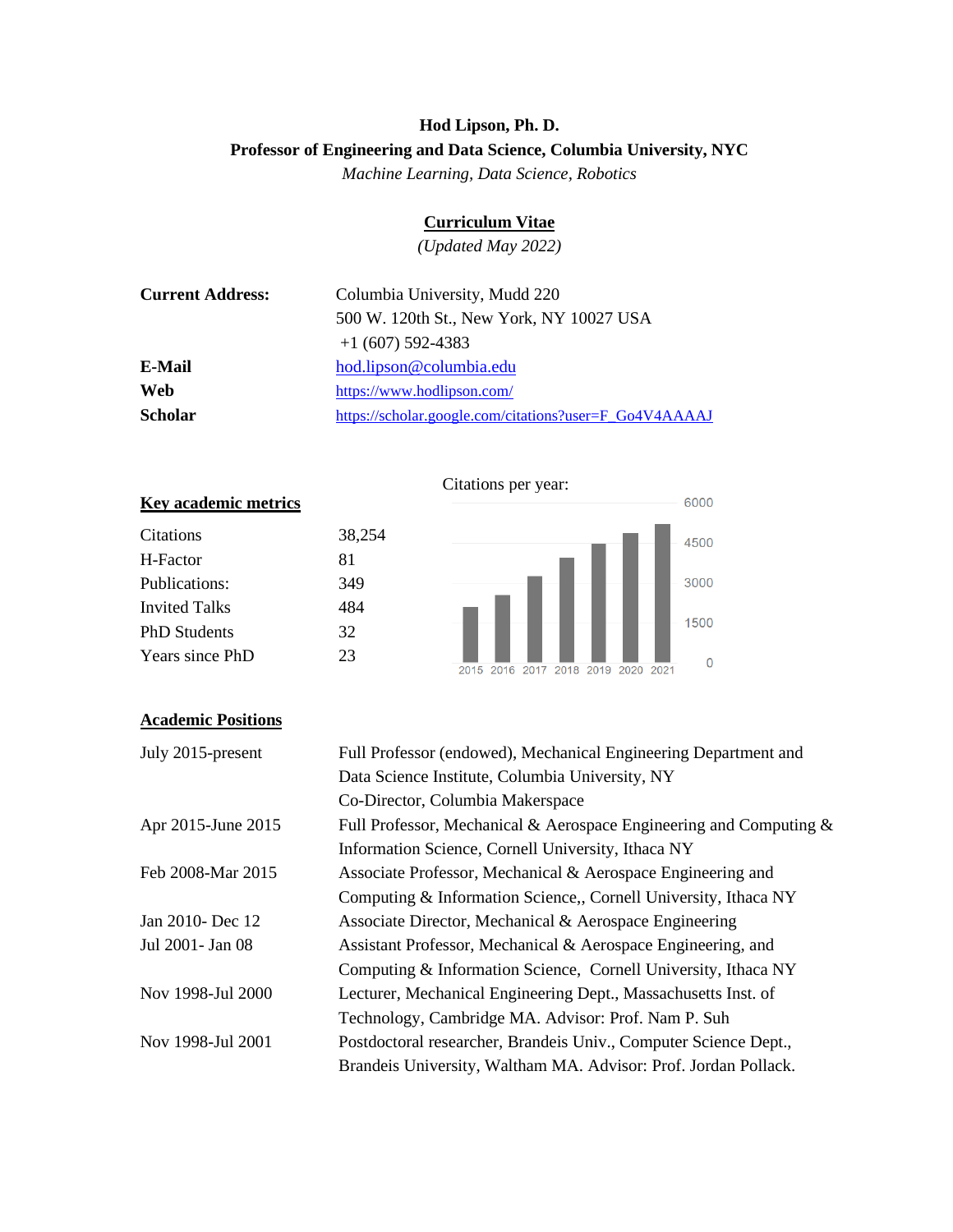**Hod Lipson, Ph. D.**

**Professor of Engineering and Data Science, Columbia University, NYC**

*Machine Learning, Data Science, Robotics*

## Curriculum Vitae

*(Updated May 2022)*

| | |
|---|---|
| **Current Address:** | Columbia University, Mudd 220<br>500 W. 120th St., New York, NY 10027 USA<br>+1 (607) 592-4383 |
| **E-Mail** | hod.lipson@columbia.edu |
| **Web** | https://www.hodlipson.com/ |
| **Scholar** | https://scholar.google.com/citations?user=F_Go4V4AAAAJ |

### Key academic metrics

| | |
|---|---|
| Citations | 38,254 |
| H-Factor | 81 |
| Publications: | 349 |
| Invited Talks | 484 |
| PhD Students | 32 |
| Years since PhD | 23 |

Citations per year:

### Academic Positions

| | |
|---|---|
| July 2015-present | Full Professor (endowed), Mechanical Engineering Department and Data Science Institute, Columbia University, NY<br>Co-Director, Columbia Makerspace |
| Apr 2015-June 2015 | Full Professor, Mechanical & Aerospace Engineering and Computing & Information Science, Cornell University, Ithaca NY |
| Feb 2008-Mar 2015 | Associate Professor, Mechanical & Aerospace Engineering and Computing & Information Science,, Cornell University, Ithaca NY |
| Jan 2010- Dec 12 | Associate Director, Mechanical & Aerospace Engineering |
| Jul 2001- Jan 08 | Assistant Professor, Mechanical & Aerospace Engineering, and Computing & Information Science, Cornell University, Ithaca NY |
| Nov 1998-Jul 2000 | Lecturer, Mechanical Engineering Dept., Massachusetts Inst. of Technology, Cambridge MA. Advisor: Prof. Nam P. Suh |
| Nov 1998-Jul 2001 | Postdoctoral researcher, Brandeis Univ., Computer Science Dept., Brandeis University, Waltham MA. Advisor: Prof. Jordan Pollack. |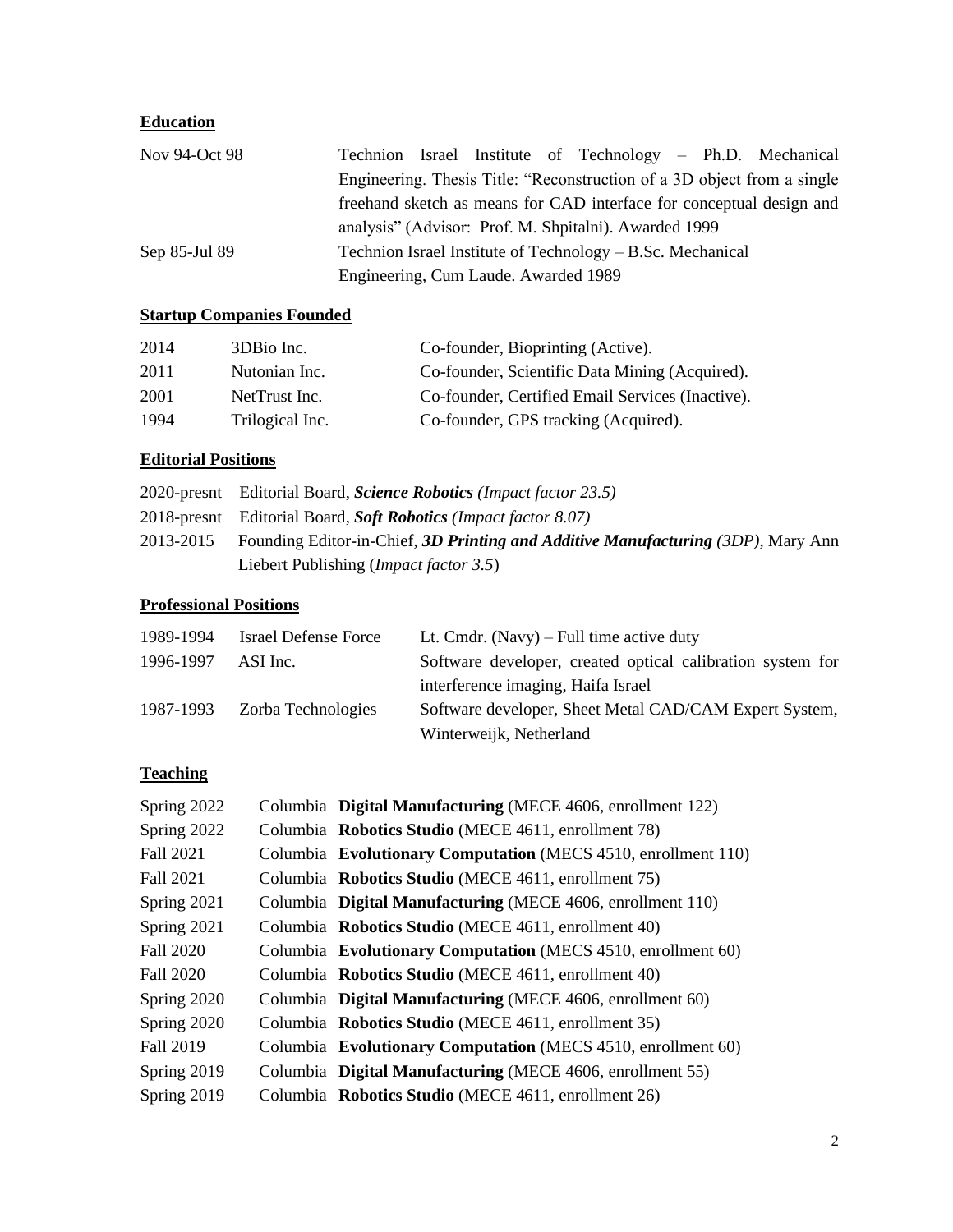## Education

| | |
|---|---|
| Nov 94-Oct 98 | Technion Israel Institute of Technology – Ph.D. Mechanical Engineering. Thesis Title: "Reconstruction of a 3D object from a single freehand sketch as means for CAD interface for conceptual design and analysis" (Advisor: Prof. M. Shpitalni). Awarded 1999 |
| Sep 85-Jul 89 | Technion Israel Institute of Technology – B.Sc. Mechanical Engineering, Cum Laude. Awarded 1989 |

## Startup Companies Founded

| | | |
|---|---|---|
| 2014 | 3DBio Inc. | Co-founder, Bioprinting (Active). |
| 2011 | Nutonian Inc. | Co-founder, Scientific Data Mining (Acquired). |
| 2001 | NetTrust Inc. | Co-founder, Certified Email Services (Inactive). |
| 1994 | Trilogical Inc. | Co-founder, GPS tracking (Acquired). |

## Editorial Positions

| | |
|---|---|
| 2020-presnt | Editorial Board, ***Science Robotics*** *(Impact factor 23.5)* |
| 2018-presnt | Editorial Board, ***Soft Robotics*** *(Impact factor 8.07)* |
| 2013-2015 | Founding Editor-in-Chief, ***3D Printing and Additive Manufacturing*** *(3DP)*, Mary Ann Liebert Publishing (*Impact factor 3.5*) |

## Professional Positions

| | | |
|---|---|---|
| 1989-1994 | Israel Defense Force | Lt. Cmdr. (Navy) – Full time active duty |
| 1996-1997 | ASI Inc. | Software developer, created optical calibration system for interference imaging, Haifa Israel |
| 1987-1993 | Zorba Technologies | Software developer, Sheet Metal CAD/CAM Expert System, Winterweijk, Netherland |

## Teaching

| | | |
|---|---|---|
| Spring 2022 | Columbia | **Digital Manufacturing** (MECE 4606, enrollment 122) |
| Spring 2022 | Columbia | **Robotics Studio** (MECE 4611, enrollment 78) |
| Fall 2021 | Columbia | **Evolutionary Computation** (MECS 4510, enrollment 110) |
| Fall 2021 | Columbia | **Robotics Studio** (MECE 4611, enrollment 75) |
| Spring 2021 | Columbia | **Digital Manufacturing** (MECE 4606, enrollment 110) |
| Spring 2021 | Columbia | **Robotics Studio** (MECE 4611, enrollment 40) |
| Fall 2020 | Columbia | **Evolutionary Computation** (MECS 4510, enrollment 60) |
| Fall 2020 | Columbia | **Robotics Studio** (MECE 4611, enrollment 40) |
| Spring 2020 | Columbia | **Digital Manufacturing** (MECE 4606, enrollment 60) |
| Spring 2020 | Columbia | **Robotics Studio** (MECE 4611, enrollment 35) |
| Fall 2019 | Columbia | **Evolutionary Computation** (MECS 4510, enrollment 60) |
| Spring 2019 | Columbia | **Digital Manufacturing** (MECE 4606, enrollment 55) |
| Spring 2019 | Columbia | **Robotics Studio** (MECE 4611, enrollment 26) |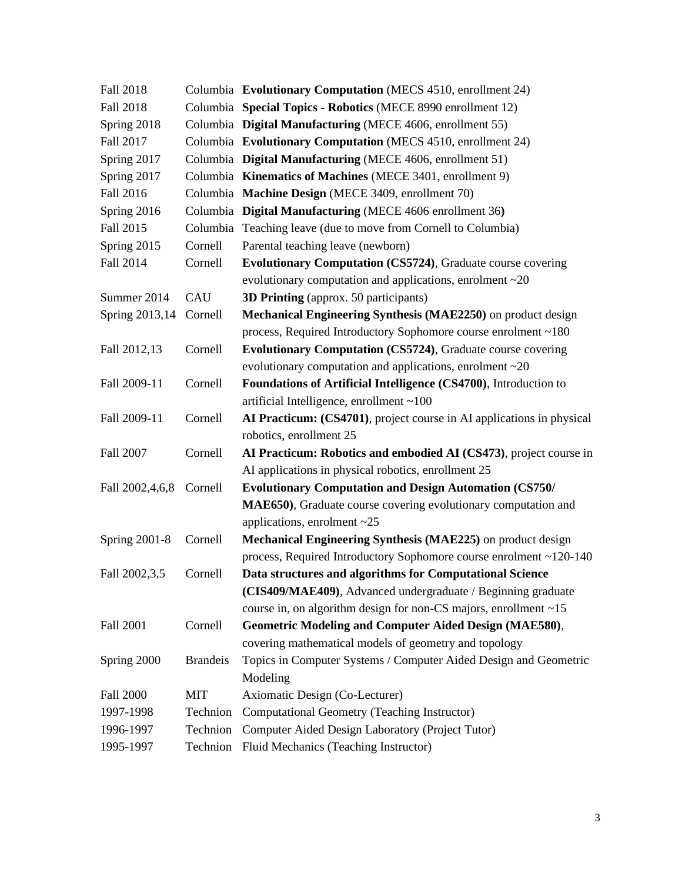| | | |
|---|---|---|
| Fall 2018 | Columbia | **Evolutionary Computation** (MECS 4510, enrollment 24) |
| Fall 2018 | Columbia | **Special Topics - Robotics** (MECE 8990 enrollment 12) |
| Spring 2018 | Columbia | **Digital Manufacturing** (MECE 4606, enrollment 55) |
| Fall 2017 | Columbia | **Evolutionary Computation** (MECS 4510, enrollment 24) |
| Spring 2017 | Columbia | **Digital Manufacturing** (MECE 4606, enrollment 51) |
| Spring 2017 | Columbia | **Kinematics of Machines** (MECE 3401, enrollment 9) |
| Fall 2016 | Columbia | **Machine Design** (MECE 3409, enrollment 70) |
| Spring 2016 | Columbia | **Digital Manufacturing** (MECE 4606 enrollment 36**)** |
| Fall 2015 | Columbia | Teaching leave (due to move from Cornell to Columbia) |
| Spring 2015 | Cornell | Parental teaching leave (newborn) |
| Fall 2014 | Cornell | **Evolutionary Computation (CS5724)**, Graduate course covering evolutionary computation and applications, enrolment ~20 |
| Summer 2014 | CAU | **3D Printing** (approx. 50 participants) |
| Spring 2013,14 | Cornell | **Mechanical Engineering Synthesis (MAE2250)** on product design process, Required Introductory Sophomore course enrolment ~180 |
| Fall 2012,13 | Cornell | **Evolutionary Computation (CS5724)**, Graduate course covering evolutionary computation and applications, enrolment ~20 |
| Fall 2009-11 | Cornell | **Foundations of Artificial Intelligence (CS4700)**, Introduction to artificial Intelligence, enrollment ~100 |
| Fall 2009-11 | Cornell | **AI Practicum: (CS4701)**, project course in AI applications in physical robotics, enrollment 25 |
| Fall 2007 | Cornell | **AI Practicum: Robotics and embodied AI (CS473)**, project course in AI applications in physical robotics, enrollment 25 |
| Fall 2002,4,6,8 | Cornell | **Evolutionary Computation and Design Automation (CS750/ MAE650)**, Graduate course covering evolutionary computation and applications, enrolment ~25 |
| Spring 2001-8 | Cornell | **Mechanical Engineering Synthesis (MAE225)** on product design process, Required Introductory Sophomore course enrolment ~120-140 |
| Fall 2002,3,5 | Cornell | **Data structures and algorithms for Computational Science (CIS409/MAE409)**, Advanced undergraduate / Beginning graduate course in, on algorithm design for non-CS majors, enrollment ~15 |
| Fall 2001 | Cornell | **Geometric Modeling and Computer Aided Design (MAE580)**, covering mathematical models of geometry and topology |
| Spring 2000 | Brandeis | Topics in Computer Systems / Computer Aided Design and Geometric Modeling |
| Fall 2000 | MIT | Axiomatic Design (Co-Lecturer) |
| 1997-1998 | Technion | Computational Geometry (Teaching Instructor) |
| 1996-1997 | Technion | Computer Aided Design Laboratory (Project Tutor) |
| 1995-1997 | Technion | Fluid Mechanics (Teaching Instructor) |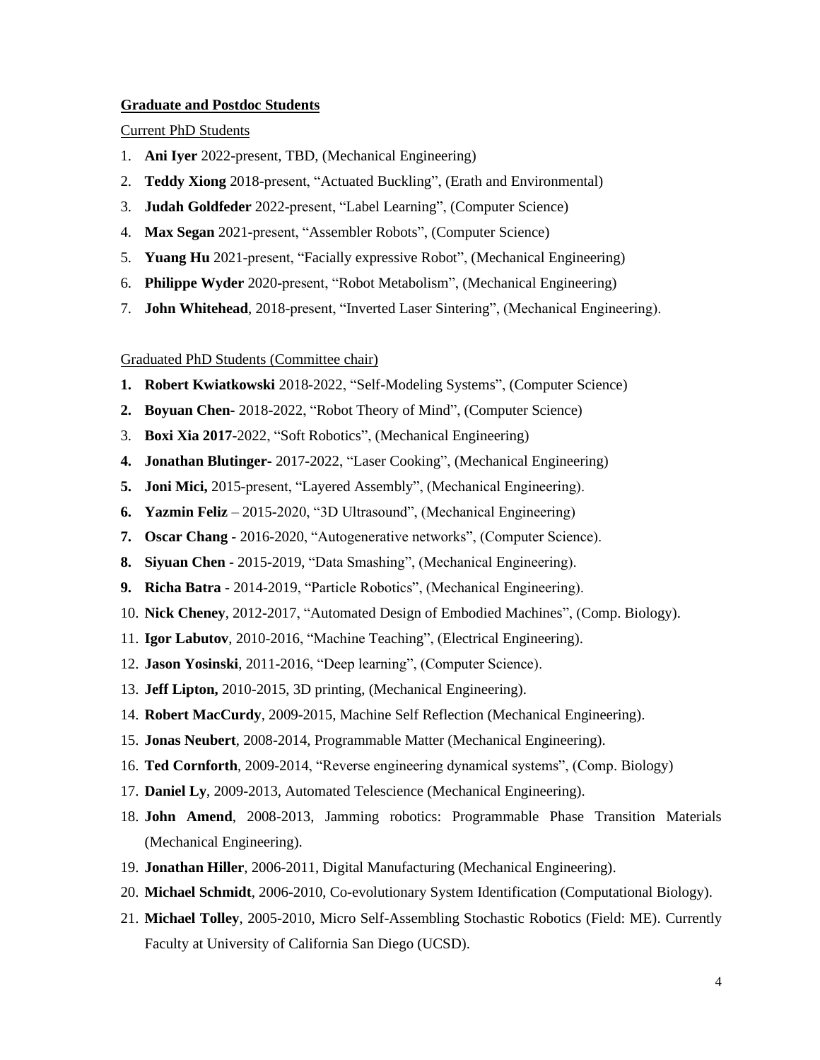**Graduate and Postdoc Students**

Current PhD Students

1. **Ani Iyer** 2022-present, TBD, (Mechanical Engineering)
2. **Teddy Xiong** 2018-present, "Actuated Buckling", (Erath and Environmental)
3. **Judah Goldfeder** 2022-present, "Label Learning", (Computer Science)
4. **Max Segan** 2021-present, "Assembler Robots", (Computer Science)
5. **Yuang Hu** 2021-present, "Facially expressive Robot", (Mechanical Engineering)
6. **Philippe Wyder** 2020-present, "Robot Metabolism", (Mechanical Engineering)
7. **John Whitehead**, 2018-present, "Inverted Laser Sintering", (Mechanical Engineering).

Graduated PhD Students (Committee chair)

1. **Robert Kwiatkowski** 2018-2022, "Self-Modeling Systems", (Computer Science)
2. **Boyuan Chen-** 2018-2022, "Robot Theory of Mind", (Computer Science)
3. **Boxi Xia 2017**-2022, "Soft Robotics", (Mechanical Engineering)
4. **Jonathan Blutinger-** 2017-2022, "Laser Cooking", (Mechanical Engineering)
5. **Joni Mici,** 2015-present, "Layered Assembly", (Mechanical Engineering).
6. **Yazmin Feliz** – 2015-2020, "3D Ultrasound", (Mechanical Engineering)
7. **Oscar Chang -** 2016-2020, "Autogenerative networks", (Computer Science).
8. **Siyuan Chen** - 2015-2019, "Data Smashing", (Mechanical Engineering).
9. **Richa Batra** - 2014-2019, "Particle Robotics", (Mechanical Engineering).
10. **Nick Cheney**, 2012-2017, "Automated Design of Embodied Machines", (Comp. Biology).
11. **Igor Labutov**, 2010-2016, "Machine Teaching", (Electrical Engineering).
12. **Jason Yosinski**, 2011-2016, "Deep learning", (Computer Science).
13. **Jeff Lipton,** 2010-2015, 3D printing, (Mechanical Engineering).
14. **Robert MacCurdy**, 2009-2015, Machine Self Reflection (Mechanical Engineering).
15. **Jonas Neubert**, 2008-2014, Programmable Matter (Mechanical Engineering).
16. **Ted Cornforth**, 2009-2014, "Reverse engineering dynamical systems", (Comp. Biology)
17. **Daniel Ly**, 2009-2013, Automated Telescience (Mechanical Engineering).
18. **John Amend**, 2008-2013, Jamming robotics: Programmable Phase Transition Materials (Mechanical Engineering).
19. **Jonathan Hiller**, 2006-2011, Digital Manufacturing (Mechanical Engineering).
20. **Michael Schmidt**, 2006-2010, Co-evolutionary System Identification (Computational Biology).
21. **Michael Tolley**, 2005-2010, Micro Self-Assembling Stochastic Robotics (Field: ME). Currently Faculty at University of California San Diego (UCSD).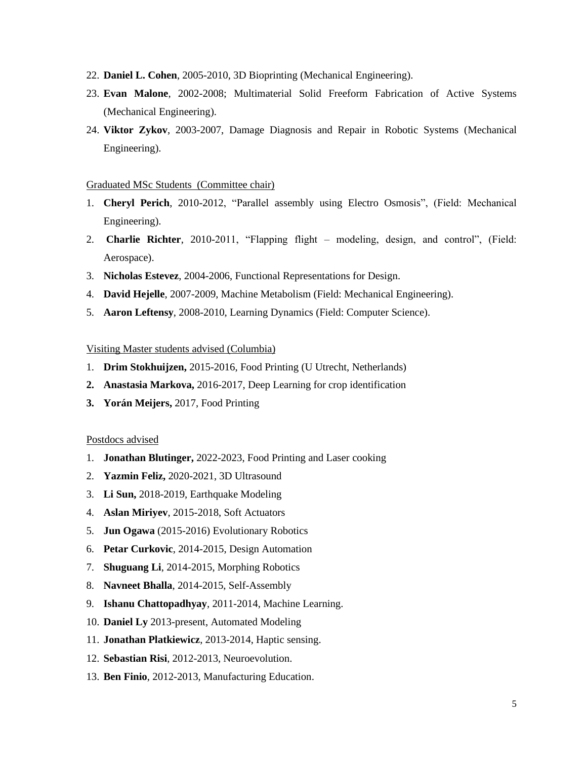22. **Daniel L. Cohen**, 2005-2010, 3D Bioprinting (Mechanical Engineering).
23. **Evan Malone**, 2002-2008; Multimaterial Solid Freeform Fabrication of Active Systems (Mechanical Engineering).
24. **Viktor Zykov**, 2003-2007, Damage Diagnosis and Repair in Robotic Systems (Mechanical Engineering).

Graduated MSc Students (Committee chair)

1. **Cheryl Perich**, 2010-2012, "Parallel assembly using Electro Osmosis", (Field: Mechanical Engineering).
2. **Charlie Richter**, 2010-2011, "Flapping flight – modeling, design, and control", (Field: Aerospace).
3. **Nicholas Estevez**, 2004-2006, Functional Representations for Design.
4. **David Hejelle**, 2007-2009, Machine Metabolism (Field: Mechanical Engineering).
5. **Aaron Leftensy**, 2008-2010, Learning Dynamics (Field: Computer Science).

Visiting Master students advised (Columbia)

1. **Drim Stokhuijzen,** 2015-2016, Food Printing (U Utrecht, Netherlands)
2. **Anastasia Markova,** 2016-2017, Deep Learning for crop identification
3. **Yorán Meijers,** 2017, Food Printing

Postdocs advised

1. **Jonathan Blutinger,** 2022-2023, Food Printing and Laser cooking
2. **Yazmin Feliz,** 2020-2021, 3D Ultrasound
3. **Li Sun,** 2018-2019, Earthquake Modeling
4. **Aslan Miriyev**, 2015-2018, Soft Actuators
5. **Jun Ogawa** (2015-2016) Evolutionary Robotics
6. **Petar Curkovic**, 2014-2015, Design Automation
7. **Shuguang Li**, 2014-2015, Morphing Robotics
8. **Navneet Bhalla**, 2014-2015, Self-Assembly
9. **Ishanu Chattopadhyay**, 2011-2014, Machine Learning.
10. **Daniel Ly** 2013-present, Automated Modeling
11. **Jonathan Platkiewicz**, 2013-2014, Haptic sensing.
12. **Sebastian Risi**, 2012-2013, Neuroevolution.
13. **Ben Finio**, 2012-2013, Manufacturing Education.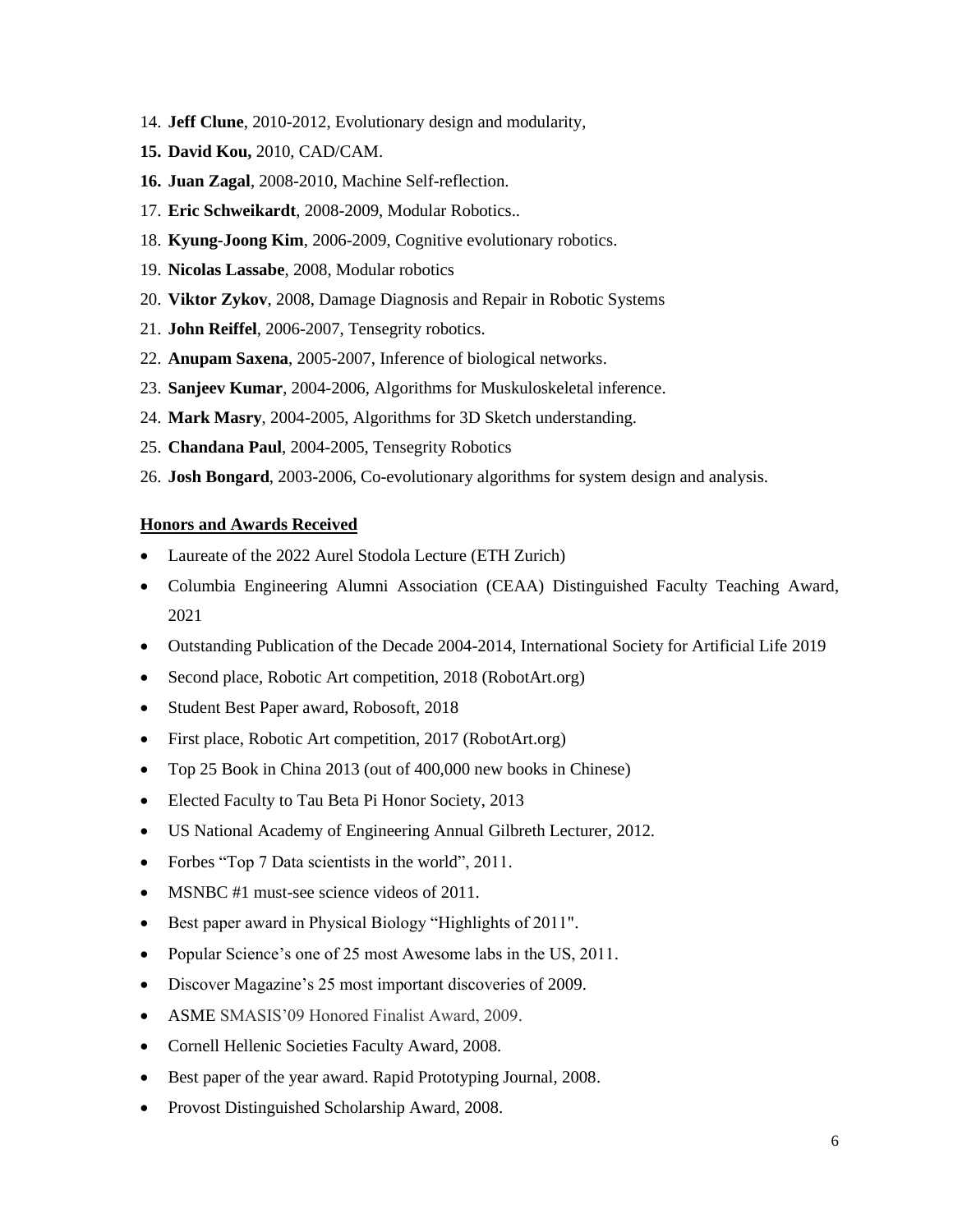14. **Jeff Clune**, 2010-2012, Evolutionary design and modularity,
15. **David Kou,** 2010, CAD/CAM.
16. **Juan Zagal**, 2008-2010, Machine Self-reflection.
17. **Eric Schweikardt**, 2008-2009, Modular Robotics..
18. **Kyung-Joong Kim**, 2006-2009, Cognitive evolutionary robotics.
19. **Nicolas Lassabe**, 2008, Modular robotics
20. **Viktor Zykov**, 2008, Damage Diagnosis and Repair in Robotic Systems
21. **John Reiffel**, 2006-2007, Tensegrity robotics.
22. **Anupam Saxena**, 2005-2007, Inference of biological networks.
23. **Sanjeev Kumar**, 2004-2006, Algorithms for Muskuloskeletal inference.
24. **Mark Masry**, 2004-2005, Algorithms for 3D Sketch understanding.
25. **Chandana Paul**, 2004-2005, Tensegrity Robotics
26. **Josh Bongard**, 2003-2006, Co-evolutionary algorithms for system design and analysis.

## Honors and Awards Received

- Laureate of the 2022 Aurel Stodola Lecture (ETH Zurich)
- Columbia Engineering Alumni Association (CEAA) Distinguished Faculty Teaching Award, 2021
- Outstanding Publication of the Decade 2004-2014, International Society for Artificial Life 2019
- Second place, Robotic Art competition, 2018 (RobotArt.org)
- Student Best Paper award, Robosoft, 2018
- First place, Robotic Art competition, 2017 (RobotArt.org)
- Top 25 Book in China 2013 (out of 400,000 new books in Chinese)
- Elected Faculty to Tau Beta Pi Honor Society, 2013
- US National Academy of Engineering Annual Gilbreth Lecturer, 2012.
- Forbes "Top 7 Data scientists in the world", 2011.
- MSNBC #1 must-see science videos of 2011.
- Best paper award in Physical Biology "Highlights of 2011".
- Popular Science's one of 25 most Awesome labs in the US, 2011.
- Discover Magazine's 25 most important discoveries of 2009.
- ASME SMASIS'09 Honored Finalist Award, 2009.
- Cornell Hellenic Societies Faculty Award, 2008.
- Best paper of the year award. Rapid Prototyping Journal, 2008.
- Provost Distinguished Scholarship Award, 2008.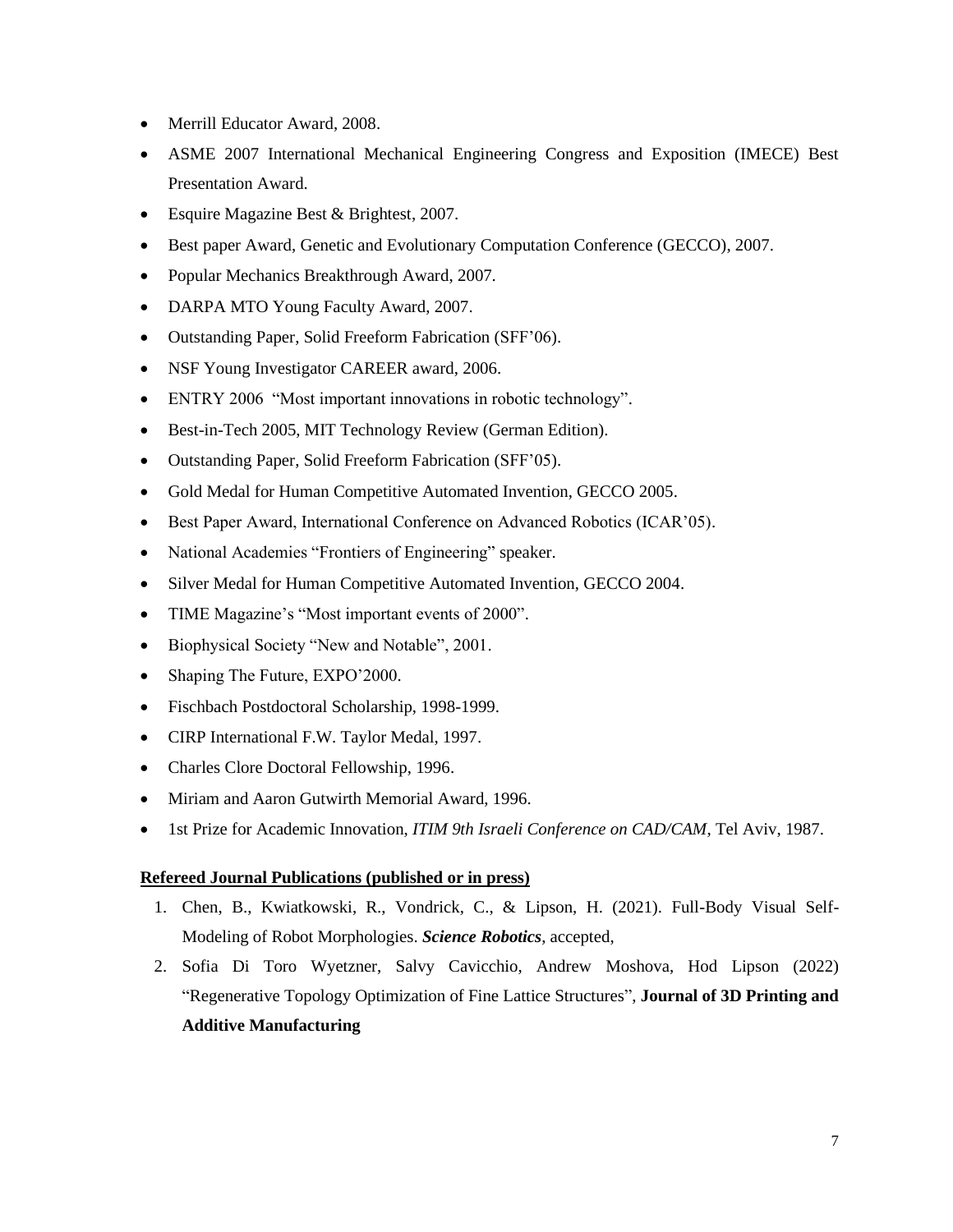- Merrill Educator Award, 2008.
- ASME 2007 International Mechanical Engineering Congress and Exposition (IMECE) Best Presentation Award.
- Esquire Magazine Best & Brightest, 2007.
- Best paper Award, Genetic and Evolutionary Computation Conference (GECCO), 2007.
- Popular Mechanics Breakthrough Award, 2007.
- DARPA MTO Young Faculty Award, 2007.
- Outstanding Paper, Solid Freeform Fabrication (SFF'06).
- NSF Young Investigator CAREER award, 2006.
- ENTRY 2006 "Most important innovations in robotic technology".
- Best-in-Tech 2005, MIT Technology Review (German Edition).
- Outstanding Paper, Solid Freeform Fabrication (SFF'05).
- Gold Medal for Human Competitive Automated Invention, GECCO 2005.
- Best Paper Award, International Conference on Advanced Robotics (ICAR'05).
- National Academies "Frontiers of Engineering" speaker.
- Silver Medal for Human Competitive Automated Invention, GECCO 2004.
- TIME Magazine's "Most important events of 2000".
- Biophysical Society "New and Notable", 2001.
- Shaping The Future, EXPO'2000.
- Fischbach Postdoctoral Scholarship, 1998-1999.
- CIRP International F.W. Taylor Medal, 1997.
- Charles Clore Doctoral Fellowship, 1996.
- Miriam and Aaron Gutwirth Memorial Award, 1996.
- 1st Prize for Academic Innovation, *ITIM 9th Israeli Conference on CAD/CAM*, Tel Aviv, 1987.

**Refereed Journal Publications (published or in press)**

1. Chen, B., Kwiatkowski, R., Vondrick, C., & Lipson, H. (2021). Full-Body Visual Self-Modeling of Robot Morphologies. ***Science Robotics***, accepted,
2. Sofia Di Toro Wyetzner, Salvy Cavicchio, Andrew Moshova, Hod Lipson (2022) "Regenerative Topology Optimization of Fine Lattice Structures", **Journal of 3D Printing and Additive Manufacturing**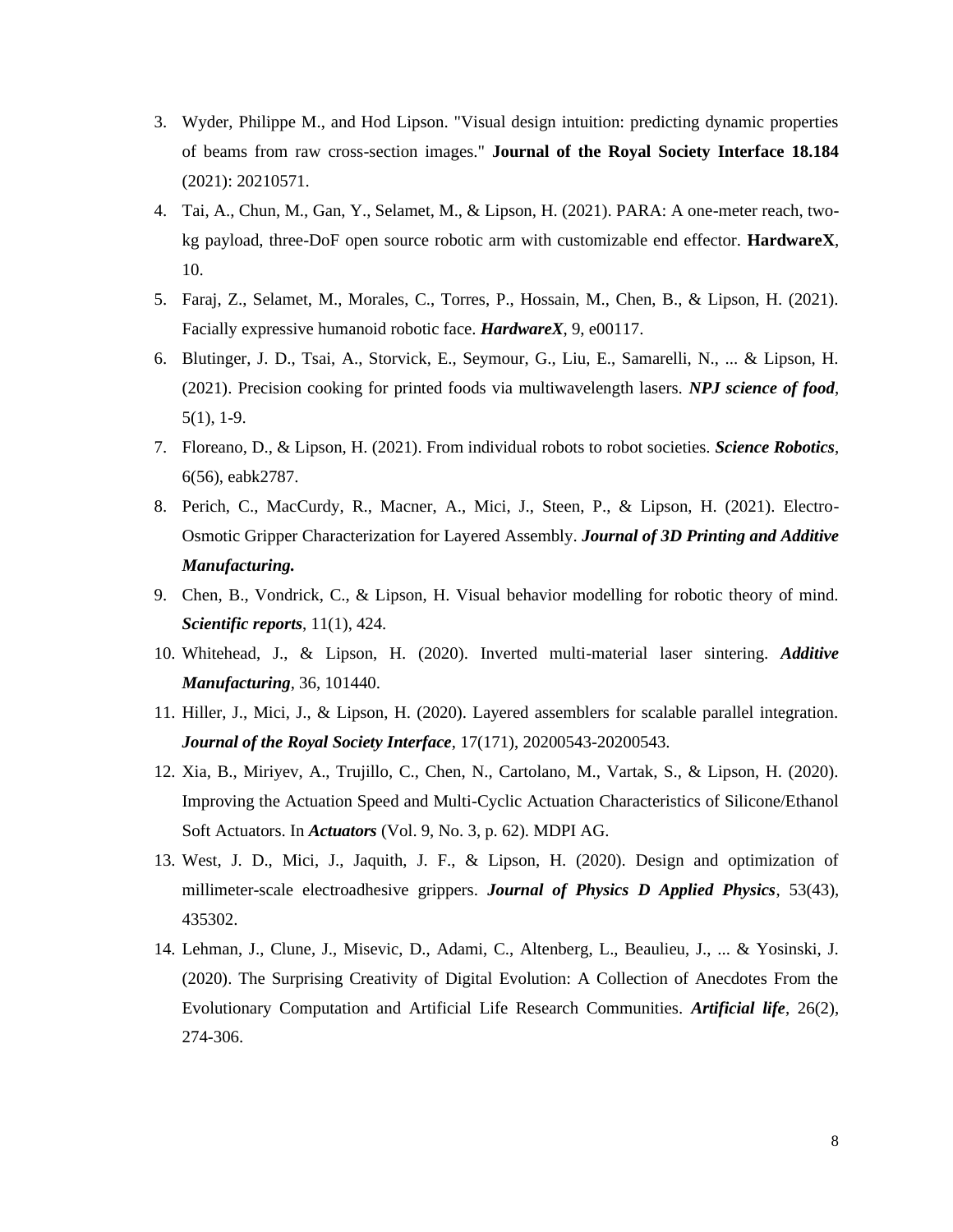3. Wyder, Philippe M., and Hod Lipson. "Visual design intuition: predicting dynamic properties of beams from raw cross-section images." **Journal of the Royal Society Interface 18.184** (2021): 20210571.
4. Tai, A., Chun, M., Gan, Y., Selamet, M., & Lipson, H. (2021). PARA: A one-meter reach, two-kg payload, three-DoF open source robotic arm with customizable end effector. **HardwareX**, 10.
5. Faraj, Z., Selamet, M., Morales, C., Torres, P., Hossain, M., Chen, B., & Lipson, H. (2021). Facially expressive humanoid robotic face. ***HardwareX***, 9, e00117.
6. Blutinger, J. D., Tsai, A., Storvick, E., Seymour, G., Liu, E., Samarelli, N., ... & Lipson, H. (2021). Precision cooking for printed foods via multiwavelength lasers. ***NPJ science of food***, 5(1), 1-9.
7. Floreano, D., & Lipson, H. (2021). From individual robots to robot societies. ***Science Robotics***, 6(56), eabk2787.
8. Perich, C., MacCurdy, R., Macner, A., Mici, J., Steen, P., & Lipson, H. (2021). Electro-Osmotic Gripper Characterization for Layered Assembly. ***Journal of 3D Printing and Additive Manufacturing.***
9. Chen, B., Vondrick, C., & Lipson, H. Visual behavior modelling for robotic theory of mind. ***Scientific reports***, 11(1), 424.
10. Whitehead, J., & Lipson, H. (2020). Inverted multi-material laser sintering. ***Additive Manufacturing***, 36, 101440.
11. Hiller, J., Mici, J., & Lipson, H. (2020). Layered assemblers for scalable parallel integration. ***Journal of the Royal Society Interface***, 17(171), 20200543-20200543.
12. Xia, B., Miriyev, A., Trujillo, C., Chen, N., Cartolano, M., Vartak, S., & Lipson, H. (2020). Improving the Actuation Speed and Multi-Cyclic Actuation Characteristics of Silicone/Ethanol Soft Actuators. In ***Actuators*** (Vol. 9, No. 3, p. 62). MDPI AG.
13. West, J. D., Mici, J., Jaquith, J. F., & Lipson, H. (2020). Design and optimization of millimeter-scale electroadhesive grippers. ***Journal of Physics D Applied Physics***, 53(43), 435302.
14. Lehman, J., Clune, J., Misevic, D., Adami, C., Altenberg, L., Beaulieu, J., ... & Yosinski, J. (2020). The Surprising Creativity of Digital Evolution: A Collection of Anecdotes From the Evolutionary Computation and Artificial Life Research Communities. ***Artificial life***, 26(2), 274-306.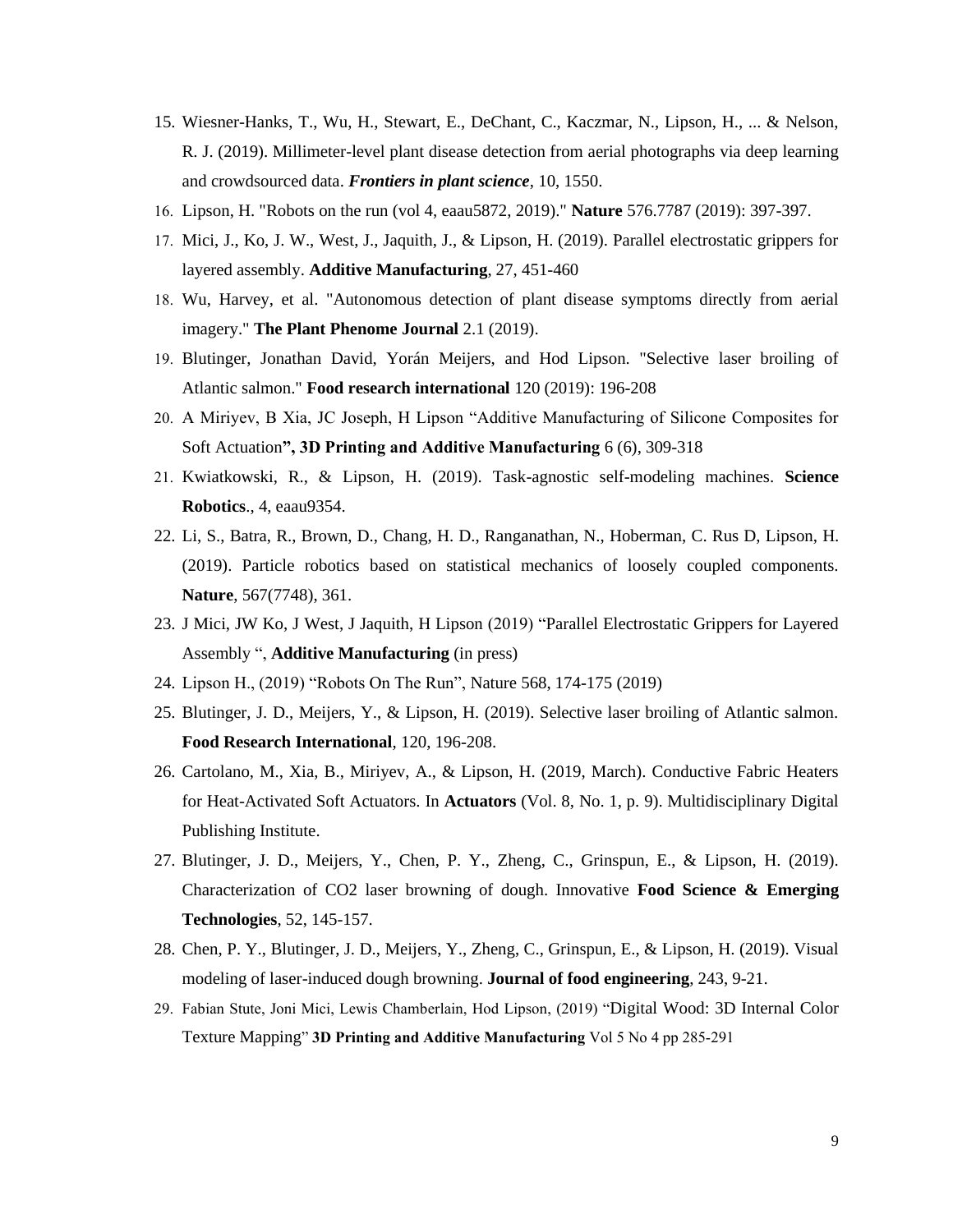15. Wiesner-Hanks, T., Wu, H., Stewart, E., DeChant, C., Kaczmar, N., Lipson, H., ... & Nelson, R. J. (2019). Millimeter-level plant disease detection from aerial photographs via deep learning and crowdsourced data. ***Frontiers in plant science***, 10, 1550.
16. Lipson, H. "Robots on the run (vol 4, eaau5872, 2019)." **Nature** 576.7787 (2019): 397-397.
17. Mici, J., Ko, J. W., West, J., Jaquith, J., & Lipson, H. (2019). Parallel electrostatic grippers for layered assembly. **Additive Manufacturing**, 27, 451-460
18. Wu, Harvey, et al. "Autonomous detection of plant disease symptoms directly from aerial imagery." **The Plant Phenome Journal** 2.1 (2019).
19. Blutinger, Jonathan David, Yorán Meijers, and Hod Lipson. "Selective laser broiling of Atlantic salmon." **Food research international** 120 (2019): 196-208
20. A Miriyev, B Xia, JC Joseph, H Lipson "Additive Manufacturing of Silicone Composites for Soft Actuation**", 3D Printing and Additive Manufacturing** 6 (6), 309-318
21. Kwiatkowski, R., & Lipson, H. (2019). Task-agnostic self-modeling machines. **Science Robotics**., 4, eaau9354.
22. Li, S., Batra, R., Brown, D., Chang, H. D., Ranganathan, N., Hoberman, C. Rus D, Lipson, H. (2019). Particle robotics based on statistical mechanics of loosely coupled components. **Nature**, 567(7748), 361.
23. J Mici, JW Ko, J West, J Jaquith, H Lipson (2019) "Parallel Electrostatic Grippers for Layered Assembly ", **Additive Manufacturing** (in press)
24. Lipson H., (2019) "Robots On The Run", Nature 568, 174-175 (2019)
25. Blutinger, J. D., Meijers, Y., & Lipson, H. (2019). Selective laser broiling of Atlantic salmon. **Food Research International**, 120, 196-208.
26. Cartolano, M., Xia, B., Miriyev, A., & Lipson, H. (2019, March). Conductive Fabric Heaters for Heat-Activated Soft Actuators. In **Actuators** (Vol. 8, No. 1, p. 9). Multidisciplinary Digital Publishing Institute.
27. Blutinger, J. D., Meijers, Y., Chen, P. Y., Zheng, C., Grinspun, E., & Lipson, H. (2019). Characterization of CO2 laser browning of dough. Innovative **Food Science & Emerging Technologies**, 52, 145-157.
28. Chen, P. Y., Blutinger, J. D., Meijers, Y., Zheng, C., Grinspun, E., & Lipson, H. (2019). Visual modeling of laser-induced dough browning. **Journal of food engineering**, 243, 9-21.
29. Fabian Stute, Joni Mici, Lewis Chamberlain, Hod Lipson, (2019) "Digital Wood: 3D Internal Color Texture Mapping" **3D Printing and Additive Manufacturing** Vol 5 No 4 pp 285-291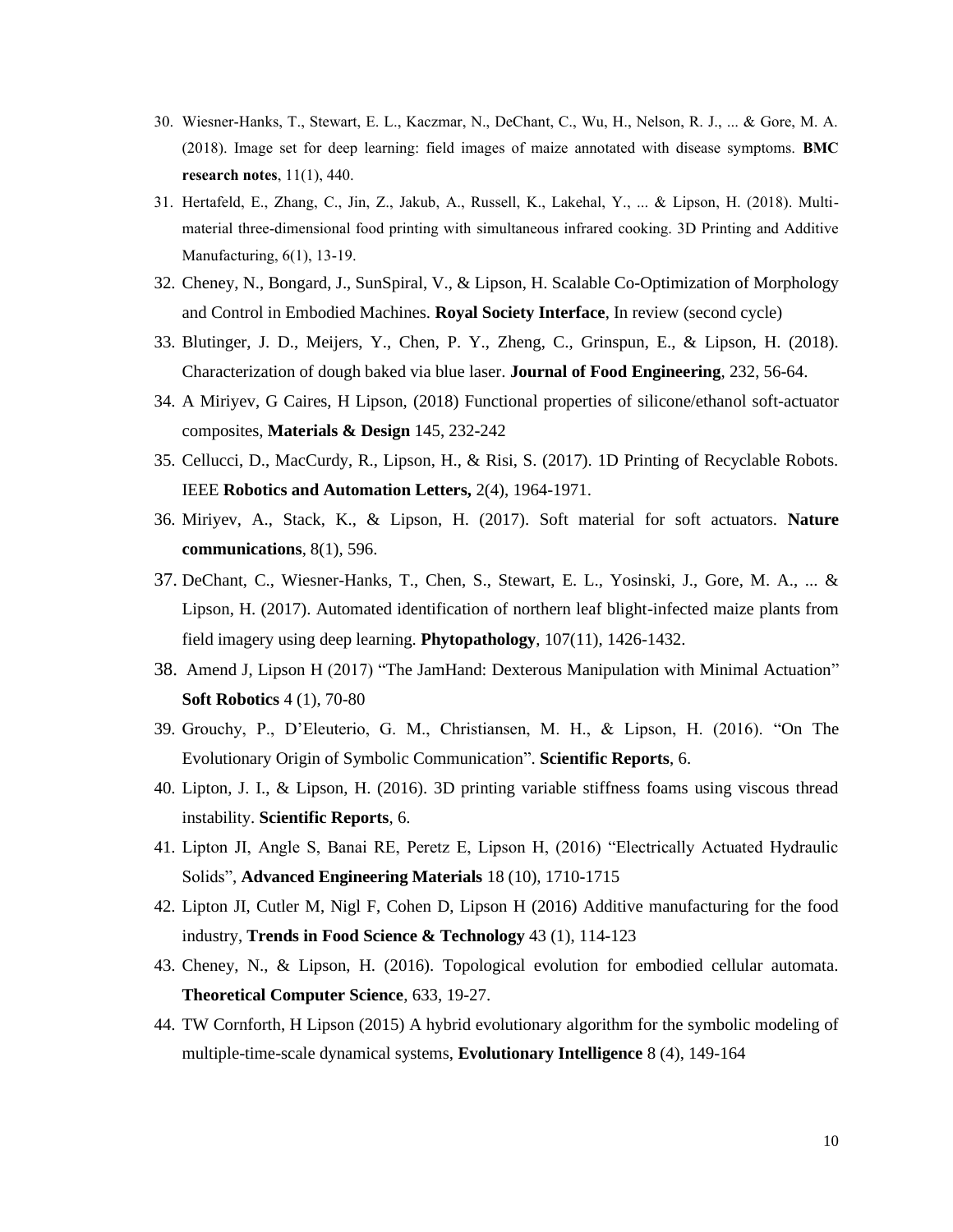30. Wiesner-Hanks, T., Stewart, E. L., Kaczmar, N., DeChant, C., Wu, H., Nelson, R. J., ... & Gore, M. A. (2018). Image set for deep learning: field images of maize annotated with disease symptoms. **BMC research notes**, 11(1), 440.
31. Hertafeld, E., Zhang, C., Jin, Z., Jakub, A., Russell, K., Lakehal, Y., ... & Lipson, H. (2018). Multi-material three-dimensional food printing with simultaneous infrared cooking. 3D Printing and Additive Manufacturing, 6(1), 13-19.
32. Cheney, N., Bongard, J., SunSpiral, V., & Lipson, H. Scalable Co-Optimization of Morphology and Control in Embodied Machines. **Royal Society Interface**, In review (second cycle)
33. Blutinger, J. D., Meijers, Y., Chen, P. Y., Zheng, C., Grinspun, E., & Lipson, H. (2018). Characterization of dough baked via blue laser. **Journal of Food Engineering**, 232, 56-64.
34. A Miriyev, G Caires, H Lipson, (2018) Functional properties of silicone/ethanol soft-actuator composites, **Materials & Design** 145, 232-242
35. Cellucci, D., MacCurdy, R., Lipson, H., & Risi, S. (2017). 1D Printing of Recyclable Robots. IEEE **Robotics and Automation Letters,** 2(4), 1964-1971.
36. Miriyev, A., Stack, K., & Lipson, H. (2017). Soft material for soft actuators. **Nature communications**, 8(1), 596.
37. DeChant, C., Wiesner-Hanks, T., Chen, S., Stewart, E. L., Yosinski, J., Gore, M. A., ... & Lipson, H. (2017). Automated identification of northern leaf blight-infected maize plants from field imagery using deep learning. **Phytopathology**, 107(11), 1426-1432.
38. Amend J, Lipson H (2017) "The JamHand: Dexterous Manipulation with Minimal Actuation" **Soft Robotics** 4 (1), 70-80
39. Grouchy, P., D'Eleuterio, G. M., Christiansen, M. H., & Lipson, H. (2016). "On The Evolutionary Origin of Symbolic Communication". **Scientific Reports**, 6.
40. Lipton, J. I., & Lipson, H. (2016). 3D printing variable stiffness foams using viscous thread instability. **Scientific Reports**, 6.
41. Lipton JI, Angle S, Banai RE, Peretz E, Lipson H, (2016) "Electrically Actuated Hydraulic Solids", **Advanced Engineering Materials** 18 (10), 1710-1715
42. Lipton JI, Cutler M, Nigl F, Cohen D, Lipson H (2016) Additive manufacturing for the food industry, **Trends in Food Science & Technology** 43 (1), 114-123
43. Cheney, N., & Lipson, H. (2016). Topological evolution for embodied cellular automata. **Theoretical Computer Science**, 633, 19-27.
44. TW Cornforth, H Lipson (2015) A hybrid evolutionary algorithm for the symbolic modeling of multiple-time-scale dynamical systems, **Evolutionary Intelligence** 8 (4), 149-164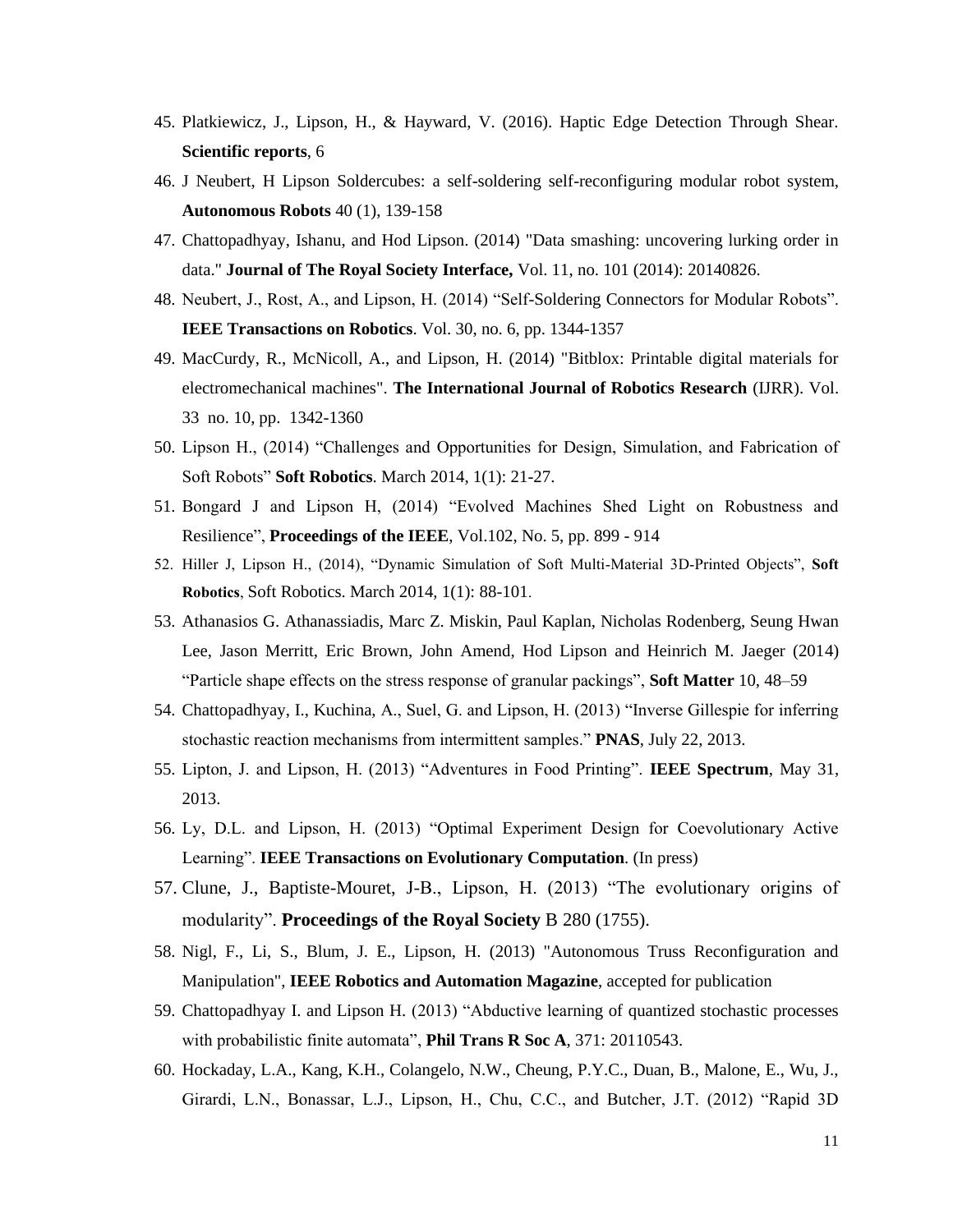45. Platkiewicz, J., Lipson, H., & Hayward, V. (2016). Haptic Edge Detection Through Shear. **Scientific reports**, 6
46. J Neubert, H Lipson Soldercubes: a self-soldering self-reconfiguring modular robot system, **Autonomous Robots** 40 (1), 139-158
47. Chattopadhyay, Ishanu, and Hod Lipson. (2014) "Data smashing: uncovering lurking order in data." **Journal of The Royal Society Interface,** Vol. 11, no. 101 (2014): 20140826.
48. Neubert, J., Rost, A., and Lipson, H. (2014) "Self-Soldering Connectors for Modular Robots". **IEEE Transactions on Robotics**. Vol. 30, no. 6, pp. 1344-1357
49. MacCurdy, R., McNicoll, A., and Lipson, H. (2014) "Bitblox: Printable digital materials for electromechanical machines". **The International Journal of Robotics Research** (IJRR). Vol. 33 no. 10, pp. 1342-1360
50. Lipson H., (2014) "Challenges and Opportunities for Design, Simulation, and Fabrication of Soft Robots" **Soft Robotics**. March 2014, 1(1): 21-27.
51. Bongard J and Lipson H, (2014) "Evolved Machines Shed Light on Robustness and Resilience", **Proceedings of the IEEE**, Vol.102, No. 5, pp. 899 - 914
52. Hiller J, Lipson H., (2014), "Dynamic Simulation of Soft Multi-Material 3D-Printed Objects", **Soft Robotics**, Soft Robotics. March 2014, 1(1): 88-101.
53. Athanasios G. Athanassiadis, Marc Z. Miskin, Paul Kaplan, Nicholas Rodenberg, Seung Hwan Lee, Jason Merritt, Eric Brown, John Amend, Hod Lipson and Heinrich M. Jaeger (2014) "Particle shape effects on the stress response of granular packings", **Soft Matter** 10, 48–59
54. Chattopadhyay, I., Kuchina, A., Suel, G. and Lipson, H. (2013) "Inverse Gillespie for inferring stochastic reaction mechanisms from intermittent samples." **PNAS**, July 22, 2013.
55. Lipton, J. and Lipson, H. (2013) "Adventures in Food Printing". **IEEE Spectrum**, May 31, 2013.
56. Ly, D.L. and Lipson, H. (2013) "Optimal Experiment Design for Coevolutionary Active Learning". **IEEE Transactions on Evolutionary Computation**. (In press)
57. Clune, J., Baptiste-Mouret, J-B., Lipson, H. (2013) "The evolutionary origins of modularity". **Proceedings of the Royal Society** B 280 (1755).
58. Nigl, F., Li, S., Blum, J. E., Lipson, H. (2013) "Autonomous Truss Reconfiguration and Manipulation", **IEEE Robotics and Automation Magazine**, accepted for publication
59. Chattopadhyay I. and Lipson H. (2013) "Abductive learning of quantized stochastic processes with probabilistic finite automata", **Phil Trans R Soc A**, 371: 20110543.
60. Hockaday, L.A., Kang, K.H., Colangelo, N.W., Cheung, P.Y.C., Duan, B., Malone, E., Wu, J., Girardi, L.N., Bonassar, L.J., Lipson, H., Chu, C.C., and Butcher, J.T. (2012) "Rapid 3D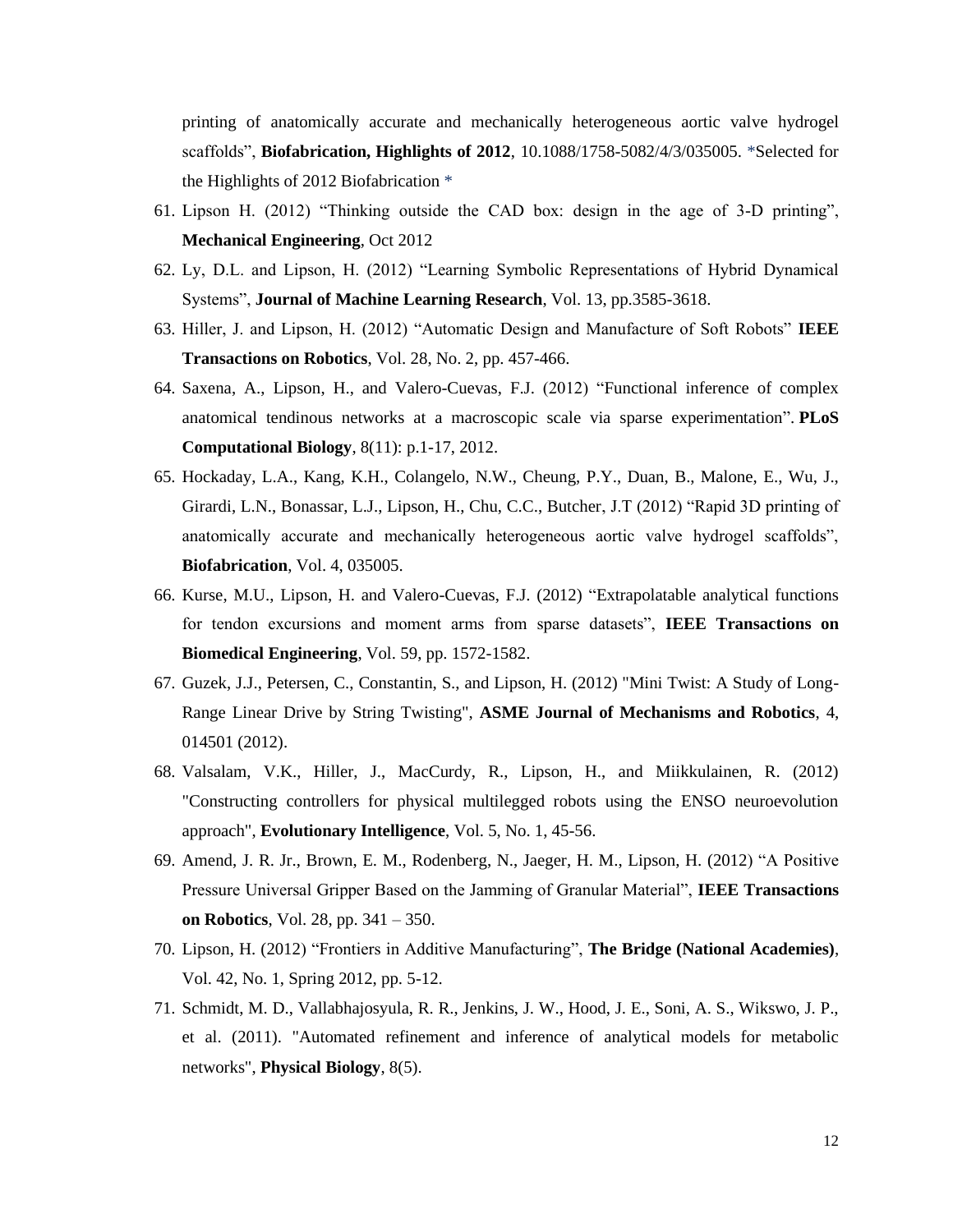printing of anatomically accurate and mechanically heterogeneous aortic valve hydrogel scaffolds", **Biofabrication, Highlights of 2012**, 10.1088/1758-5082/4/3/035005. *Selected for the Highlights of 2012 Biofabrication *

61. Lipson H. (2012) "Thinking outside the CAD box: design in the age of 3-D printing", **Mechanical Engineering**, Oct 2012
62. Ly, D.L. and Lipson, H. (2012) "Learning Symbolic Representations of Hybrid Dynamical Systems", **Journal of Machine Learning Research**, Vol. 13, pp.3585-3618.
63. Hiller, J. and Lipson, H. (2012) "Automatic Design and Manufacture of Soft Robots" **IEEE Transactions on Robotics**, Vol. 28, No. 2, pp. 457-466.
64. Saxena, A., Lipson, H., and Valero-Cuevas, F.J. (2012) "Functional inference of complex anatomical tendinous networks at a macroscopic scale via sparse experimentation". **PLoS Computational Biology**, 8(11): p.1-17, 2012.
65. Hockaday, L.A., Kang, K.H., Colangelo, N.W., Cheung, P.Y., Duan, B., Malone, E., Wu, J., Girardi, L.N., Bonassar, L.J., Lipson, H., Chu, C.C., Butcher, J.T (2012) "Rapid 3D printing of anatomically accurate and mechanically heterogeneous aortic valve hydrogel scaffolds", **Biofabrication**, Vol. 4, 035005.
66. Kurse, M.U., Lipson, H. and Valero-Cuevas, F.J. (2012) "Extrapolatable analytical functions for tendon excursions and moment arms from sparse datasets", **IEEE Transactions on Biomedical Engineering**, Vol. 59, pp. 1572-1582.
67. Guzek, J.J., Petersen, C., Constantin, S., and Lipson, H. (2012) "Mini Twist: A Study of Long-Range Linear Drive by String Twisting", **ASME Journal of Mechanisms and Robotics**, 4, 014501 (2012).
68. Valsalam, V.K., Hiller, J., MacCurdy, R., Lipson, H., and Miikkulainen, R. (2012) "Constructing controllers for physical multilegged robots using the ENSO neuroevolution approach", **Evolutionary Intelligence**, Vol. 5, No. 1, 45-56.
69. Amend, J. R. Jr., Brown, E. M., Rodenberg, N., Jaeger, H. M., Lipson, H. (2012) "A Positive Pressure Universal Gripper Based on the Jamming of Granular Material", **IEEE Transactions on Robotics**, Vol. 28, pp. 341 – 350.
70. Lipson, H. (2012) "Frontiers in Additive Manufacturing", **The Bridge (National Academies)**, Vol. 42, No. 1, Spring 2012, pp. 5-12.
71. Schmidt, M. D., Vallabhajosyula, R. R., Jenkins, J. W., Hood, J. E., Soni, A. S., Wikswo, J. P., et al. (2011). "Automated refinement and inference of analytical models for metabolic networks", **Physical Biology**, 8(5).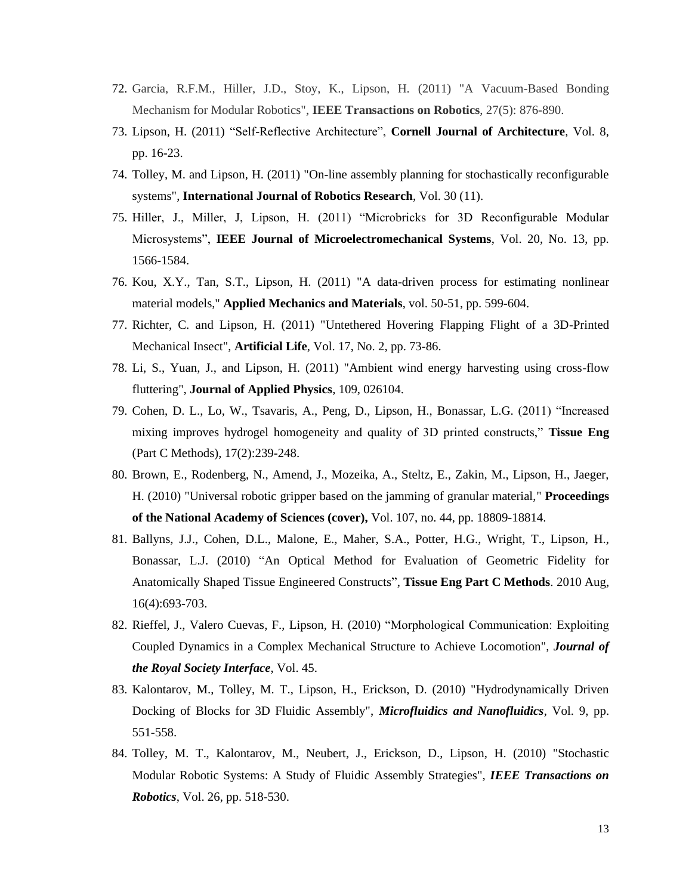72. Garcia, R.F.M., Hiller, J.D., Stoy, K., Lipson, H. (2011) "A Vacuum-Based Bonding Mechanism for Modular Robotics", **IEEE Transactions on Robotics**, 27(5): 876-890.
73. Lipson, H. (2011) "Self-Reflective Architecture", **Cornell Journal of Architecture**, Vol. 8, pp. 16-23.
74. Tolley, M. and Lipson, H. (2011) "On-line assembly planning for stochastically reconfigurable systems", **International Journal of Robotics Research**, Vol. 30 (11).
75. Hiller, J., Miller, J, Lipson, H. (2011) "Microbricks for 3D Reconfigurable Modular Microsystems", **IEEE Journal of Microelectromechanical Systems**, Vol. 20, No. 13, pp. 1566-1584.
76. Kou, X.Y., Tan, S.T., Lipson, H. (2011) "A data-driven process for estimating nonlinear material models," **Applied Mechanics and Materials**, vol. 50-51, pp. 599-604.
77. Richter, C. and Lipson, H. (2011) "Untethered Hovering Flapping Flight of a 3D-Printed Mechanical Insect", **Artificial Life**, Vol. 17, No. 2, pp. 73-86.
78. Li, S., Yuan, J., and Lipson, H. (2011) "Ambient wind energy harvesting using cross-flow fluttering", **Journal of Applied Physics**, 109, 026104.
79. Cohen, D. L., Lo, W., Tsavaris, A., Peng, D., Lipson, H., Bonassar, L.G. (2011) "Increased mixing improves hydrogel homogeneity and quality of 3D printed constructs," **Tissue Eng** (Part C Methods), 17(2):239-248.
80. Brown, E., Rodenberg, N., Amend, J., Mozeika, A., Steltz, E., Zakin, M., Lipson, H., Jaeger, H. (2010) "Universal robotic gripper based on the jamming of granular material," **Proceedings of the National Academy of Sciences (cover),** Vol. 107, no. 44, pp. 18809-18814.
81. Ballyns, J.J., Cohen, D.L., Malone, E., Maher, S.A., Potter, H.G., Wright, T., Lipson, H., Bonassar, L.J. (2010) "An Optical Method for Evaluation of Geometric Fidelity for Anatomically Shaped Tissue Engineered Constructs", **Tissue Eng Part C Methods**. 2010 Aug, 16(4):693-703.
82. Rieffel, J., Valero Cuevas, F., Lipson, H. (2010) "Morphological Communication: Exploiting Coupled Dynamics in a Complex Mechanical Structure to Achieve Locomotion", ***Journal of the Royal Society Interface***, Vol. 45.
83. Kalontarov, M., Tolley, M. T., Lipson, H., Erickson, D. (2010) "Hydrodynamically Driven Docking of Blocks for 3D Fluidic Assembly", ***Microfluidics and Nanofluidics***, Vol. 9, pp. 551-558.
84. Tolley, M. T., Kalontarov, M., Neubert, J., Erickson, D., Lipson, H. (2010) "Stochastic Modular Robotic Systems: A Study of Fluidic Assembly Strategies", ***IEEE Transactions on Robotics***, Vol. 26, pp. 518-530.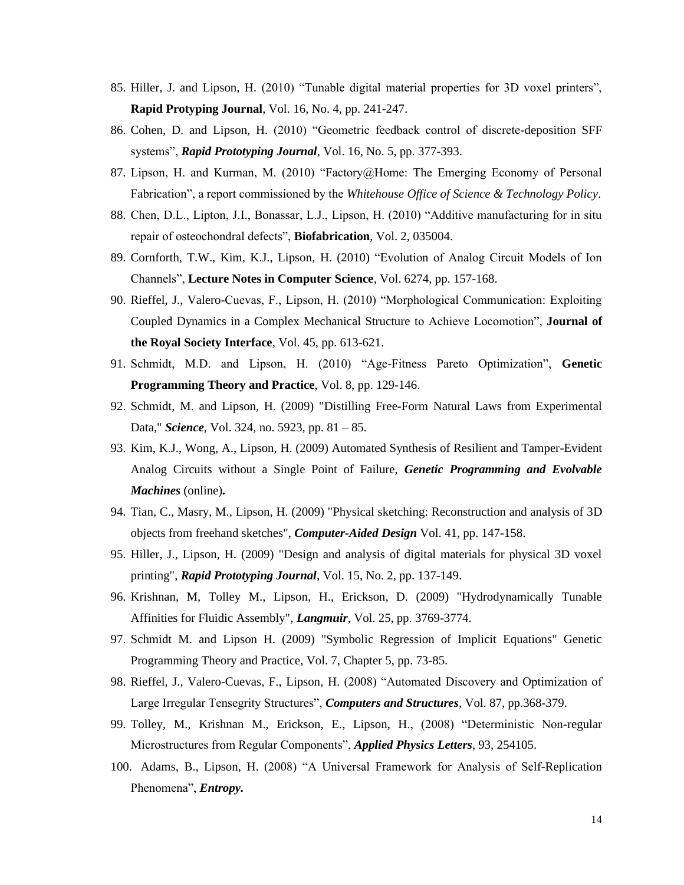85. Hiller, J. and Lipson, H. (2010) “Tunable digital material properties for 3D voxel printers”, **Rapid Protyping Journal**, Vol. 16, No. 4, pp. 241-247.
86. Cohen, D. and Lipson, H. (2010) “Geometric feedback control of discrete-deposition SFF systems”, ***Rapid Prototyping Journal***, Vol. 16, No. 5, pp. 377-393.
87. Lipson, H. and Kurman, M. (2010) “Factory@Home: The Emerging Economy of Personal Fabrication”, a report commissioned by the *Whitehouse Office of Science & Technology Policy*.
88. Chen, D.L., Lipton, J.I., Bonassar, L.J., Lipson, H. (2010) “Additive manufacturing for in situ repair of osteochondral defects”, **Biofabrication**, Vol. 2, 035004.
89. Cornforth, T.W., Kim, K.J., Lipson, H. (2010) “Evolution of Analog Circuit Models of Ion Channels”, **Lecture Notes in Computer Science**, Vol. 6274, pp. 157-168.
90. Rieffel, J., Valero-Cuevas, F., Lipson, H. (2010) “Morphological Communication: Exploiting Coupled Dynamics in a Complex Mechanical Structure to Achieve Locomotion”, **Journal of the Royal Society Interface**, Vol. 45, pp. 613-621.
91. Schmidt, M.D. and Lipson, H. (2010) “Age-Fitness Pareto Optimization”, **Genetic Programming Theory and Practice**, Vol. 8, pp. 129-146.
92. Schmidt, M. and Lipson, H. (2009) "Distilling Free-Form Natural Laws from Experimental Data," ***Science***, Vol. 324, no. 5923, pp. 81 – 85.
93. Kim, K.J., Wong, A., Lipson, H. (2009) Automated Synthesis of Resilient and Tamper-Evident Analog Circuits without a Single Point of Failure, ***Genetic Programming and Evolvable Machines*** (online)**.**
94. Tian, C., Masry, M., Lipson, H. (2009) "Physical sketching: Reconstruction and analysis of 3D objects from freehand sketches", ***Computer-Aided Design*** Vol. 41, pp. 147-158.
95. Hiller, J., Lipson, H. (2009) "Design and analysis of digital materials for physical 3D voxel printing", ***Rapid Prototyping Journal***, Vol. 15, No. 2, pp. 137-149.
96. Krishnan, M, Tolley M., Lipson, H., Erickson, D. (2009) "Hydrodynamically Tunable Affinities for Fluidic Assembly", ***Langmuir***, Vol. 25, pp. 3769-3774.
97. Schmidt M. and Lipson H. (2009) "Symbolic Regression of Implicit Equations" Genetic Programming Theory and Practice, Vol. 7, Chapter 5, pp. 73-85.
98. Rieffel, J., Valero-Cuevas, F., Lipson, H. (2008) “Automated Discovery and Optimization of Large Irregular Tensegrity Structures”, ***Computers and Structures***, Vol. 87, pp.368-379.
99. Tolley, M., Krishnan M., Erickson, E., Lipson, H., (2008) “Deterministic Non-regular Microstructures from Regular Components”, ***Applied Physics Letters***, 93, 254105.
100. Adams, B., Lipson, H. (2008) “A Universal Framework for Analysis of Self-Replication Phenomena”, ***Entropy.***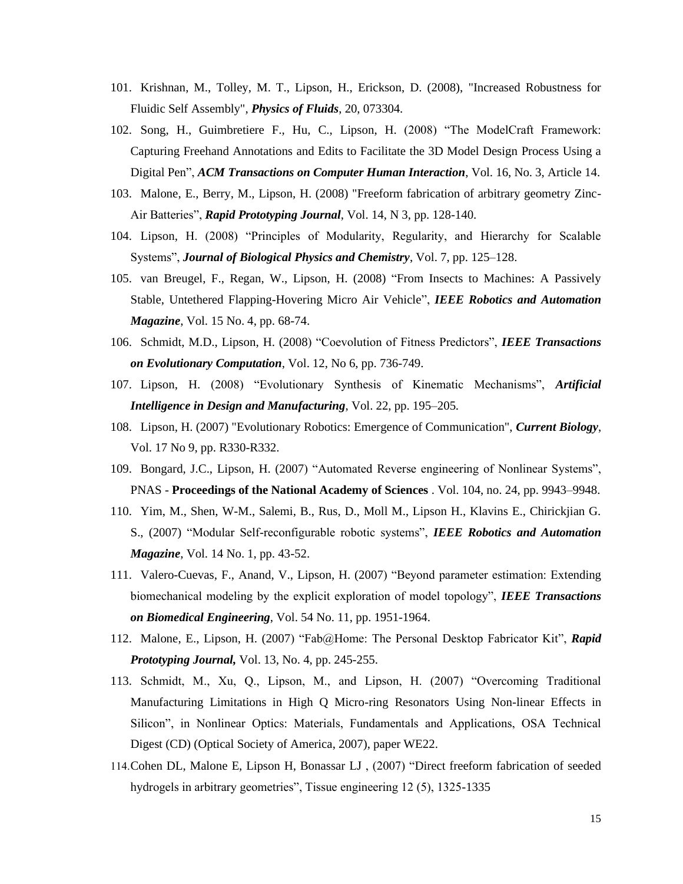101. Krishnan, M., Tolley, M. T., Lipson, H., Erickson, D. (2008), "Increased Robustness for Fluidic Self Assembly", ***Physics of Fluids***, 20, 073304.

102. Song, H., Guimbretiere F., Hu, C., Lipson, H. (2008) "The ModelCraft Framework: Capturing Freehand Annotations and Edits to Facilitate the 3D Model Design Process Using a Digital Pen", ***ACM Transactions on Computer Human Interaction***, Vol. 16, No. 3, Article 14.

103. Malone, E., Berry, M., Lipson, H. (2008) "Freeform fabrication of arbitrary geometry Zinc-Air Batteries", ***Rapid Prototyping Journal***, Vol. 14, N 3, pp. 128-140.

104. Lipson, H. (2008) "Principles of Modularity, Regularity, and Hierarchy for Scalable Systems", ***Journal of Biological Physics and Chemistry***, Vol. 7, pp. 125–128.

105. van Breugel, F., Regan, W., Lipson, H. (2008) "From Insects to Machines: A Passively Stable, Untethered Flapping-Hovering Micro Air Vehicle", ***IEEE Robotics and Automation Magazine***, Vol. 15 No. 4, pp. 68-74.

106. Schmidt, M.D., Lipson, H. (2008) "Coevolution of Fitness Predictors", ***IEEE Transactions on Evolutionary Computation***, Vol. 12, No 6, pp. 736-749.

107. Lipson, H. (2008) "Evolutionary Synthesis of Kinematic Mechanisms", ***Artificial Intelligence in Design and Manufacturing***, Vol. 22, pp. 195–205.

108. Lipson, H. (2007) "Evolutionary Robotics: Emergence of Communication", ***Current Biology***, Vol. 17 No 9, pp. R330-R332.

109. Bongard, J.C., Lipson, H. (2007) "Automated Reverse engineering of Nonlinear Systems", PNAS - **Proceedings of the National Academy of Sciences** . Vol. 104, no. 24, pp. 9943–9948.

110. Yim, M., Shen, W-M., Salemi, B., Rus, D., Moll M., Lipson H., Klavins E., Chirickjian G. S., (2007) "Modular Self-reconfigurable robotic systems", ***IEEE Robotics and Automation Magazine***, Vol. 14 No. 1, pp. 43-52.

111. Valero-Cuevas, F., Anand, V., Lipson, H. (2007) "Beyond parameter estimation: Extending biomechanical modeling by the explicit exploration of model topology", ***IEEE Transactions on Biomedical Engineering***, Vol. 54 No. 11, pp. 1951-1964.

112. Malone, E., Lipson, H. (2007) "Fab@Home: The Personal Desktop Fabricator Kit", ***Rapid Prototyping Journal,*** Vol. 13, No. 4, pp. 245-255.

113. Schmidt, M., Xu, Q., Lipson, M., and Lipson, H. (2007) "Overcoming Traditional Manufacturing Limitations in High Q Micro-ring Resonators Using Non-linear Effects in Silicon", in Nonlinear Optics: Materials, Fundamentals and Applications, OSA Technical Digest (CD) (Optical Society of America, 2007), paper WE22.

114. Cohen DL, Malone E, Lipson H, Bonassar LJ , (2007) "Direct freeform fabrication of seeded hydrogels in arbitrary geometries", Tissue engineering 12 (5), 1325-1335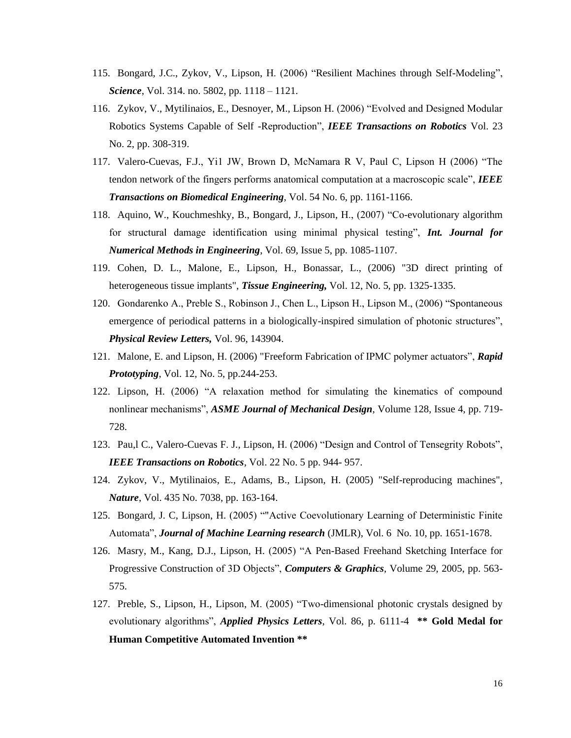115. Bongard, J.C., Zykov, V., Lipson, H. (2006) “Resilient Machines through Self-Modeling”, ***Science***, Vol. 314. no. 5802, pp. 1118 – 1121.
116. Zykov, V., Mytilinaios, E., Desnoyer, M., Lipson H. (2006) “Evolved and Designed Modular Robotics Systems Capable of Self -Reproduction”, ***IEEE Transactions on Robotics*** Vol. 23 No. 2, pp. 308-319.
117. Valero-Cuevas, F.J., Yi1 JW, Brown D, McNamara R V, Paul C, Lipson H (2006) “The tendon network of the fingers performs anatomical computation at a macroscopic scale”, ***IEEE Transactions on Biomedical Engineering***, Vol. 54 No. 6, pp. 1161-1166.
118. Aquino, W., Kouchmeshky, B., Bongard, J., Lipson, H., (2007) “Co-evolutionary algorithm for structural damage identification using minimal physical testing”, ***Int. Journal for Numerical Methods in Engineering***, Vol. 69, Issue 5, pp. 1085-1107.
119. Cohen, D. L., Malone, E., Lipson, H., Bonassar, L., (2006) "3D direct printing of heterogeneous tissue implants", ***Tissue Engineering,*** Vol. 12, No. 5, pp. 1325-1335.
120. Gondarenko A., Preble S., Robinson J., Chen L., Lipson H., Lipson M., (2006) “Spontaneous emergence of periodical patterns in a biologically-inspired simulation of photonic structures”, ***Physical Review Letters,*** Vol. 96, 143904.
121. Malone, E. and Lipson, H. (2006) "Freeform Fabrication of IPMC polymer actuators”, ***Rapid Prototyping***, Vol. 12, No. 5, pp.244-253.
122. Lipson, H. (2006) “A relaxation method for simulating the kinematics of compound nonlinear mechanisms”, ***ASME Journal of Mechanical Design***, Volume 128, Issue 4, pp. 719-728.
123. Pau,l C., Valero-Cuevas F. J., Lipson, H. (2006) “Design and Control of Tensegrity Robots”, ***IEEE Transactions on Robotics***, Vol. 22 No. 5 pp. 944- 957.
124. Zykov, V., Mytilinaios, E., Adams, B., Lipson, H. (2005) "Self-reproducing machines", ***Nature***, Vol. 435 No. 7038, pp. 163-164.
125. Bongard, J. C, Lipson, H. (2005) “"Active Coevolutionary Learning of Deterministic Finite Automata”, ***Journal of Machine Learning research*** (JMLR), Vol. 6 No. 10, pp. 1651-1678.
126. Masry, M., Kang, D.J., Lipson, H. (2005) “A Pen-Based Freehand Sketching Interface for Progressive Construction of 3D Objects”, ***Computers & Graphics***, Volume 29, 2005, pp. 563-575.
127. Preble, S., Lipson, H., Lipson, M. (2005) “Two-dimensional photonic crystals designed by evolutionary algorithms”, ***Applied Physics Letters***, Vol. 86, p. 6111-4 **** Gold Medal for Human Competitive Automated Invention ****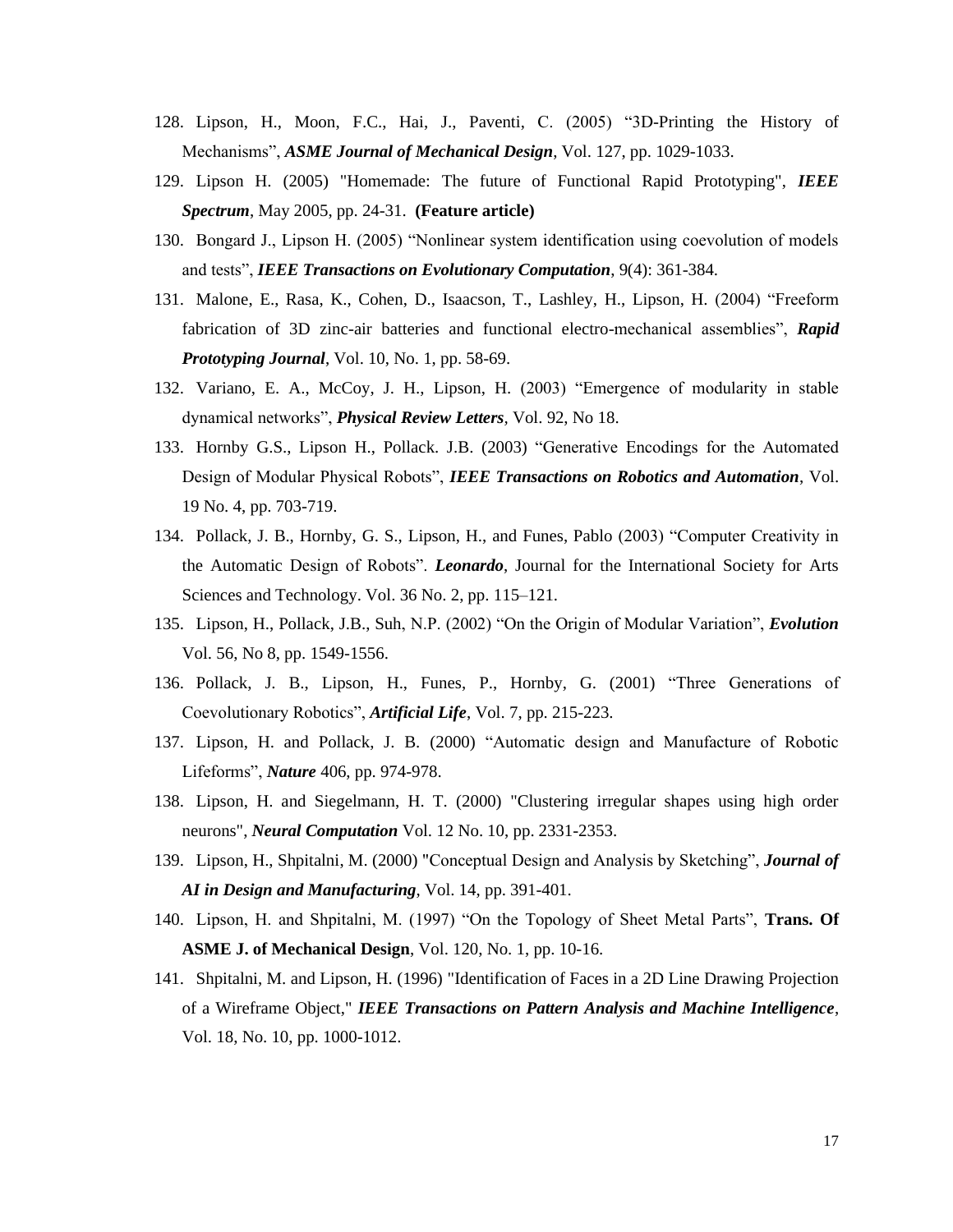128. Lipson, H., Moon, F.C., Hai, J., Paventi, C. (2005) "3D-Printing the History of Mechanisms", ***ASME Journal of Mechanical Design***, Vol. 127, pp. 1029-1033.
129. Lipson H. (2005) "Homemade: The future of Functional Rapid Prototyping", ***IEEE Spectrum***, May 2005, pp. 24-31. **(Feature article)**
130. Bongard J., Lipson H. (2005) "Nonlinear system identification using coevolution of models and tests", ***IEEE Transactions on Evolutionary Computation***, 9(4): 361-384.
131. Malone, E., Rasa, K., Cohen, D., Isaacson, T., Lashley, H., Lipson, H. (2004) "Freeform fabrication of 3D zinc-air batteries and functional electro-mechanical assemblies", ***Rapid Prototyping Journal***, Vol. 10, No. 1, pp. 58-69.
132. Variano, E. A., McCoy, J. H., Lipson, H. (2003) "Emergence of modularity in stable dynamical networks", ***Physical Review Letters***, Vol. 92, No 18.
133. Hornby G.S., Lipson H., Pollack. J.B. (2003) "Generative Encodings for the Automated Design of Modular Physical Robots", ***IEEE Transactions on Robotics and Automation***, Vol. 19 No. 4, pp. 703-719.
134. Pollack, J. B., Hornby, G. S., Lipson, H., and Funes, Pablo (2003) "Computer Creativity in the Automatic Design of Robots". ***Leonardo***, Journal for the International Society for Arts Sciences and Technology. Vol. 36 No. 2, pp. 115–121.
135. Lipson, H., Pollack, J.B., Suh, N.P. (2002) "On the Origin of Modular Variation", ***Evolution*** Vol. 56, No 8, pp. 1549-1556.
136. Pollack, J. B., Lipson, H., Funes, P., Hornby, G. (2001) "Three Generations of Coevolutionary Robotics", ***Artificial Life***, Vol. 7, pp. 215-223.
137. Lipson, H. and Pollack, J. B. (2000) "Automatic design and Manufacture of Robotic Lifeforms", ***Nature*** 406, pp. 974-978.
138. Lipson, H. and Siegelmann, H. T. (2000) "Clustering irregular shapes using high order neurons", ***Neural Computation*** Vol. 12 No. 10, pp. 2331-2353.
139. Lipson, H., Shpitalni, M. (2000) "Conceptual Design and Analysis by Sketching", ***Journal of AI in Design and Manufacturing***, Vol. 14, pp. 391-401.
140. Lipson, H. and Shpitalni, M. (1997) "On the Topology of Sheet Metal Parts", **Trans. Of ASME J. of Mechanical Design**, Vol. 120, No. 1, pp. 10-16.
141. Shpitalni, M. and Lipson, H. (1996) "Identification of Faces in a 2D Line Drawing Projection of a Wireframe Object," ***IEEE Transactions on Pattern Analysis and Machine Intelligence***, Vol. 18, No. 10, pp. 1000-1012.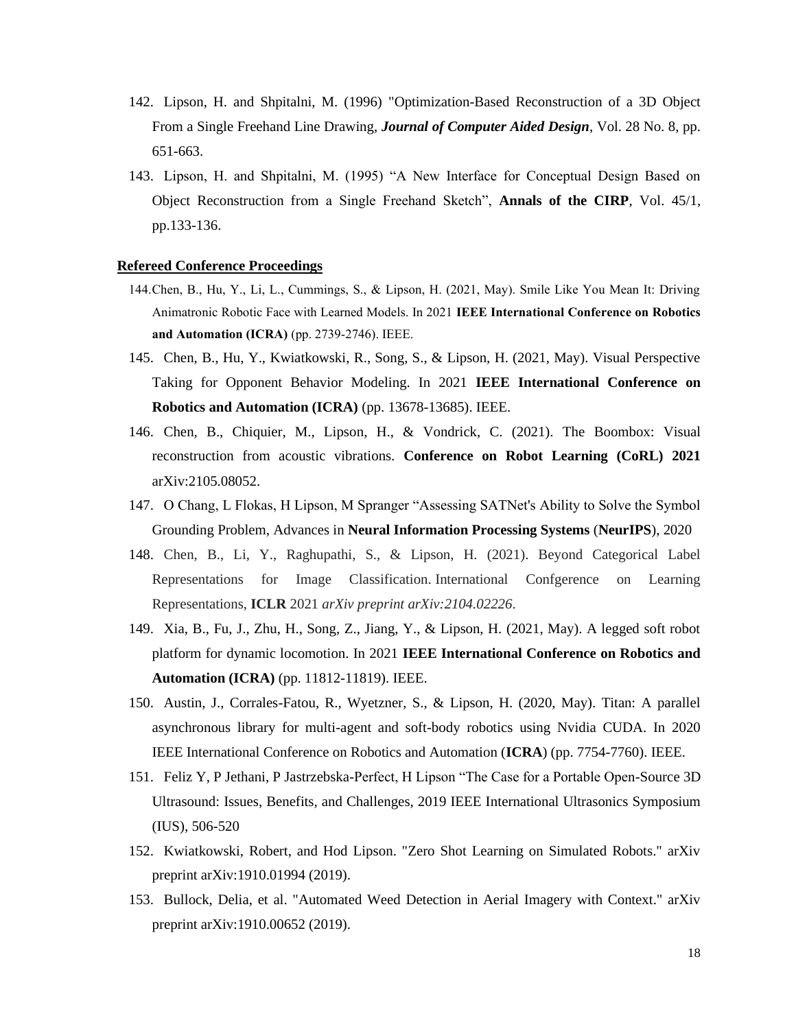142. Lipson, H. and Shpitalni, M. (1996) "Optimization-Based Reconstruction of a 3D Object From a Single Freehand Line Drawing, ***Journal of Computer Aided Design***, Vol. 28 No. 8, pp. 651-663.

143. Lipson, H. and Shpitalni, M. (1995) "A New Interface for Conceptual Design Based on Object Reconstruction from a Single Freehand Sketch", **Annals of the CIRP**, Vol. 45/1, pp.133-136.

**Refereed Conference Proceedings**

144. Chen, B., Hu, Y., Li, L., Cummings, S., & Lipson, H. (2021, May). Smile Like You Mean It: Driving Animatronic Robotic Face with Learned Models. In 2021 **IEEE International Conference on Robotics and Automation (ICRA)** (pp. 2739-2746). IEEE.

145. Chen, B., Hu, Y., Kwiatkowski, R., Song, S., & Lipson, H. (2021, May). Visual Perspective Taking for Opponent Behavior Modeling. In 2021 **IEEE International Conference on Robotics and Automation (ICRA)** (pp. 13678-13685). IEEE.

146. Chen, B., Chiquier, M., Lipson, H., & Vondrick, C. (2021). The Boombox: Visual reconstruction from acoustic vibrations. **Conference on Robot Learning (CoRL) 2021** arXiv:2105.08052.

147. O Chang, L Flokas, H Lipson, M Spranger "Assessing SATNet's Ability to Solve the Symbol Grounding Problem, Advances in **Neural Information Processing Systems** (**NeurIPS**), 2020

148. Chen, B., Li, Y., Raghupathi, S., & Lipson, H. (2021). Beyond Categorical Label Representations for Image Classification. International Confgerence on Learning Representations, **ICLR** 2021 *arXiv preprint arXiv:2104.02226*.

149. Xia, B., Fu, J., Zhu, H., Song, Z., Jiang, Y., & Lipson, H. (2021, May). A legged soft robot platform for dynamic locomotion. In 2021 **IEEE International Conference on Robotics and Automation (ICRA)** (pp. 11812-11819). IEEE.

150. Austin, J., Corrales-Fatou, R., Wyetzner, S., & Lipson, H. (2020, May). Titan: A parallel asynchronous library for multi-agent and soft-body robotics using Nvidia CUDA. In 2020 IEEE International Conference on Robotics and Automation (**ICRA**) (pp. 7754-7760). IEEE.

151. Feliz Y, P Jethani, P Jastrzebska-Perfect, H Lipson "The Case for a Portable Open-Source 3D Ultrasound: Issues, Benefits, and Challenges, 2019 IEEE International Ultrasonics Symposium (IUS), 506-520

152. Kwiatkowski, Robert, and Hod Lipson. "Zero Shot Learning on Simulated Robots." arXiv preprint arXiv:1910.01994 (2019).

153. Bullock, Delia, et al. "Automated Weed Detection in Aerial Imagery with Context." arXiv preprint arXiv:1910.00652 (2019).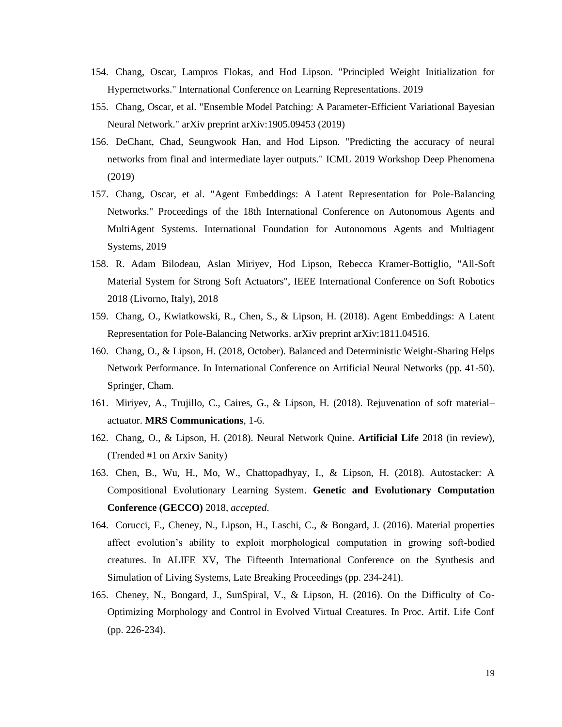154. Chang, Oscar, Lampros Flokas, and Hod Lipson. "Principled Weight Initialization for Hypernetworks." International Conference on Learning Representations. 2019
155. Chang, Oscar, et al. "Ensemble Model Patching: A Parameter-Efficient Variational Bayesian Neural Network." arXiv preprint arXiv:1905.09453 (2019)
156. DeChant, Chad, Seungwook Han, and Hod Lipson. "Predicting the accuracy of neural networks from final and intermediate layer outputs." ICML 2019 Workshop Deep Phenomena (2019)
157. Chang, Oscar, et al. "Agent Embeddings: A Latent Representation for Pole-Balancing Networks." Proceedings of the 18th International Conference on Autonomous Agents and MultiAgent Systems. International Foundation for Autonomous Agents and Multiagent Systems, 2019
158. R. Adam Bilodeau, Aslan Miriyev, Hod Lipson, Rebecca Kramer-Bottiglio, "All-Soft Material System for Strong Soft Actuators", IEEE International Conference on Soft Robotics 2018 (Livorno, Italy), 2018
159. Chang, O., Kwiatkowski, R., Chen, S., & Lipson, H. (2018). Agent Embeddings: A Latent Representation for Pole-Balancing Networks. arXiv preprint arXiv:1811.04516.
160. Chang, O., & Lipson, H. (2018, October). Balanced and Deterministic Weight-Sharing Helps Network Performance. In International Conference on Artificial Neural Networks (pp. 41-50). Springer, Cham.
161. Miriyev, A., Trujillo, C., Caires, G., & Lipson, H. (2018). Rejuvenation of soft material–actuator. **MRS Communications**, 1-6.
162. Chang, O., & Lipson, H. (2018). Neural Network Quine. **Artificial Life** 2018 (in review), (Trended #1 on Arxiv Sanity)
163. Chen, B., Wu, H., Mo, W., Chattopadhyay, I., & Lipson, H. (2018). Autostacker: A Compositional Evolutionary Learning System. **Genetic and Evolutionary Computation Conference (GECCO)** 2018, *accepted*.
164. Corucci, F., Cheney, N., Lipson, H., Laschi, C., & Bongard, J. (2016). Material properties affect evolution's ability to exploit morphological computation in growing soft-bodied creatures. In ALIFE XV, The Fifteenth International Conference on the Synthesis and Simulation of Living Systems, Late Breaking Proceedings (pp. 234-241).
165. Cheney, N., Bongard, J., SunSpiral, V., & Lipson, H. (2016). On the Difficulty of Co-Optimizing Morphology and Control in Evolved Virtual Creatures. In Proc. Artif. Life Conf (pp. 226-234).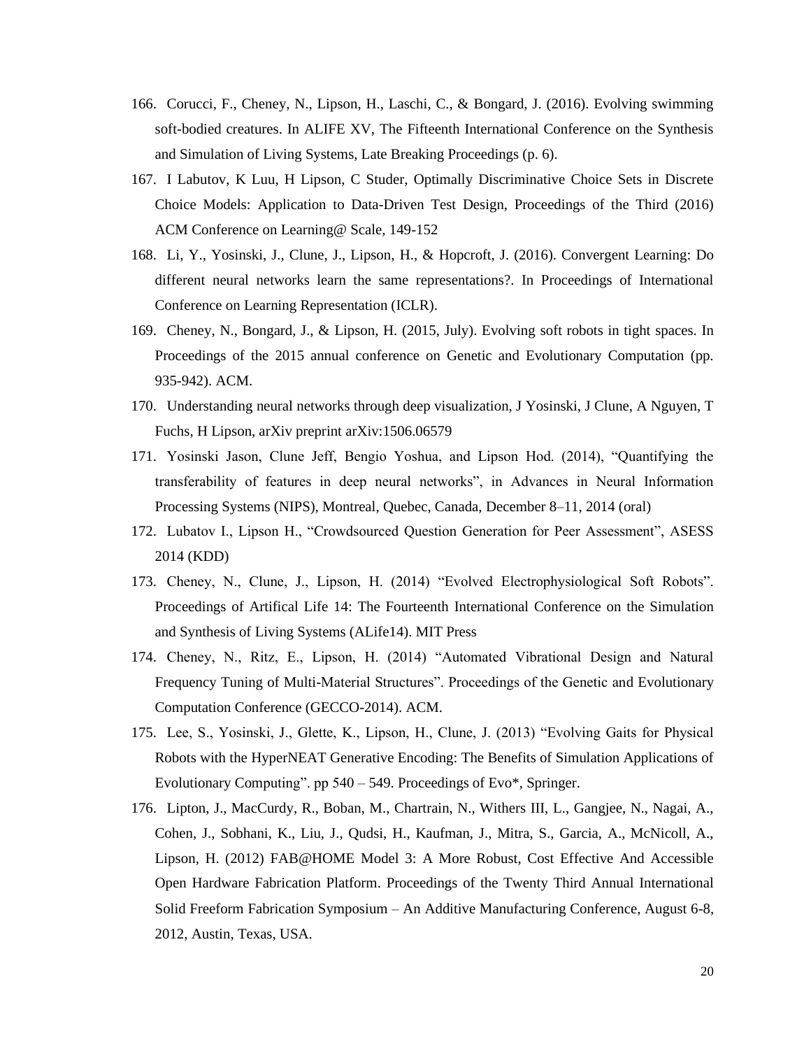166. Corucci, F., Cheney, N., Lipson, H., Laschi, C., & Bongard, J. (2016). Evolving swimming soft-bodied creatures. In ALIFE XV, The Fifteenth International Conference on the Synthesis and Simulation of Living Systems, Late Breaking Proceedings (p. 6).
167. I Labutov, K Luu, H Lipson, C Studer, Optimally Discriminative Choice Sets in Discrete Choice Models: Application to Data-Driven Test Design, Proceedings of the Third (2016) ACM Conference on Learning@ Scale, 149-152
168. Li, Y., Yosinski, J., Clune, J., Lipson, H., & Hopcroft, J. (2016). Convergent Learning: Do different neural networks learn the same representations?. In Proceedings of International Conference on Learning Representation (ICLR).
169. Cheney, N., Bongard, J., & Lipson, H. (2015, July). Evolving soft robots in tight spaces. In Proceedings of the 2015 annual conference on Genetic and Evolutionary Computation (pp. 935-942). ACM.
170. Understanding neural networks through deep visualization, J Yosinski, J Clune, A Nguyen, T Fuchs, H Lipson, arXiv preprint arXiv:1506.06579
171. Yosinski Jason, Clune Jeff, Bengio Yoshua, and Lipson Hod. (2014), “Quantifying the transferability of features in deep neural networks”, in Advances in Neural Information Processing Systems (NIPS), Montreal, Quebec, Canada, December 8–11, 2014 (oral)
172. Lubatov I., Lipson H., “Crowdsourced Question Generation for Peer Assessment”, ASESS 2014 (KDD)
173. Cheney, N., Clune, J., Lipson, H. (2014) “Evolved Electrophysiological Soft Robots”. Proceedings of Artifical Life 14: The Fourteenth International Conference on the Simulation and Synthesis of Living Systems (ALife14). MIT Press
174. Cheney, N., Ritz, E., Lipson, H. (2014) “Automated Vibrational Design and Natural Frequency Tuning of Multi-Material Structures”. Proceedings of the Genetic and Evolutionary Computation Conference (GECCO-2014). ACM.
175. Lee, S., Yosinski, J., Glette, K., Lipson, H., Clune, J. (2013) “Evolving Gaits for Physical Robots with the HyperNEAT Generative Encoding: The Benefits of Simulation Applications of Evolutionary Computing”. pp 540 – 549. Proceedings of Evo*, Springer.
176. Lipton, J., MacCurdy, R., Boban, M., Chartrain, N., Withers III, L., Gangjee, N., Nagai, A., Cohen, J., Sobhani, K., Liu, J., Qudsi, H., Kaufman, J., Mitra, S., Garcia, A., McNicoll, A., Lipson, H. (2012) FAB@HOME Model 3: A More Robust, Cost Effective And Accessible Open Hardware Fabrication Platform. Proceedings of the Twenty Third Annual International Solid Freeform Fabrication Symposium – An Additive Manufacturing Conference, August 6-8, 2012, Austin, Texas, USA.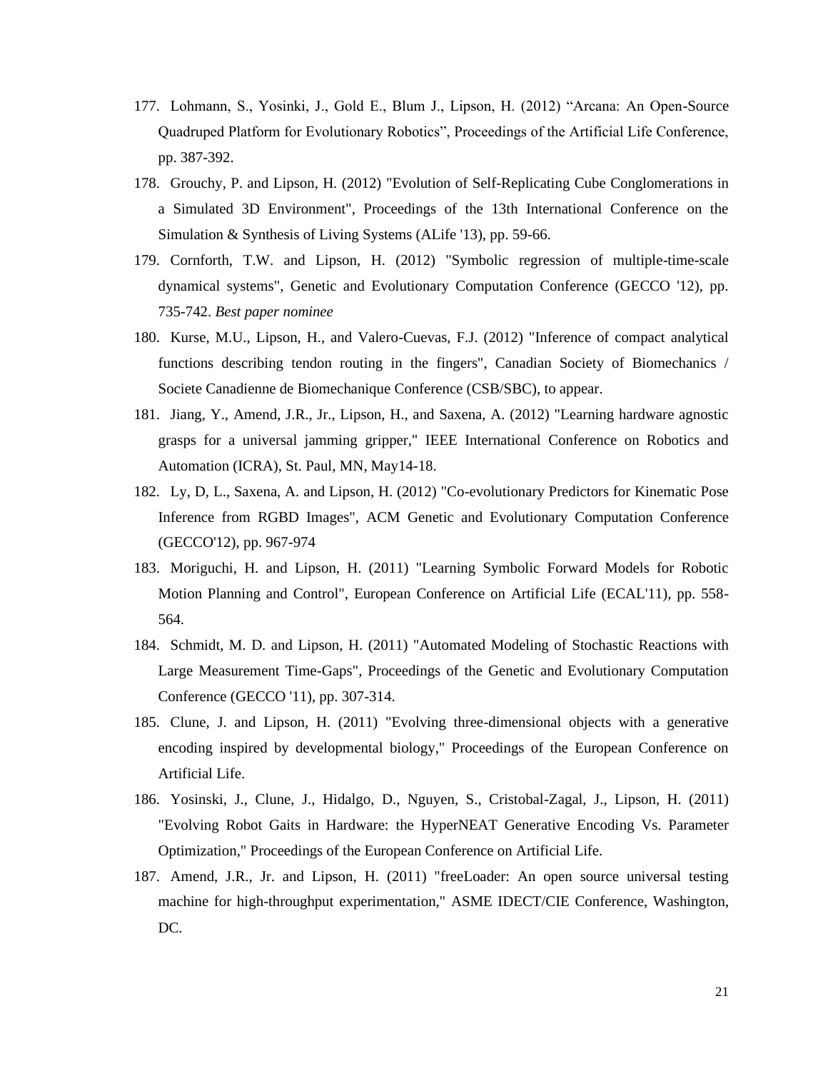177. Lohmann, S., Yosinki, J., Gold E., Blum J., Lipson, H. (2012) “Arcana: An Open-Source Quadruped Platform for Evolutionary Robotics”, Proceedings of the Artificial Life Conference, pp. 387-392.
178. Grouchy, P. and Lipson, H. (2012) "Evolution of Self-Replicating Cube Conglomerations in a Simulated 3D Environment", Proceedings of the 13th International Conference on the Simulation & Synthesis of Living Systems (ALife '13), pp. 59-66.
179. Cornforth, T.W. and Lipson, H. (2012) "Symbolic regression of multiple-time-scale dynamical systems", Genetic and Evolutionary Computation Conference (GECCO '12), pp. 735-742. *Best paper nominee*
180. Kurse, M.U., Lipson, H., and Valero-Cuevas, F.J. (2012) "Inference of compact analytical functions describing tendon routing in the fingers", Canadian Society of Biomechanics / Societe Canadienne de Biomechanique Conference (CSB/SBC), to appear.
181. Jiang, Y., Amend, J.R., Jr., Lipson, H., and Saxena, A. (2012) "Learning hardware agnostic grasps for a universal jamming gripper," IEEE International Conference on Robotics and Automation (ICRA), St. Paul, MN, May14-18.
182. Ly, D, L., Saxena, A. and Lipson, H. (2012) "Co-evolutionary Predictors for Kinematic Pose Inference from RGBD Images", ACM Genetic and Evolutionary Computation Conference (GECCO'12), pp. 967-974
183. Moriguchi, H. and Lipson, H. (2011) "Learning Symbolic Forward Models for Robotic Motion Planning and Control", European Conference on Artificial Life (ECAL'11), pp. 558-564.
184. Schmidt, M. D. and Lipson, H. (2011) "Automated Modeling of Stochastic Reactions with Large Measurement Time-Gaps", Proceedings of the Genetic and Evolutionary Computation Conference (GECCO '11), pp. 307-314.
185. Clune, J. and Lipson, H. (2011) "Evolving three-dimensional objects with a generative encoding inspired by developmental biology," Proceedings of the European Conference on Artificial Life.
186. Yosinski, J., Clune, J., Hidalgo, D., Nguyen, S., Cristobal-Zagal, J., Lipson, H. (2011) "Evolving Robot Gaits in Hardware: the HyperNEAT Generative Encoding Vs. Parameter Optimization," Proceedings of the European Conference on Artificial Life.
187. Amend, J.R., Jr. and Lipson, H. (2011) "freeLoader: An open source universal testing machine for high-throughput experimentation," ASME IDECT/CIE Conference, Washington, DC.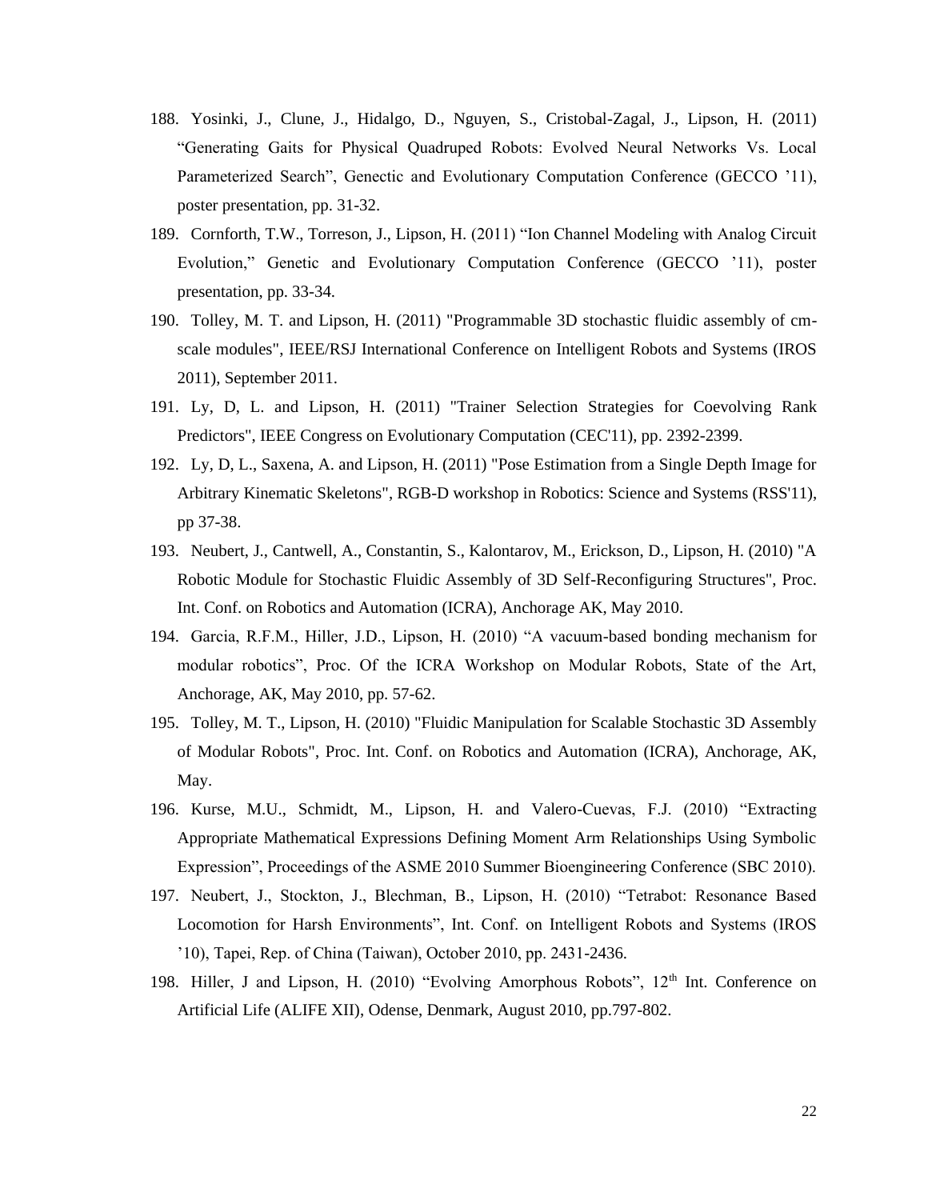188. Yosinki, J., Clune, J., Hidalgo, D., Nguyen, S., Cristobal-Zagal, J., Lipson, H. (2011) "Generating Gaits for Physical Quadruped Robots: Evolved Neural Networks Vs. Local Parameterized Search", Genectic and Evolutionary Computation Conference (GECCO '11), poster presentation, pp. 31-32.
189. Cornforth, T.W., Torreson, J., Lipson, H. (2011) "Ion Channel Modeling with Analog Circuit Evolution," Genetic and Evolutionary Computation Conference (GECCO '11), poster presentation, pp. 33-34.
190. Tolley, M. T. and Lipson, H. (2011) "Programmable 3D stochastic fluidic assembly of cm-scale modules", IEEE/RSJ International Conference on Intelligent Robots and Systems (IROS 2011), September 2011.
191. Ly, D, L. and Lipson, H. (2011) "Trainer Selection Strategies for Coevolving Rank Predictors", IEEE Congress on Evolutionary Computation (CEC'11), pp. 2392-2399.
192. Ly, D, L., Saxena, A. and Lipson, H. (2011) "Pose Estimation from a Single Depth Image for Arbitrary Kinematic Skeletons", RGB-D workshop in Robotics: Science and Systems (RSS'11), pp 37-38.
193. Neubert, J., Cantwell, A., Constantin, S., Kalontarov, M., Erickson, D., Lipson, H. (2010) "A Robotic Module for Stochastic Fluidic Assembly of 3D Self-Reconfiguring Structures", Proc. Int. Conf. on Robotics and Automation (ICRA), Anchorage AK, May 2010.
194. Garcia, R.F.M., Hiller, J.D., Lipson, H. (2010) "A vacuum-based bonding mechanism for modular robotics", Proc. Of the ICRA Workshop on Modular Robots, State of the Art, Anchorage, AK, May 2010, pp. 57-62.
195. Tolley, M. T., Lipson, H. (2010) "Fluidic Manipulation for Scalable Stochastic 3D Assembly of Modular Robots", Proc. Int. Conf. on Robotics and Automation (ICRA), Anchorage, AK, May.
196. Kurse, M.U., Schmidt, M., Lipson, H. and Valero-Cuevas, F.J. (2010) "Extracting Appropriate Mathematical Expressions Defining Moment Arm Relationships Using Symbolic Expression", Proceedings of the ASME 2010 Summer Bioengineering Conference (SBC 2010).
197. Neubert, J., Stockton, J., Blechman, B., Lipson, H. (2010) "Tetrabot: Resonance Based Locomotion for Harsh Environments", Int. Conf. on Intelligent Robots and Systems (IROS '10), Tapei, Rep. of China (Taiwan), October 2010, pp. 2431-2436.
198. Hiller, J and Lipson, H. (2010) "Evolving Amorphous Robots", 12th Int. Conference on Artificial Life (ALIFE XII), Odense, Denmark, August 2010, pp.797-802.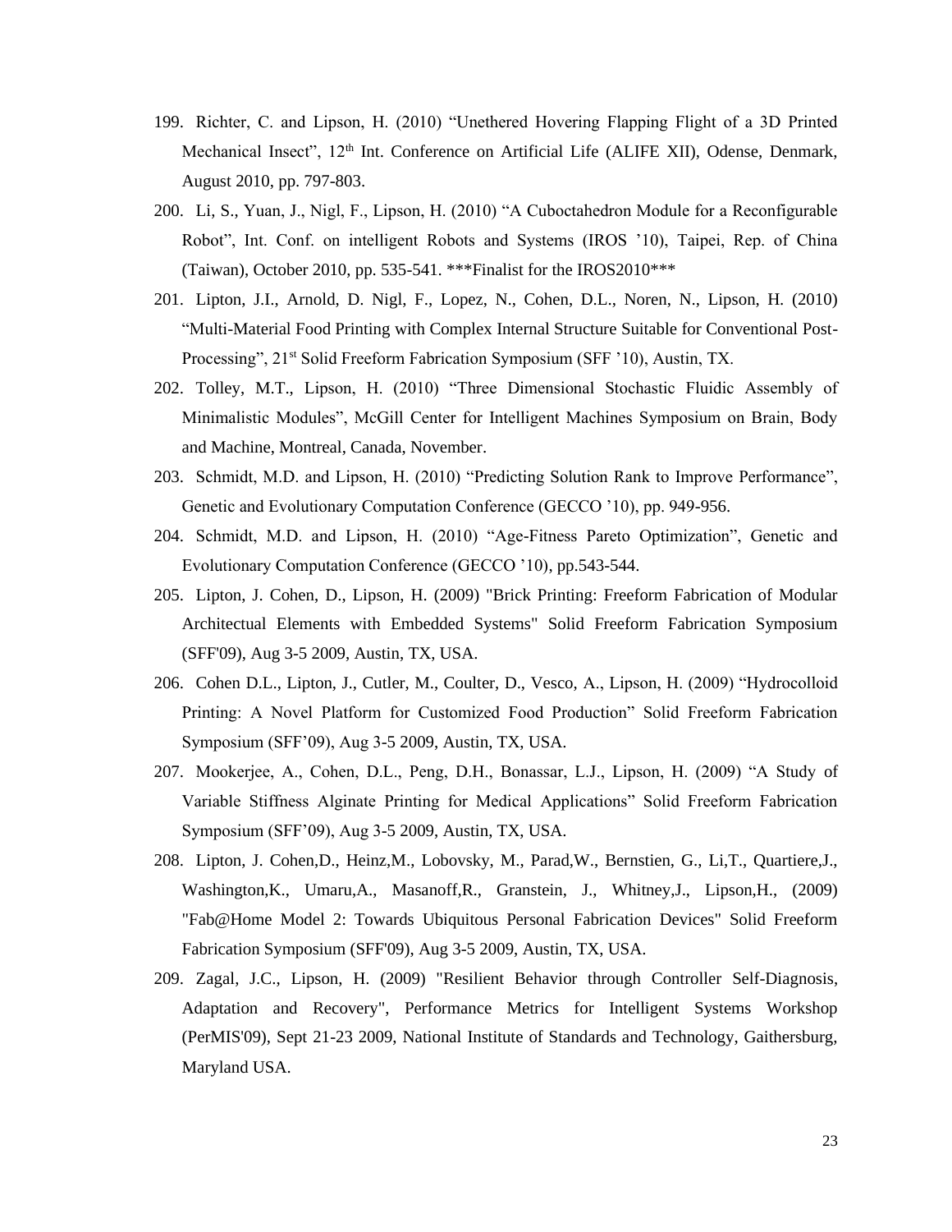199. Richter, C. and Lipson, H. (2010) "Unethered Hovering Flapping Flight of a 3D Printed Mechanical Insect", 12th Int. Conference on Artificial Life (ALIFE XII), Odense, Denmark, August 2010, pp. 797-803.

200. Li, S., Yuan, J., Nigl, F., Lipson, H. (2010) "A Cuboctahedron Module for a Reconfigurable Robot", Int. Conf. on intelligent Robots and Systems (IROS '10), Taipei, Rep. of China (Taiwan), October 2010, pp. 535-541. ***Finalist for the IROS2010***

201. Lipton, J.I., Arnold, D. Nigl, F., Lopez, N., Cohen, D.L., Noren, N., Lipson, H. (2010) "Multi-Material Food Printing with Complex Internal Structure Suitable for Conventional Post-Processing", 21st Solid Freeform Fabrication Symposium (SFF '10), Austin, TX.

202. Tolley, M.T., Lipson, H. (2010) "Three Dimensional Stochastic Fluidic Assembly of Minimalistic Modules", McGill Center for Intelligent Machines Symposium on Brain, Body and Machine, Montreal, Canada, November.

203. Schmidt, M.D. and Lipson, H. (2010) "Predicting Solution Rank to Improve Performance", Genetic and Evolutionary Computation Conference (GECCO '10), pp. 949-956.

204. Schmidt, M.D. and Lipson, H. (2010) "Age-Fitness Pareto Optimization", Genetic and Evolutionary Computation Conference (GECCO '10), pp.543-544.

205. Lipton, J. Cohen, D., Lipson, H. (2009) "Brick Printing: Freeform Fabrication of Modular Architectual Elements with Embedded Systems" Solid Freeform Fabrication Symposium (SFF'09), Aug 3-5 2009, Austin, TX, USA.

206. Cohen D.L., Lipton, J., Cutler, M., Coulter, D., Vesco, A., Lipson, H. (2009) "Hydrocolloid Printing: A Novel Platform for Customized Food Production" Solid Freeform Fabrication Symposium (SFF'09), Aug 3-5 2009, Austin, TX, USA.

207. Mookerjee, A., Cohen, D.L., Peng, D.H., Bonassar, L.J., Lipson, H. (2009) "A Study of Variable Stiffness Alginate Printing for Medical Applications" Solid Freeform Fabrication Symposium (SFF'09), Aug 3-5 2009, Austin, TX, USA.

208. Lipton, J. Cohen,D., Heinz,M., Lobovsky, M., Parad,W., Bernstien, G., Li,T., Quartiere,J., Washington,K., Umaru,A., Masanoff,R., Granstein, J., Whitney,J., Lipson,H., (2009) "Fab@Home Model 2: Towards Ubiquitous Personal Fabrication Devices" Solid Freeform Fabrication Symposium (SFF'09), Aug 3-5 2009, Austin, TX, USA.

209. Zagal, J.C., Lipson, H. (2009) "Resilient Behavior through Controller Self-Diagnosis, Adaptation and Recovery", Performance Metrics for Intelligent Systems Workshop (PerMIS'09), Sept 21-23 2009, National Institute of Standards and Technology, Gaithersburg, Maryland USA.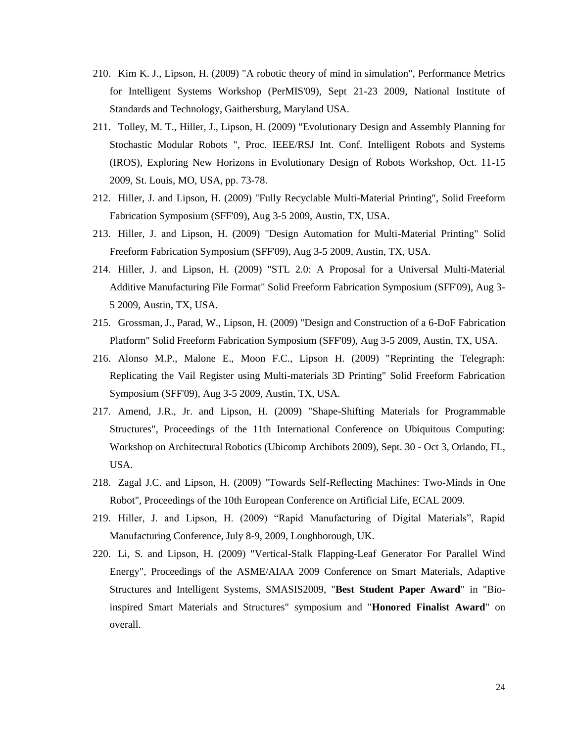210. Kim K. J., Lipson, H. (2009) "A robotic theory of mind in simulation", Performance Metrics for Intelligent Systems Workshop (PerMIS'09), Sept 21-23 2009, National Institute of Standards and Technology, Gaithersburg, Maryland USA.

211. Tolley, M. T., Hiller, J., Lipson, H. (2009) "Evolutionary Design and Assembly Planning for Stochastic Modular Robots ", Proc. IEEE/RSJ Int. Conf. Intelligent Robots and Systems (IROS), Exploring New Horizons in Evolutionary Design of Robots Workshop, Oct. 11-15 2009, St. Louis, MO, USA, pp. 73-78.

212. Hiller, J. and Lipson, H. (2009) "Fully Recyclable Multi-Material Printing", Solid Freeform Fabrication Symposium (SFF'09), Aug 3-5 2009, Austin, TX, USA.

213. Hiller, J. and Lipson, H. (2009) "Design Automation for Multi-Material Printing" Solid Freeform Fabrication Symposium (SFF'09), Aug 3-5 2009, Austin, TX, USA.

214. Hiller, J. and Lipson, H. (2009) "STL 2.0: A Proposal for a Universal Multi-Material Additive Manufacturing File Format" Solid Freeform Fabrication Symposium (SFF'09), Aug 3-5 2009, Austin, TX, USA.

215. Grossman, J., Parad, W., Lipson, H. (2009) "Design and Construction of a 6-DoF Fabrication Platform" Solid Freeform Fabrication Symposium (SFF'09), Aug 3-5 2009, Austin, TX, USA.

216. Alonso M.P., Malone E., Moon F.C., Lipson H. (2009) "Reprinting the Telegraph: Replicating the Vail Register using Multi-materials 3D Printing" Solid Freeform Fabrication Symposium (SFF'09), Aug 3-5 2009, Austin, TX, USA.

217. Amend, J.R., Jr. and Lipson, H. (2009) "Shape-Shifting Materials for Programmable Structures", Proceedings of the 11th International Conference on Ubiquitous Computing: Workshop on Architectural Robotics (Ubicomp Archibots 2009), Sept. 30 - Oct 3, Orlando, FL, USA.

218. Zagal J.C. and Lipson, H. (2009) "Towards Self-Reflecting Machines: Two-Minds in One Robot", Proceedings of the 10th European Conference on Artificial Life, ECAL 2009.

219. Hiller, J. and Lipson, H. (2009) "Rapid Manufacturing of Digital Materials", Rapid Manufacturing Conference, July 8-9, 2009, Loughborough, UK.

220. Li, S. and Lipson, H. (2009) "Vertical-Stalk Flapping-Leaf Generator For Parallel Wind Energy", Proceedings of the ASME/AIAA 2009 Conference on Smart Materials, Adaptive Structures and Intelligent Systems, SMASIS2009, "**Best Student Paper Award**" in "Bio-inspired Smart Materials and Structures" symposium and "**Honored Finalist Award**" on overall.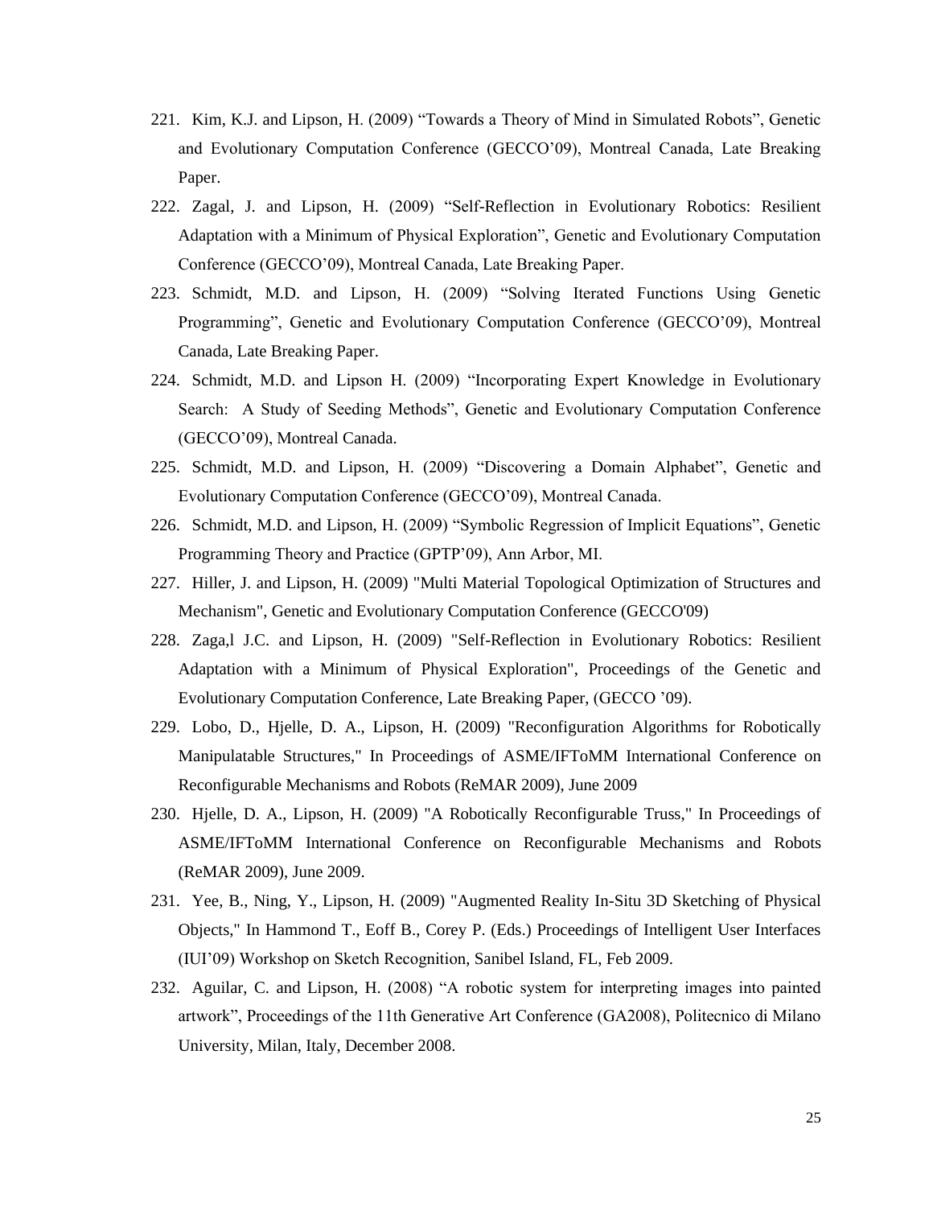221. Kim, K.J. and Lipson, H. (2009) “Towards a Theory of Mind in Simulated Robots”, Genetic and Evolutionary Computation Conference (GECCO’09), Montreal Canada, Late Breaking Paper.
222. Zagal, J. and Lipson, H. (2009) “Self-Reflection in Evolutionary Robotics: Resilient Adaptation with a Minimum of Physical Exploration”, Genetic and Evolutionary Computation Conference (GECCO’09), Montreal Canada, Late Breaking Paper.
223. Schmidt, M.D. and Lipson, H. (2009) “Solving Iterated Functions Using Genetic Programming”, Genetic and Evolutionary Computation Conference (GECCO’09), Montreal Canada, Late Breaking Paper.
224. Schmidt, M.D. and Lipson H. (2009) “Incorporating Expert Knowledge in Evolutionary Search: A Study of Seeding Methods”, Genetic and Evolutionary Computation Conference (GECCO’09), Montreal Canada.
225. Schmidt, M.D. and Lipson, H. (2009) “Discovering a Domain Alphabet”, Genetic and Evolutionary Computation Conference (GECCO’09), Montreal Canada.
226. Schmidt, M.D. and Lipson, H. (2009) “Symbolic Regression of Implicit Equations”, Genetic Programming Theory and Practice (GPTP’09), Ann Arbor, MI.
227. Hiller, J. and Lipson, H. (2009) "Multi Material Topological Optimization of Structures and Mechanism", Genetic and Evolutionary Computation Conference (GECCO'09)
228. Zaga,l J.C. and Lipson, H. (2009) "Self-Reflection in Evolutionary Robotics: Resilient Adaptation with a Minimum of Physical Exploration", Proceedings of the Genetic and Evolutionary Computation Conference, Late Breaking Paper, (GECCO ’09).
229. Lobo, D., Hjelle, D. A., Lipson, H. (2009) "Reconfiguration Algorithms for Robotically Manipulatable Structures," In Proceedings of ASME/IFToMM International Conference on Reconfigurable Mechanisms and Robots (ReMAR 2009), June 2009
230. Hjelle, D. A., Lipson, H. (2009) "A Robotically Reconfigurable Truss," In Proceedings of ASME/IFToMM International Conference on Reconfigurable Mechanisms and Robots (ReMAR 2009), June 2009.
231. Yee, B., Ning, Y., Lipson, H. (2009) "Augmented Reality In-Situ 3D Sketching of Physical Objects," In Hammond T., Eoff B., Corey P. (Eds.) Proceedings of Intelligent User Interfaces (IUI’09) Workshop on Sketch Recognition, Sanibel Island, FL, Feb 2009.
232. Aguilar, C. and Lipson, H. (2008) “A robotic system for interpreting images into painted artwork”, Proceedings of the 11th Generative Art Conference (GA2008), Politecnico di Milano University, Milan, Italy, December 2008.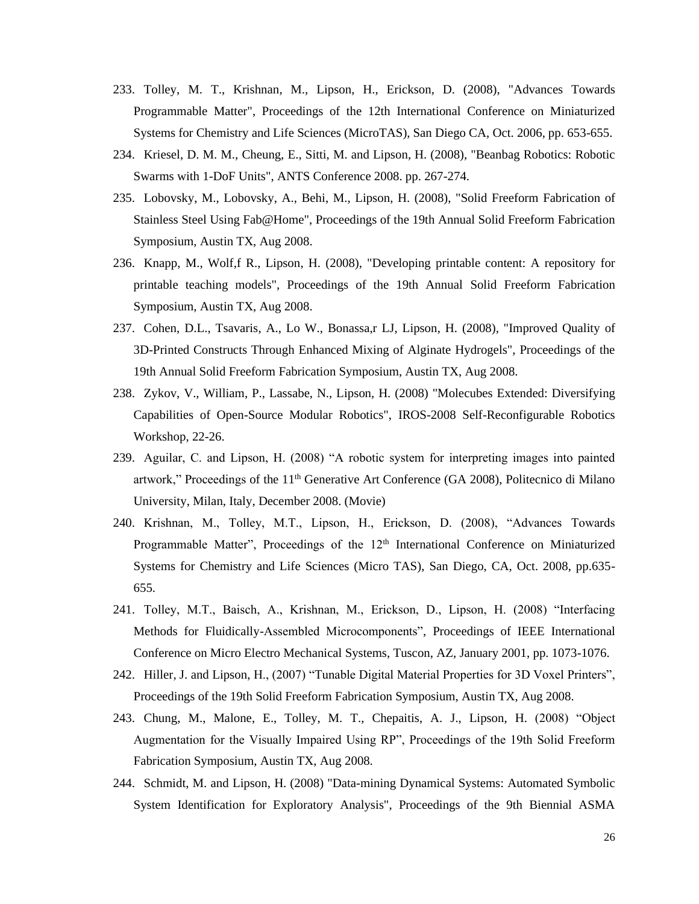233. Tolley, M. T., Krishnan, M., Lipson, H., Erickson, D. (2008), "Advances Towards Programmable Matter", Proceedings of the 12th International Conference on Miniaturized Systems for Chemistry and Life Sciences (MicroTAS), San Diego CA, Oct. 2006, pp. 653-655.
234. Kriesel, D. M. M., Cheung, E., Sitti, M. and Lipson, H. (2008), "Beanbag Robotics: Robotic Swarms with 1-DoF Units", ANTS Conference 2008. pp. 267-274.
235. Lobovsky, M., Lobovsky, A., Behi, M., Lipson, H. (2008), "Solid Freeform Fabrication of Stainless Steel Using Fab@Home", Proceedings of the 19th Annual Solid Freeform Fabrication Symposium, Austin TX, Aug 2008.
236. Knapp, M., Wolf,f R., Lipson, H. (2008), "Developing printable content: A repository for printable teaching models", Proceedings of the 19th Annual Solid Freeform Fabrication Symposium, Austin TX, Aug 2008.
237. Cohen, D.L., Tsavaris, A., Lo W., Bonassa,r LJ, Lipson, H. (2008), "Improved Quality of 3D-Printed Constructs Through Enhanced Mixing of Alginate Hydrogels", Proceedings of the 19th Annual Solid Freeform Fabrication Symposium, Austin TX, Aug 2008.
238. Zykov, V., William, P., Lassabe, N., Lipson, H. (2008) "Molecubes Extended: Diversifying Capabilities of Open-Source Modular Robotics", IROS-2008 Self-Reconfigurable Robotics Workshop, 22-26.
239. Aguilar, C. and Lipson, H. (2008) "A robotic system for interpreting images into painted artwork," Proceedings of the 11th Generative Art Conference (GA 2008), Politecnico di Milano University, Milan, Italy, December 2008. (Movie)
240. Krishnan, M., Tolley, M.T., Lipson, H., Erickson, D. (2008), "Advances Towards Programmable Matter", Proceedings of the 12th International Conference on Miniaturized Systems for Chemistry and Life Sciences (Micro TAS), San Diego, CA, Oct. 2008, pp.635-655.
241. Tolley, M.T., Baisch, A., Krishnan, M., Erickson, D., Lipson, H. (2008) "Interfacing Methods for Fluidically-Assembled Microcomponents", Proceedings of IEEE International Conference on Micro Electro Mechanical Systems, Tuscon, AZ, January 2001, pp. 1073-1076.
242. Hiller, J. and Lipson, H., (2007) "Tunable Digital Material Properties for 3D Voxel Printers", Proceedings of the 19th Solid Freeform Fabrication Symposium, Austin TX, Aug 2008.
243. Chung, M., Malone, E., Tolley, M. T., Chepaitis, A. J., Lipson, H. (2008) "Object Augmentation for the Visually Impaired Using RP", Proceedings of the 19th Solid Freeform Fabrication Symposium, Austin TX, Aug 2008.
244. Schmidt, M. and Lipson, H. (2008) "Data-mining Dynamical Systems: Automated Symbolic System Identification for Exploratory Analysis", Proceedings of the 9th Biennial ASMA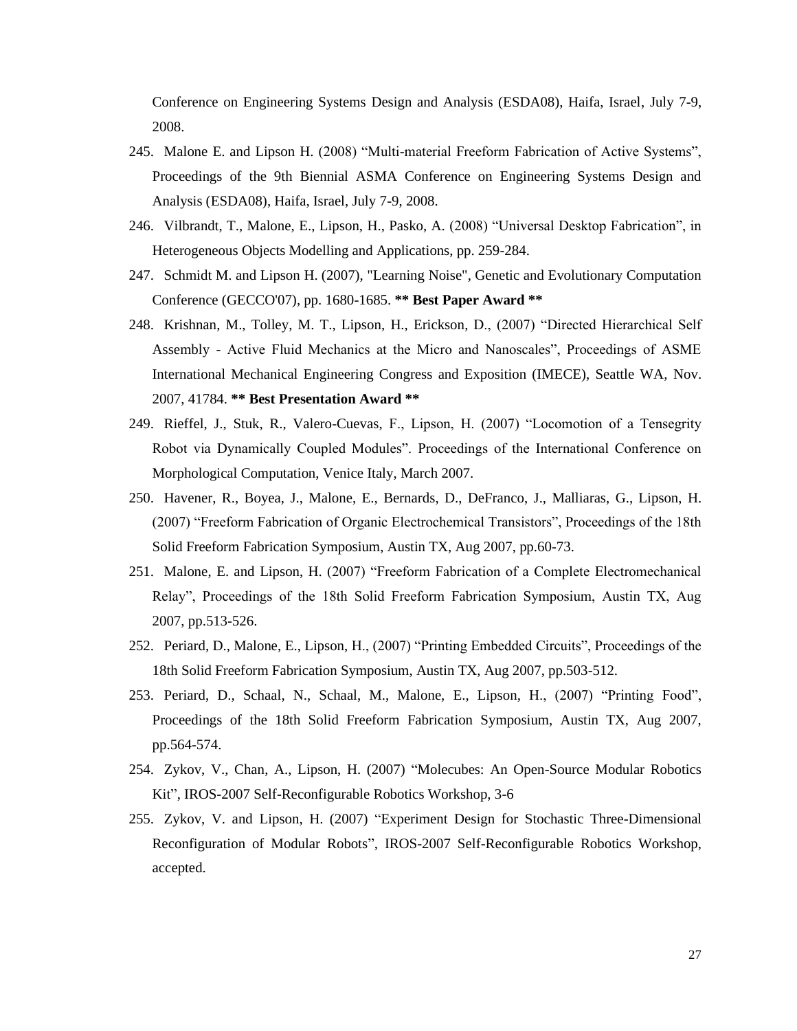Conference on Engineering Systems Design and Analysis (ESDA08), Haifa, Israel, July 7-9, 2008.

245. Malone E. and Lipson H. (2008) “Multi-material Freeform Fabrication of Active Systems”, Proceedings of the 9th Biennial ASMA Conference on Engineering Systems Design and Analysis (ESDA08), Haifa, Israel, July 7-9, 2008.

246. Vilbrandt, T., Malone, E., Lipson, H., Pasko, A. (2008) “Universal Desktop Fabrication”, in Heterogeneous Objects Modelling and Applications, pp. 259-284.

247. Schmidt M. and Lipson H. (2007), "Learning Noise", Genetic and Evolutionary Computation Conference (GECCO'07), pp. 1680-1685. **\*\* Best Paper Award \*\***

248. Krishnan, M., Tolley, M. T., Lipson, H., Erickson, D., (2007) “Directed Hierarchical Self Assembly - Active Fluid Mechanics at the Micro and Nanoscales”, Proceedings of ASME International Mechanical Engineering Congress and Exposition (IMECE), Seattle WA, Nov. 2007, 41784. **\*\* Best Presentation Award \*\***

249. Rieffel, J., Stuk, R., Valero-Cuevas, F., Lipson, H. (2007) “Locomotion of a Tensegrity Robot via Dynamically Coupled Modules”. Proceedings of the International Conference on Morphological Computation, Venice Italy, March 2007.

250. Havener, R., Boyea, J., Malone, E., Bernards, D., DeFranco, J., Malliaras, G., Lipson, H. (2007) “Freeform Fabrication of Organic Electrochemical Transistors”, Proceedings of the 18th Solid Freeform Fabrication Symposium, Austin TX, Aug 2007, pp.60-73.

251. Malone, E. and Lipson, H. (2007) “Freeform Fabrication of a Complete Electromechanical Relay”, Proceedings of the 18th Solid Freeform Fabrication Symposium, Austin TX, Aug 2007, pp.513-526.

252. Periard, D., Malone, E., Lipson, H., (2007) “Printing Embedded Circuits”, Proceedings of the 18th Solid Freeform Fabrication Symposium, Austin TX, Aug 2007, pp.503-512.

253. Periard, D., Schaal, N., Schaal, M., Malone, E., Lipson, H., (2007) “Printing Food”, Proceedings of the 18th Solid Freeform Fabrication Symposium, Austin TX, Aug 2007, pp.564-574.

254. Zykov, V., Chan, A., Lipson, H. (2007) “Molecubes: An Open-Source Modular Robotics Kit”, IROS-2007 Self-Reconfigurable Robotics Workshop, 3-6

255. Zykov, V. and Lipson, H. (2007) “Experiment Design for Stochastic Three-Dimensional Reconfiguration of Modular Robots”, IROS-2007 Self-Reconfigurable Robotics Workshop, accepted.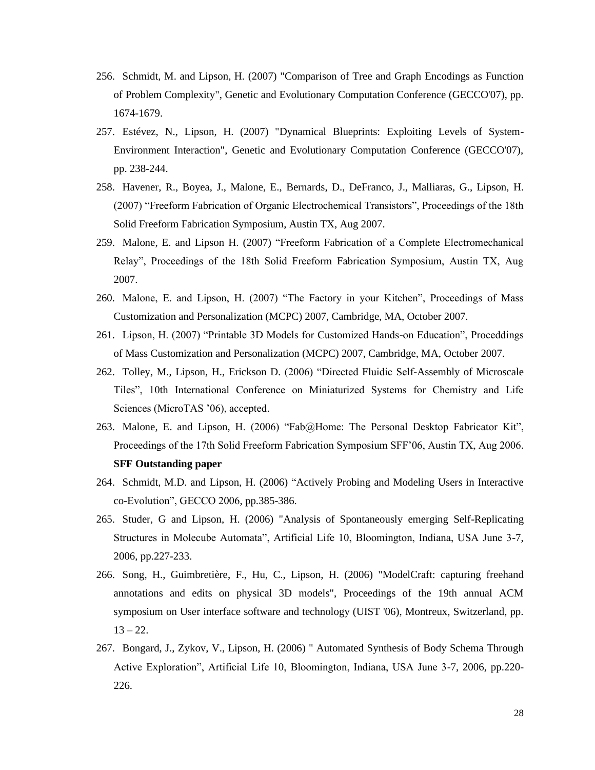256. Schmidt, M. and Lipson, H. (2007) "Comparison of Tree and Graph Encodings as Function of Problem Complexity", Genetic and Evolutionary Computation Conference (GECCO'07), pp. 1674-1679.

257. Estévez, N., Lipson, H. (2007) "Dynamical Blueprints: Exploiting Levels of System-Environment Interaction", Genetic and Evolutionary Computation Conference (GECCO'07), pp. 238-244.

258. Havener, R., Boyea, J., Malone, E., Bernards, D., DeFranco, J., Malliaras, G., Lipson, H. (2007) "Freeform Fabrication of Organic Electrochemical Transistors", Proceedings of the 18th Solid Freeform Fabrication Symposium, Austin TX, Aug 2007.

259. Malone, E. and Lipson H. (2007) "Freeform Fabrication of a Complete Electromechanical Relay", Proceedings of the 18th Solid Freeform Fabrication Symposium, Austin TX, Aug 2007.

260. Malone, E. and Lipson, H. (2007) "The Factory in your Kitchen", Proceedings of Mass Customization and Personalization (MCPC) 2007, Cambridge, MA, October 2007.

261. Lipson, H. (2007) "Printable 3D Models for Customized Hands-on Education", Proceddings of Mass Customization and Personalization (MCPC) 2007, Cambridge, MA, October 2007.

262. Tolley, M., Lipson, H., Erickson D. (2006) "Directed Fluidic Self-Assembly of Microscale Tiles", 10th International Conference on Miniaturized Systems for Chemistry and Life Sciences (MicroTAS '06), accepted.

263. Malone, E. and Lipson, H. (2006) "Fab@Home: The Personal Desktop Fabricator Kit", Proceedings of the 17th Solid Freeform Fabrication Symposium SFF'06, Austin TX, Aug 2006. **SFF Outstanding paper**

264. Schmidt, M.D. and Lipson, H. (2006) "Actively Probing and Modeling Users in Interactive co-Evolution", GECCO 2006, pp.385-386.

265. Studer, G and Lipson, H. (2006) "Analysis of Spontaneously emerging Self-Replicating Structures in Molecube Automata", Artificial Life 10, Bloomington, Indiana, USA June 3-7, 2006, pp.227-233.

266. Song, H., Guimbretière, F., Hu, C., Lipson, H. (2006) "ModelCraft: capturing freehand annotations and edits on physical 3D models", Proceedings of the 19th annual ACM symposium on User interface software and technology (UIST '06), Montreux, Switzerland, pp. 13 – 22.

267. Bongard, J., Zykov, V., Lipson, H. (2006) " Automated Synthesis of Body Schema Through Active Exploration", Artificial Life 10, Bloomington, Indiana, USA June 3-7, 2006, pp.220-226.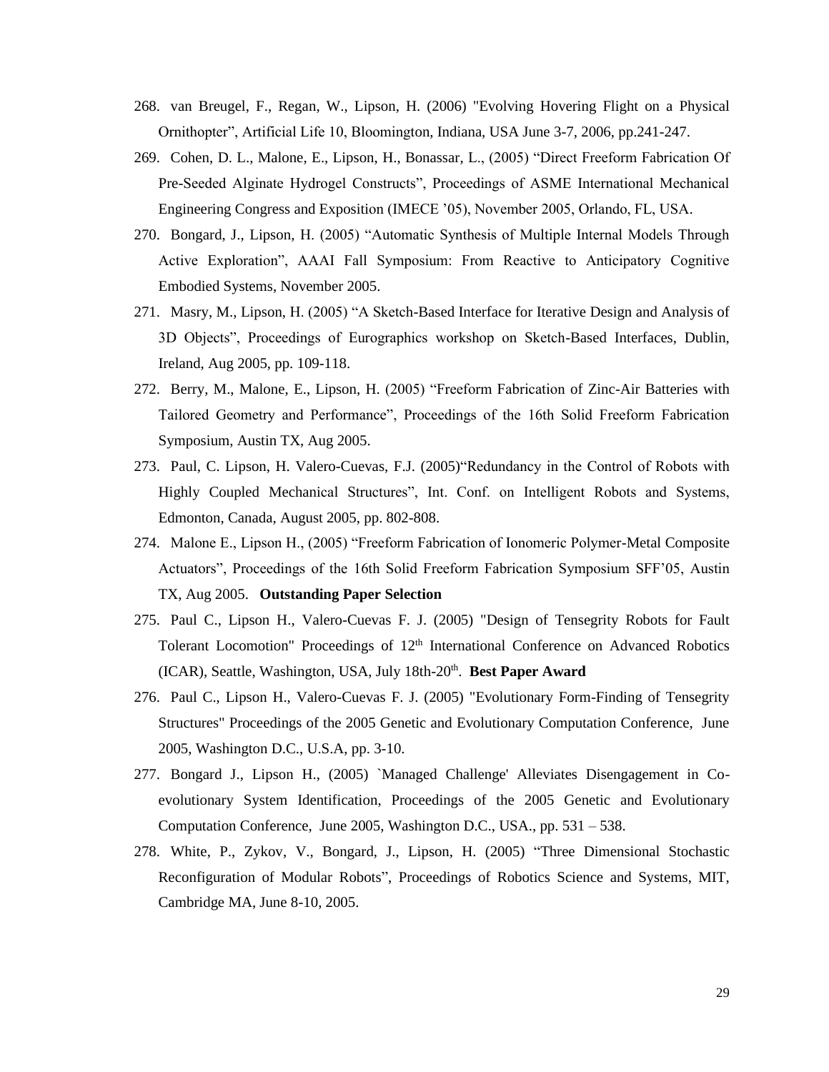268. van Breugel, F., Regan, W., Lipson, H. (2006) "Evolving Hovering Flight on a Physical Ornithopter", Artificial Life 10, Bloomington, Indiana, USA June 3-7, 2006, pp.241-247.
269. Cohen, D. L., Malone, E., Lipson, H., Bonassar, L., (2005) "Direct Freeform Fabrication Of Pre-Seeded Alginate Hydrogel Constructs", Proceedings of ASME International Mechanical Engineering Congress and Exposition (IMECE '05), November 2005, Orlando, FL, USA.
270. Bongard, J., Lipson, H. (2005) "Automatic Synthesis of Multiple Internal Models Through Active Exploration", AAAI Fall Symposium: From Reactive to Anticipatory Cognitive Embodied Systems, November 2005.
271. Masry, M., Lipson, H. (2005) "A Sketch-Based Interface for Iterative Design and Analysis of 3D Objects", Proceedings of Eurographics workshop on Sketch-Based Interfaces, Dublin, Ireland, Aug 2005, pp. 109-118.
272. Berry, M., Malone, E., Lipson, H. (2005) "Freeform Fabrication of Zinc-Air Batteries with Tailored Geometry and Performance", Proceedings of the 16th Solid Freeform Fabrication Symposium, Austin TX, Aug 2005.
273. Paul, C. Lipson, H. Valero-Cuevas, F.J. (2005)"Redundancy in the Control of Robots with Highly Coupled Mechanical Structures", Int. Conf. on Intelligent Robots and Systems, Edmonton, Canada, August 2005, pp. 802-808.
274. Malone E., Lipson H., (2005) "Freeform Fabrication of Ionomeric Polymer-Metal Composite Actuators", Proceedings of the 16th Solid Freeform Fabrication Symposium SFF'05, Austin TX, Aug 2005. **Outstanding Paper Selection**
275. Paul C., Lipson H., Valero-Cuevas F. J. (2005) "Design of Tensegrity Robots for Fault Tolerant Locomotion" Proceedings of 12th International Conference on Advanced Robotics (ICAR), Seattle, Washington, USA, July 18th-20th. **Best Paper Award**
276. Paul C., Lipson H., Valero-Cuevas F. J. (2005) "Evolutionary Form-Finding of Tensegrity Structures" Proceedings of the 2005 Genetic and Evolutionary Computation Conference, June 2005, Washington D.C., U.S.A, pp. 3-10.
277. Bongard J., Lipson H., (2005) `Managed Challenge' Alleviates Disengagement in Co-evolutionary System Identification, Proceedings of the 2005 Genetic and Evolutionary Computation Conference, June 2005, Washington D.C., USA., pp. 531 – 538.
278. White, P., Zykov, V., Bongard, J., Lipson, H. (2005) "Three Dimensional Stochastic Reconfiguration of Modular Robots", Proceedings of Robotics Science and Systems, MIT, Cambridge MA, June 8-10, 2005.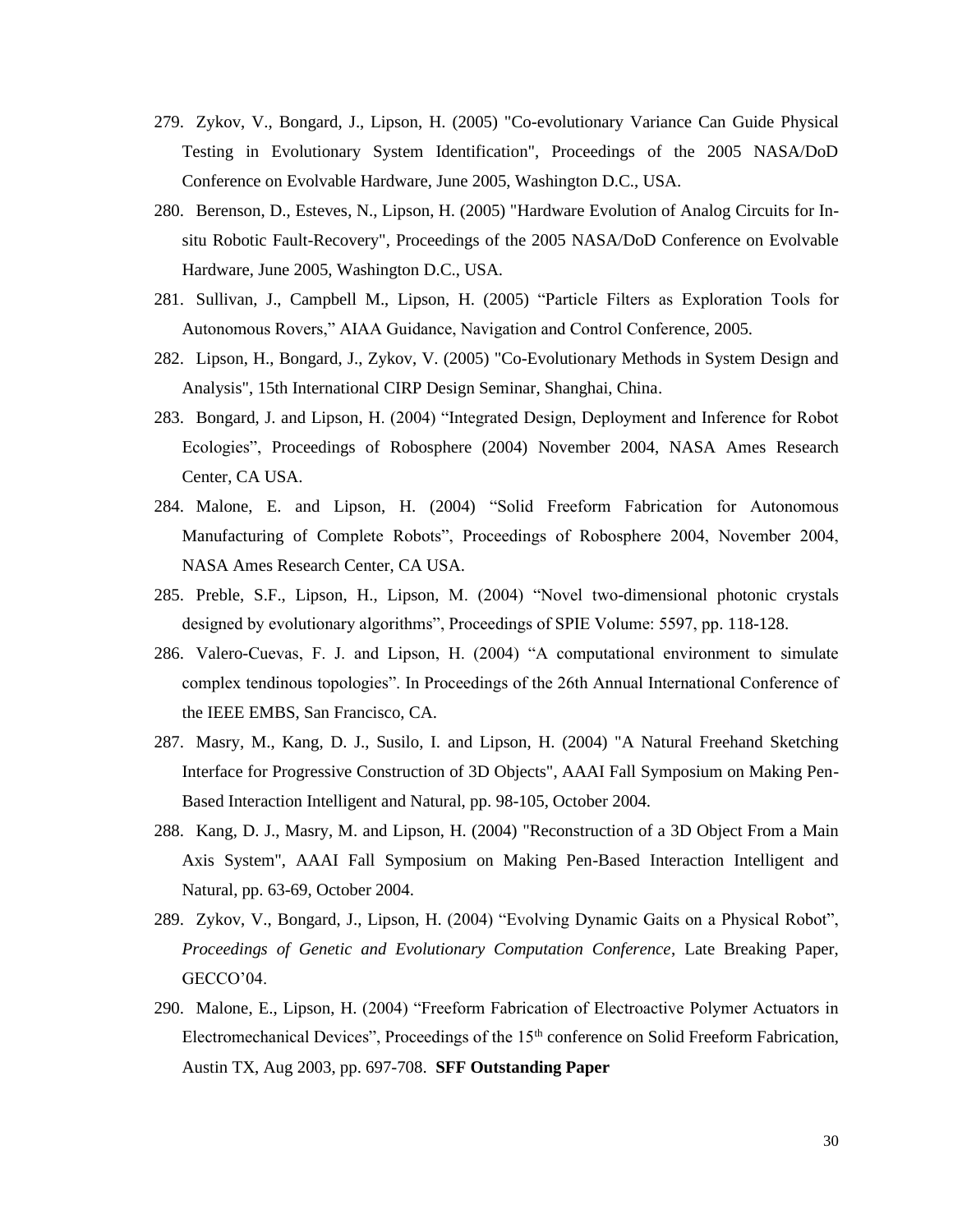279. Zykov, V., Bongard, J., Lipson, H. (2005) "Co-evolutionary Variance Can Guide Physical Testing in Evolutionary System Identification", Proceedings of the 2005 NASA/DoD Conference on Evolvable Hardware, June 2005, Washington D.C., USA.

280. Berenson, D., Esteves, N., Lipson, H. (2005) "Hardware Evolution of Analog Circuits for In-situ Robotic Fault-Recovery", Proceedings of the 2005 NASA/DoD Conference on Evolvable Hardware, June 2005, Washington D.C., USA.

281. Sullivan, J., Campbell M., Lipson, H. (2005) "Particle Filters as Exploration Tools for Autonomous Rovers," AIAA Guidance, Navigation and Control Conference, 2005.

282. Lipson, H., Bongard, J., Zykov, V. (2005) "Co-Evolutionary Methods in System Design and Analysis", 15th International CIRP Design Seminar, Shanghai, China.

283. Bongard, J. and Lipson, H. (2004) "Integrated Design, Deployment and Inference for Robot Ecologies", Proceedings of Robosphere (2004) November 2004, NASA Ames Research Center, CA USA.

284. Malone, E. and Lipson, H. (2004) "Solid Freeform Fabrication for Autonomous Manufacturing of Complete Robots", Proceedings of Robosphere 2004, November 2004, NASA Ames Research Center, CA USA.

285. Preble, S.F., Lipson, H., Lipson, M. (2004) "Novel two-dimensional photonic crystals designed by evolutionary algorithms", Proceedings of SPIE Volume: 5597, pp. 118-128.

286. Valero-Cuevas, F. J. and Lipson, H. (2004) "A computational environment to simulate complex tendinous topologies". In Proceedings of the 26th Annual International Conference of the IEEE EMBS, San Francisco, CA.

287. Masry, M., Kang, D. J., Susilo, I. and Lipson, H. (2004) "A Natural Freehand Sketching Interface for Progressive Construction of 3D Objects", AAAI Fall Symposium on Making Pen-Based Interaction Intelligent and Natural, pp. 98-105, October 2004.

288. Kang, D. J., Masry, M. and Lipson, H. (2004) "Reconstruction of a 3D Object From a Main Axis System", AAAI Fall Symposium on Making Pen-Based Interaction Intelligent and Natural, pp. 63-69, October 2004.

289. Zykov, V., Bongard, J., Lipson, H. (2004) "Evolving Dynamic Gaits on a Physical Robot", *Proceedings of Genetic and Evolutionary Computation Conference*, Late Breaking Paper, GECCO'04.

290. Malone, E., Lipson, H. (2004) "Freeform Fabrication of Electroactive Polymer Actuators in Electromechanical Devices", Proceedings of the 15th conference on Solid Freeform Fabrication, Austin TX, Aug 2003, pp. 697-708. **SFF Outstanding Paper**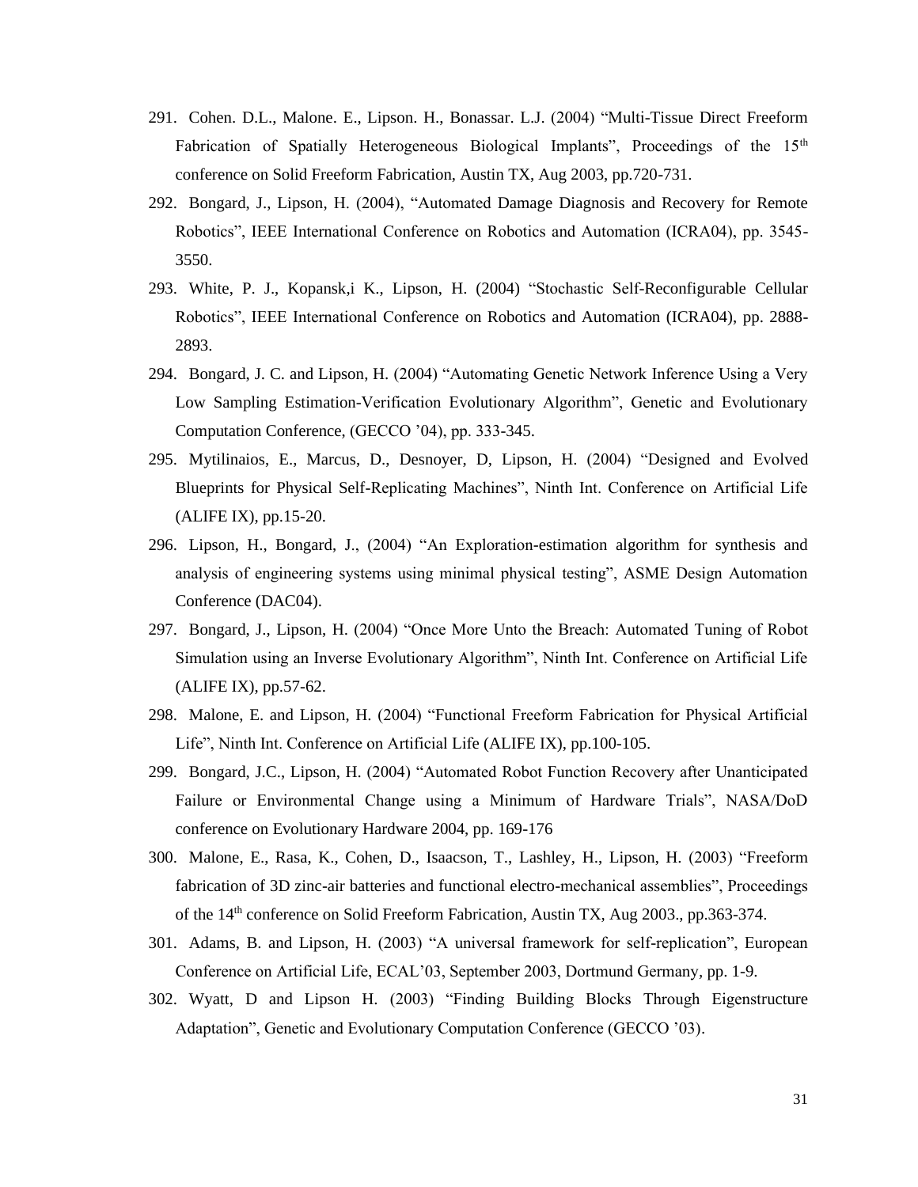291. Cohen. D.L., Malone. E., Lipson. H., Bonassar. L.J. (2004) "Multi-Tissue Direct Freeform Fabrication of Spatially Heterogeneous Biological Implants", Proceedings of the 15th conference on Solid Freeform Fabrication, Austin TX, Aug 2003, pp.720-731.
292. Bongard, J., Lipson, H. (2004), "Automated Damage Diagnosis and Recovery for Remote Robotics", IEEE International Conference on Robotics and Automation (ICRA04), pp. 3545-3550.
293. White, P. J., Kopansk,i K., Lipson, H. (2004) "Stochastic Self-Reconfigurable Cellular Robotics", IEEE International Conference on Robotics and Automation (ICRA04), pp. 2888-2893.
294. Bongard, J. C. and Lipson, H. (2004) "Automating Genetic Network Inference Using a Very Low Sampling Estimation-Verification Evolutionary Algorithm", Genetic and Evolutionary Computation Conference, (GECCO '04), pp. 333-345.
295. Mytilinaios, E., Marcus, D., Desnoyer, D, Lipson, H. (2004) "Designed and Evolved Blueprints for Physical Self-Replicating Machines", Ninth Int. Conference on Artificial Life (ALIFE IX), pp.15-20.
296. Lipson, H., Bongard, J., (2004) "An Exploration-estimation algorithm for synthesis and analysis of engineering systems using minimal physical testing", ASME Design Automation Conference (DAC04).
297. Bongard, J., Lipson, H. (2004) "Once More Unto the Breach: Automated Tuning of Robot Simulation using an Inverse Evolutionary Algorithm", Ninth Int. Conference on Artificial Life (ALIFE IX), pp.57-62.
298. Malone, E. and Lipson, H. (2004) "Functional Freeform Fabrication for Physical Artificial Life", Ninth Int. Conference on Artificial Life (ALIFE IX), pp.100-105.
299. Bongard, J.C., Lipson, H. (2004) "Automated Robot Function Recovery after Unanticipated Failure or Environmental Change using a Minimum of Hardware Trials", NASA/DoD conference on Evolutionary Hardware 2004, pp. 169-176
300. Malone, E., Rasa, K., Cohen, D., Isaacson, T., Lashley, H., Lipson, H. (2003) "Freeform fabrication of 3D zinc-air batteries and functional electro-mechanical assemblies", Proceedings of the 14th conference on Solid Freeform Fabrication, Austin TX, Aug 2003., pp.363-374.
301. Adams, B. and Lipson, H. (2003) "A universal framework for self-replication", European Conference on Artificial Life, ECAL'03, September 2003, Dortmund Germany, pp. 1-9.
302. Wyatt, D and Lipson H. (2003) "Finding Building Blocks Through Eigenstructure Adaptation", Genetic and Evolutionary Computation Conference (GECCO '03).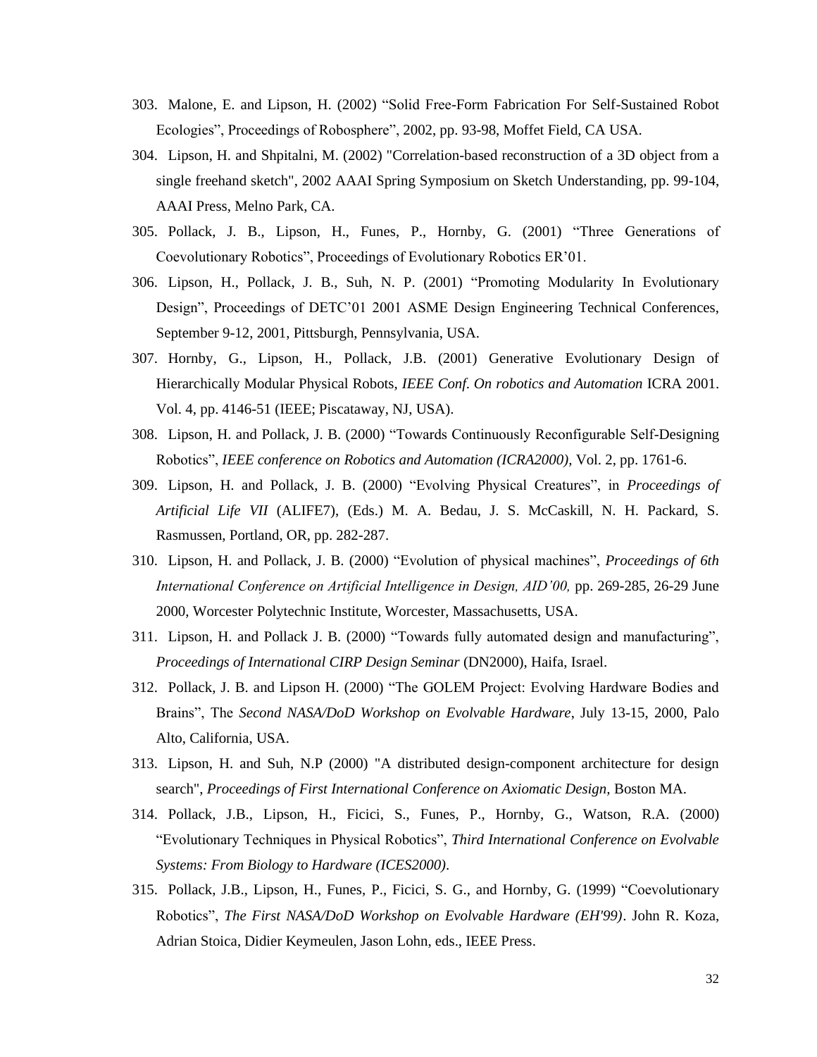303. Malone, E. and Lipson, H. (2002) “Solid Free-Form Fabrication For Self-Sustained Robot Ecologies”, Proceedings of Robosphere”, 2002, pp. 93-98, Moffet Field, CA USA.

304. Lipson, H. and Shpitalni, M. (2002) "Correlation-based reconstruction of a 3D object from a single freehand sketch", 2002 AAAI Spring Symposium on Sketch Understanding, pp. 99-104, AAAI Press, Melno Park, CA.

305. Pollack, J. B., Lipson, H., Funes, P., Hornby, G. (2001) “Three Generations of Coevolutionary Robotics”, Proceedings of Evolutionary Robotics ER’01.

306. Lipson, H., Pollack, J. B., Suh, N. P. (2001) “Promoting Modularity In Evolutionary Design”, Proceedings of DETC’01 2001 ASME Design Engineering Technical Conferences, September 9-12, 2001, Pittsburgh, Pennsylvania, USA.

307. Hornby, G., Lipson, H., Pollack, J.B. (2001) Generative Evolutionary Design of Hierarchically Modular Physical Robots, *IEEE Conf. On robotics and Automation* ICRA 2001. Vol. 4, pp. 4146-51 (IEEE; Piscataway, NJ, USA).

308. Lipson, H. and Pollack, J. B. (2000) “Towards Continuously Reconfigurable Self-Designing Robotics”, *IEEE conference on Robotics and Automation (ICRA2000)*, Vol. 2, pp. 1761-6.

309. Lipson, H. and Pollack, J. B. (2000) “Evolving Physical Creatures”, in *Proceedings of Artificial Life VII* (ALIFE7), (Eds.) M. A. Bedau, J. S. McCaskill, N. H. Packard, S. Rasmussen, Portland, OR, pp. 282-287.

310. Lipson, H. and Pollack, J. B. (2000) “Evolution of physical machines”, *Proceedings of 6th International Conference on Artificial Intelligence in Design, AID’00,* pp. 269-285, 26-29 June 2000, Worcester Polytechnic Institute, Worcester, Massachusetts, USA.

311. Lipson, H. and Pollack J. B. (2000) “Towards fully automated design and manufacturing”, *Proceedings of International CIRP Design Seminar* (DN2000), Haifa, Israel.

312. Pollack, J. B. and Lipson H. (2000) “The GOLEM Project: Evolving Hardware Bodies and Brains”, The *Second NASA/DoD Workshop on Evolvable Hardware*, July 13-15, 2000, Palo Alto, California, USA.

313. Lipson, H. and Suh, N.P (2000) "A distributed design-component architecture for design search", *Proceedings of First International Conference on Axiomatic Design,* Boston MA.

314. Pollack, J.B., Lipson, H., Ficici, S., Funes, P., Hornby, G., Watson, R.A. (2000) “Evolutionary Techniques in Physical Robotics”, *Third International Conference on Evolvable Systems: From Biology to Hardware (ICES2000)*.

315. Pollack, J.B., Lipson, H., Funes, P., Ficici, S. G., and Hornby, G. (1999) “Coevolutionary Robotics”, *The First NASA/DoD Workshop on Evolvable Hardware (EH'99)*. John R. Koza, Adrian Stoica, Didier Keymeulen, Jason Lohn, eds., IEEE Press.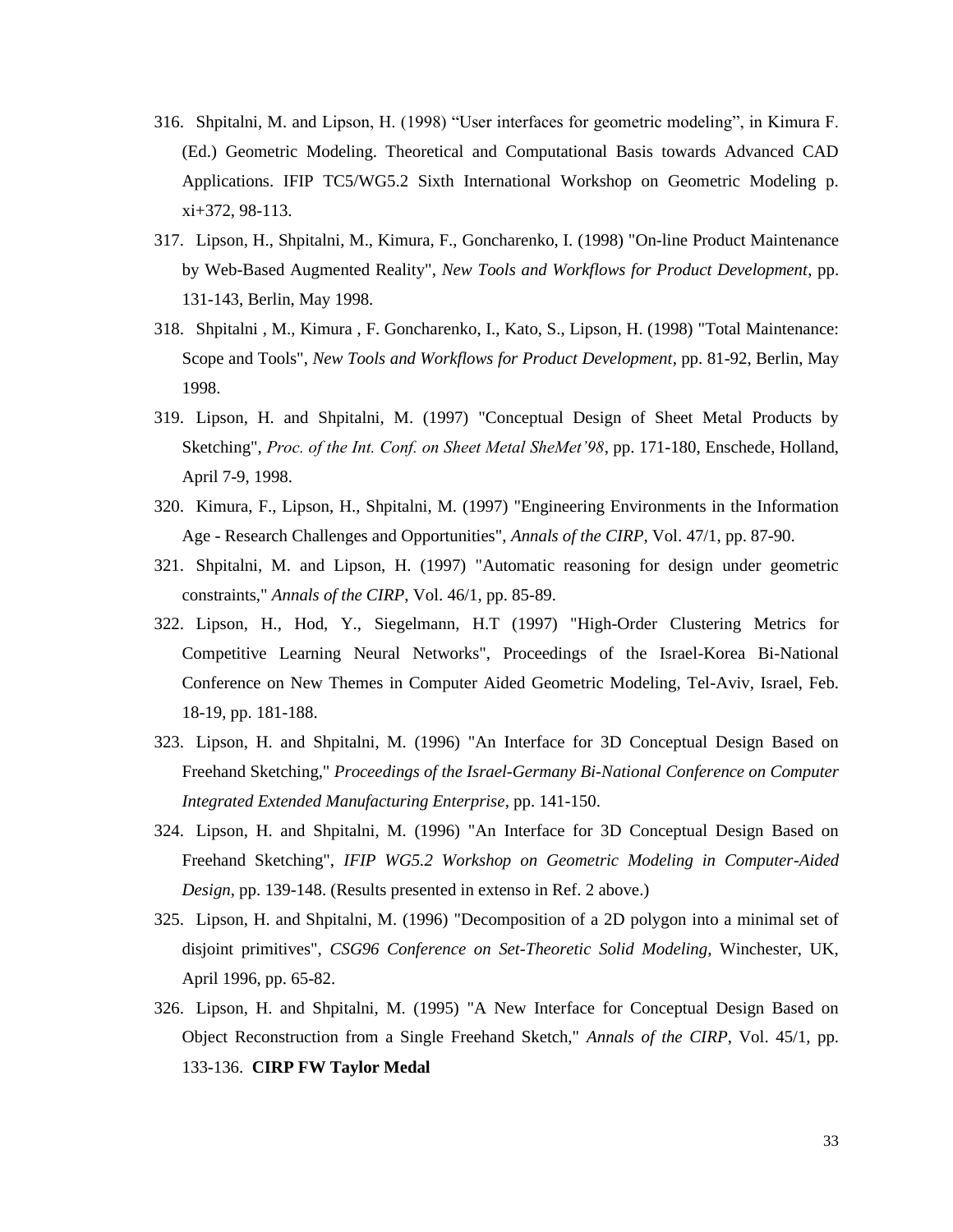316. Shpitalni, M. and Lipson, H. (1998) “User interfaces for geometric modeling”, in Kimura F. (Ed.) Geometric Modeling. Theoretical and Computational Basis towards Advanced CAD Applications. IFIP TC5/WG5.2 Sixth International Workshop on Geometric Modeling p. xi+372, 98-113.

317. Lipson, H., Shpitalni, M., Kimura, F., Goncharenko, I. (1998) "On-line Product Maintenance by Web-Based Augmented Reality", *New Tools and Workflows for Product Development*, pp. 131-143, Berlin, May 1998.

318. Shpitalni , M., Kimura , F. Goncharenko, I., Kato, S., Lipson, H. (1998) "Total Maintenance: Scope and Tools", *New Tools and Workflows for Product Development*, pp. 81-92, Berlin, May 1998.

319. Lipson, H. and Shpitalni, M. (1997) "Conceptual Design of Sheet Metal Products by Sketching", *Proc. of the Int. Conf. on Sheet Metal SheMet’98*, pp. 171-180, Enschede, Holland, April 7-9, 1998.

320. Kimura, F., Lipson, H., Shpitalni, M. (1997) "Engineering Environments in the Information Age - Research Challenges and Opportunities", *Annals of the CIRP*, Vol. 47/1, pp. 87-90.

321. Shpitalni, M. and Lipson, H. (1997) "Automatic reasoning for design under geometric constraints," *Annals of the CIRP*, Vol. 46/1, pp. 85-89.

322. Lipson, H., Hod, Y., Siegelmann, H.T (1997) "High-Order Clustering Metrics for Competitive Learning Neural Networks", Proceedings of the Israel-Korea Bi-National Conference on New Themes in Computer Aided Geometric Modeling, Tel-Aviv, Israel, Feb. 18-19, pp. 181-188.

323. Lipson, H. and Shpitalni, M. (1996) "An Interface for 3D Conceptual Design Based on Freehand Sketching," *Proceedings of the Israel-Germany Bi-National Conference on Computer Integrated Extended Manufacturing Enterprise*, pp. 141-150.

324. Lipson, H. and Shpitalni, M. (1996) "An Interface for 3D Conceptual Design Based on Freehand Sketching", *IFIP WG5.2 Workshop on Geometric Modeling in Computer-Aided Design*, pp. 139-148. (Results presented in extenso in Ref. 2 above.)

325. Lipson, H. and Shpitalni, M. (1996) "Decomposition of a 2D polygon into a minimal set of disjoint primitives", *CSG96 Conference on Set-Theoretic Solid Modeling*, Winchester, UK, April 1996, pp. 65-82.

326. Lipson, H. and Shpitalni, M. (1995) "A New Interface for Conceptual Design Based on Object Reconstruction from a Single Freehand Sketch," *Annals of the CIRP*, Vol. 45/1, pp. 133-136. **CIRP FW Taylor Medal**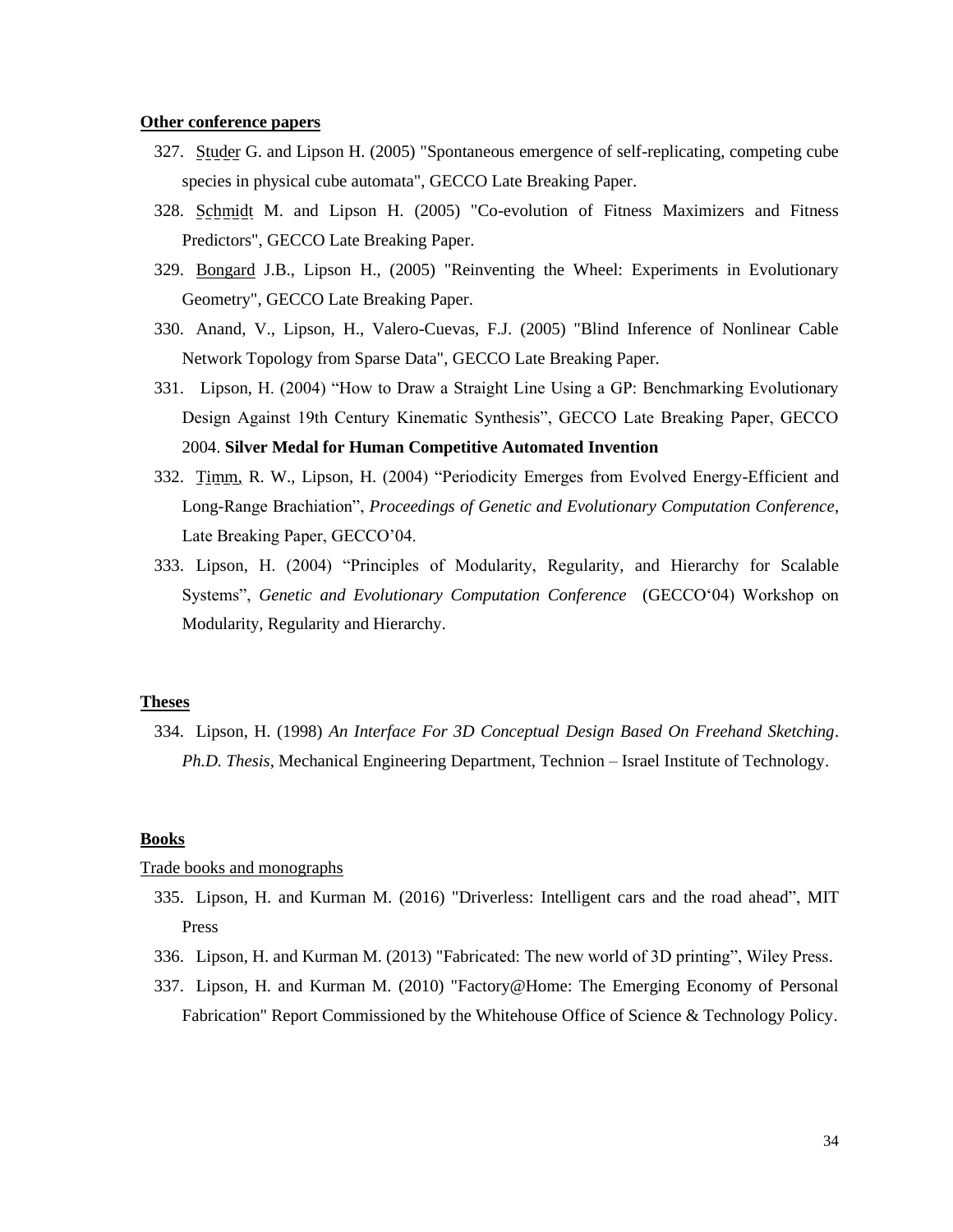**Other conference papers**

327. Studer G. and Lipson H. (2005) "Spontaneous emergence of self-replicating, competing cube species in physical cube automata", GECCO Late Breaking Paper.
328. Schmidt M. and Lipson H. (2005) "Co-evolution of Fitness Maximizers and Fitness Predictors", GECCO Late Breaking Paper.
329. Bongard J.B., Lipson H., (2005) "Reinventing the Wheel: Experiments in Evolutionary Geometry", GECCO Late Breaking Paper.
330. Anand, V., Lipson, H., Valero-Cuevas, F.J. (2005) "Blind Inference of Nonlinear Cable Network Topology from Sparse Data", GECCO Late Breaking Paper.
331. Lipson, H. (2004) "How to Draw a Straight Line Using a GP: Benchmarking Evolutionary Design Against 19th Century Kinematic Synthesis", GECCO Late Breaking Paper, GECCO 2004. **Silver Medal for Human Competitive Automated Invention**
332. Timm, R. W., Lipson, H. (2004) "Periodicity Emerges from Evolved Energy-Efficient and Long-Range Brachiation", *Proceedings of Genetic and Evolutionary Computation Conference*, Late Breaking Paper, GECCO'04.
333. Lipson, H. (2004) "Principles of Modularity, Regularity, and Hierarchy for Scalable Systems", *Genetic and Evolutionary Computation Conference* (GECCO'04) Workshop on Modularity, Regularity and Hierarchy.

**Theses**

334. Lipson, H. (1998) *An Interface For 3D Conceptual Design Based On Freehand Sketching*. *Ph.D. Thesis*, Mechanical Engineering Department, Technion – Israel Institute of Technology.

**Books**

Trade books and monographs

335. Lipson, H. and Kurman M. (2016) "Driverless: Intelligent cars and the road ahead", MIT Press
336. Lipson, H. and Kurman M. (2013) "Fabricated: The new world of 3D printing", Wiley Press.
337. Lipson, H. and Kurman M. (2010) "Factory@Home: The Emerging Economy of Personal Fabrication" Report Commissioned by the Whitehouse Office of Science & Technology Policy.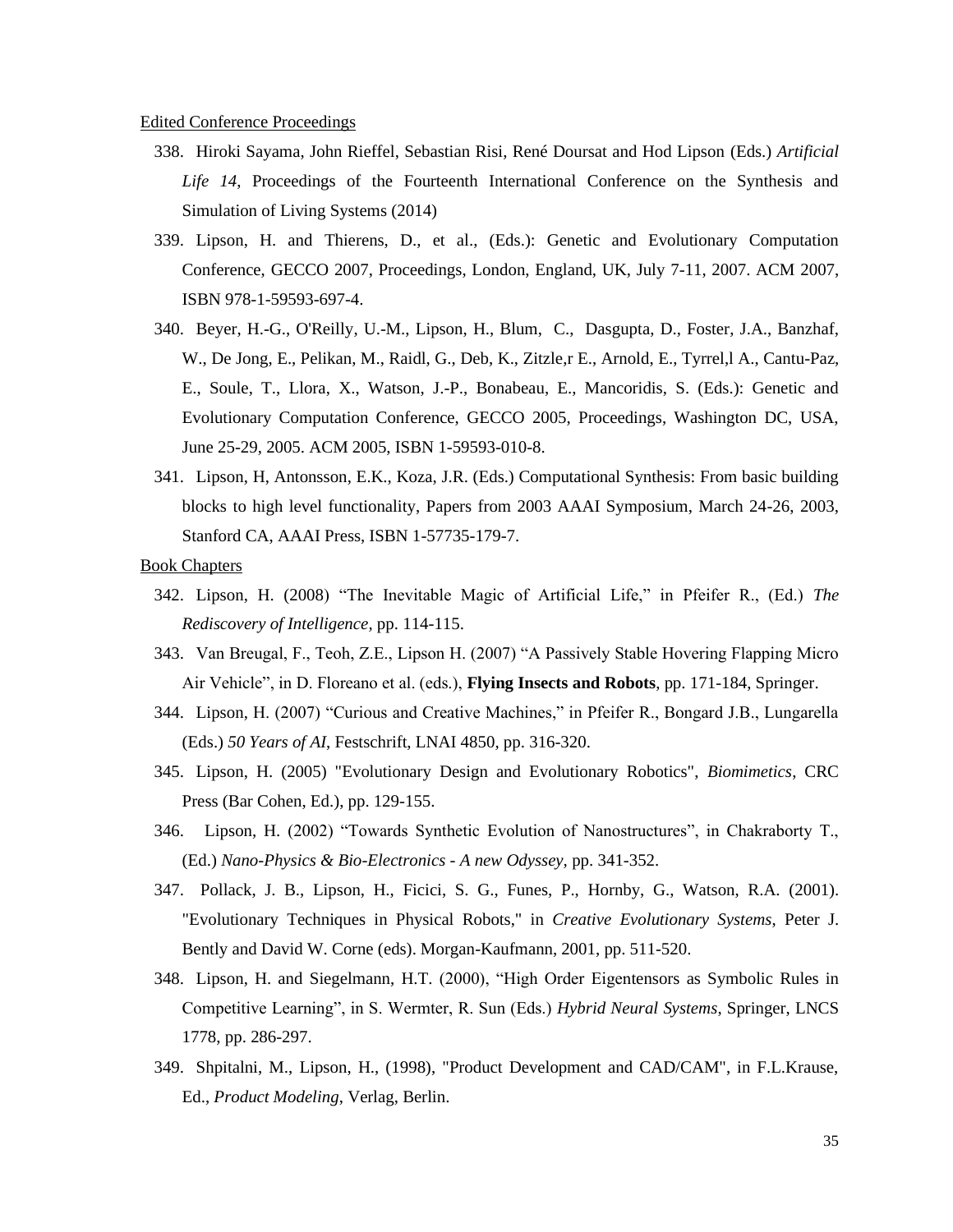Edited Conference Proceedings

338. Hiroki Sayama, John Rieffel, Sebastian Risi, René Doursat and Hod Lipson (Eds.) *Artificial Life 14*, Proceedings of the Fourteenth International Conference on the Synthesis and Simulation of Living Systems (2014)
339. Lipson, H. and Thierens, D., et al., (Eds.): Genetic and Evolutionary Computation Conference, GECCO 2007, Proceedings, London, England, UK, July 7-11, 2007. ACM 2007, ISBN 978-1-59593-697-4.
340. Beyer, H.-G., O'Reilly, U.-M., Lipson, H., Blum, C., Dasgupta, D., Foster, J.A., Banzhaf, W., De Jong, E., Pelikan, M., Raidl, G., Deb, K., Zitzle,r E., Arnold, E., Tyrrel,l A., Cantu-Paz, E., Soule, T., Llora, X., Watson, J.-P., Bonabeau, E., Mancoridis, S. (Eds.): Genetic and Evolutionary Computation Conference, GECCO 2005, Proceedings, Washington DC, USA, June 25-29, 2005. ACM 2005, ISBN 1-59593-010-8.
341. Lipson, H, Antonsson, E.K., Koza, J.R. (Eds.) Computational Synthesis: From basic building blocks to high level functionality, Papers from 2003 AAAI Symposium, March 24-26, 2003, Stanford CA, AAAI Press, ISBN 1-57735-179-7.

Book Chapters

342. Lipson, H. (2008) "The Inevitable Magic of Artificial Life," in Pfeifer R., (Ed.) *The Rediscovery of Intelligence*, pp. 114-115.
343. Van Breugal, F., Teoh, Z.E., Lipson H. (2007) "A Passively Stable Hovering Flapping Micro Air Vehicle", in D. Floreano et al. (eds.), **Flying Insects and Robots**, pp. 171-184, Springer.
344. Lipson, H. (2007) "Curious and Creative Machines," in Pfeifer R., Bongard J.B., Lungarella (Eds.) *50 Years of AI*, Festschrift, LNAI 4850, pp. 316-320.
345. Lipson, H. (2005) "Evolutionary Design and Evolutionary Robotics", *Biomimetics*, CRC Press (Bar Cohen, Ed.), pp. 129-155.
346. Lipson, H. (2002) "Towards Synthetic Evolution of Nanostructures", in Chakraborty T., (Ed.) *Nano-Physics & Bio-Electronics - A new Odyssey*, pp. 341-352.
347. Pollack, J. B., Lipson, H., Ficici, S. G., Funes, P., Hornby, G., Watson, R.A. (2001). "Evolutionary Techniques in Physical Robots," in *Creative Evolutionary Systems*, Peter J. Bently and David W. Corne (eds). Morgan-Kaufmann, 2001, pp. 511-520.
348. Lipson, H. and Siegelmann, H.T. (2000), "High Order Eigentensors as Symbolic Rules in Competitive Learning", in S. Wermter, R. Sun (Eds.) *Hybrid Neural Systems*, Springer, LNCS 1778, pp. 286-297.
349. Shpitalni, M., Lipson, H., (1998), "Product Development and CAD/CAM", in F.L.Krause, Ed., *Product Modeling*, Verlag, Berlin.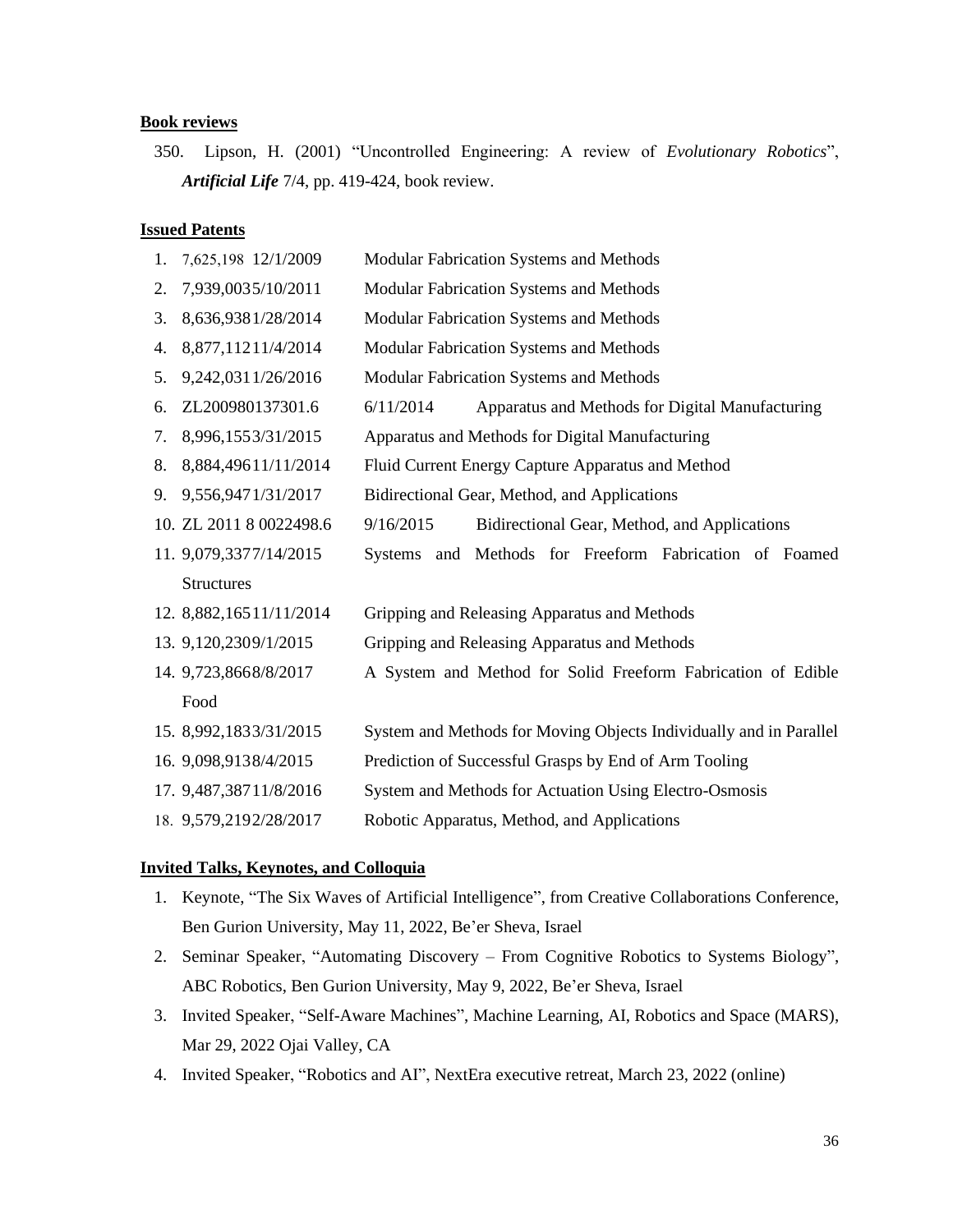**Book reviews**

350. Lipson, H. (2001) "Uncontrolled Engineering: A review of *Evolutionary Robotics*", ***Artificial Life*** 7/4, pp. 419-424, book review.

**Issued Patents**

1. 7,625,198 12/1/2009 Modular Fabrication Systems and Methods
2. 7,939,003 5/10/2011 Modular Fabrication Systems and Methods
3. 8,636,938 1/28/2014 Modular Fabrication Systems and Methods
4. 8,877,112 11/4/2014 Modular Fabrication Systems and Methods
5. 9,242,031 1/26/2016 Modular Fabrication Systems and Methods
6. ZL200980137301.6 6/11/2014 Apparatus and Methods for Digital Manufacturing
7. 8,996,155 3/31/2015 Apparatus and Methods for Digital Manufacturing
8. 8,884,496 11/11/2014 Fluid Current Energy Capture Apparatus and Method
9. 9,556,947 1/31/2017 Bidirectional Gear, Method, and Applications
10. ZL 2011 8 0022498.6 9/16/2015 Bidirectional Gear, Method, and Applications
11. 9,079,337 7/14/2015 Systems and Methods for Freeform Fabrication of Foamed Structures
12. 8,882,165 11/11/2014 Gripping and Releasing Apparatus and Methods
13. 9,120,230 9/1/2015 Gripping and Releasing Apparatus and Methods
14. 9,723,866 8/8/2017 A System and Method for Solid Freeform Fabrication of Edible Food
15. 8,992,183 3/31/2015 System and Methods for Moving Objects Individually and in Parallel
16. 9,098,913 8/4/2015 Prediction of Successful Grasps by End of Arm Tooling
17. 9,487,387 11/8/2016 System and Methods for Actuation Using Electro-Osmosis
18. 9,579,219 2/28/2017 Robotic Apparatus, Method, and Applications

**Invited Talks, Keynotes, and Colloquia**

1. Keynote, "The Six Waves of Artificial Intelligence", from Creative Collaborations Conference, Ben Gurion University, May 11, 2022, Be'er Sheva, Israel
2. Seminar Speaker, "Automating Discovery – From Cognitive Robotics to Systems Biology", ABC Robotics, Ben Gurion University, May 9, 2022, Be'er Sheva, Israel
3. Invited Speaker, "Self-Aware Machines", Machine Learning, AI, Robotics and Space (MARS), Mar 29, 2022 Ojai Valley, CA
4. Invited Speaker, "Robotics and AI", NextEra executive retreat, March 23, 2022 (online)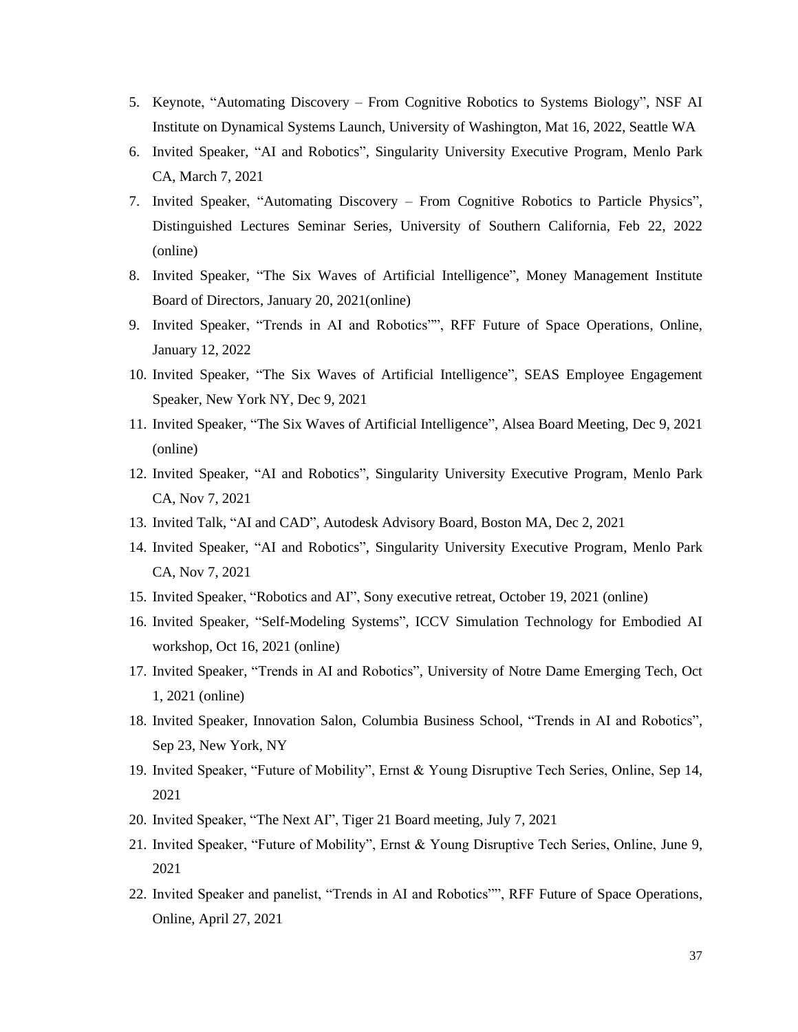5. Keynote, "Automating Discovery – From Cognitive Robotics to Systems Biology", NSF AI Institute on Dynamical Systems Launch, University of Washington, Mat 16, 2022, Seattle WA
6. Invited Speaker, "AI and Robotics", Singularity University Executive Program, Menlo Park CA, March 7, 2021
7. Invited Speaker, "Automating Discovery – From Cognitive Robotics to Particle Physics", Distinguished Lectures Seminar Series, University of Southern California, Feb 22, 2022 (online)
8. Invited Speaker, "The Six Waves of Artificial Intelligence", Money Management Institute Board of Directors, January 20, 2021(online)
9. Invited Speaker, "Trends in AI and Robotics"", RFF Future of Space Operations, Online, January 12, 2022
10. Invited Speaker, "The Six Waves of Artificial Intelligence", SEAS Employee Engagement Speaker, New York NY, Dec 9, 2021
11. Invited Speaker, "The Six Waves of Artificial Intelligence", Alsea Board Meeting, Dec 9, 2021 (online)
12. Invited Speaker, "AI and Robotics", Singularity University Executive Program, Menlo Park CA, Nov 7, 2021
13. Invited Talk, "AI and CAD", Autodesk Advisory Board, Boston MA, Dec 2, 2021
14. Invited Speaker, "AI and Robotics", Singularity University Executive Program, Menlo Park CA, Nov 7, 2021
15. Invited Speaker, "Robotics and AI", Sony executive retreat, October 19, 2021 (online)
16. Invited Speaker, "Self-Modeling Systems", ICCV Simulation Technology for Embodied AI workshop, Oct 16, 2021 (online)
17. Invited Speaker, "Trends in AI and Robotics", University of Notre Dame Emerging Tech, Oct 1, 2021 (online)
18. Invited Speaker, Innovation Salon, Columbia Business School, "Trends in AI and Robotics", Sep 23, New York, NY
19. Invited Speaker, "Future of Mobility", Ernst & Young Disruptive Tech Series, Online, Sep 14, 2021
20. Invited Speaker, "The Next AI", Tiger 21 Board meeting, July 7, 2021
21. Invited Speaker, "Future of Mobility", Ernst & Young Disruptive Tech Series, Online, June 9, 2021
22. Invited Speaker and panelist, "Trends in AI and Robotics"", RFF Future of Space Operations, Online, April 27, 2021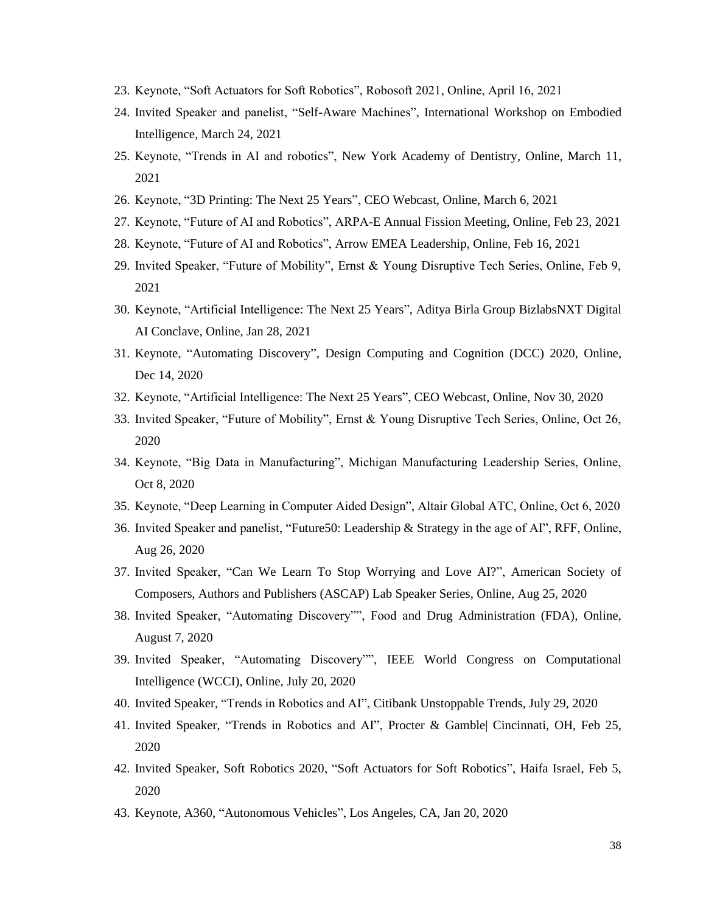23. Keynote, "Soft Actuators for Soft Robotics", Robosoft 2021, Online, April 16, 2021
24. Invited Speaker and panelist, "Self-Aware Machines", International Workshop on Embodied Intelligence, March 24, 2021
25. Keynote, "Trends in AI and robotics", New York Academy of Dentistry, Online, March 11, 2021
26. Keynote, "3D Printing: The Next 25 Years", CEO Webcast, Online, March 6, 2021
27. Keynote, "Future of AI and Robotics", ARPA-E Annual Fission Meeting, Online, Feb 23, 2021
28. Keynote, "Future of AI and Robotics", Arrow EMEA Leadership, Online, Feb 16, 2021
29. Invited Speaker, "Future of Mobility", Ernst & Young Disruptive Tech Series, Online, Feb 9, 2021
30. Keynote, "Artificial Intelligence: The Next 25 Years", Aditya Birla Group BizlabsNXT Digital AI Conclave, Online, Jan 28, 2021
31. Keynote, "Automating Discovery", Design Computing and Cognition (DCC) 2020, Online, Dec 14, 2020
32. Keynote, "Artificial Intelligence: The Next 25 Years", CEO Webcast, Online, Nov 30, 2020
33. Invited Speaker, "Future of Mobility", Ernst & Young Disruptive Tech Series, Online, Oct 26, 2020
34. Keynote, "Big Data in Manufacturing", Michigan Manufacturing Leadership Series, Online, Oct 8, 2020
35. Keynote, "Deep Learning in Computer Aided Design", Altair Global ATC, Online, Oct 6, 2020
36. Invited Speaker and panelist, "Future50: Leadership & Strategy in the age of AI", RFF, Online, Aug 26, 2020
37. Invited Speaker, "Can We Learn To Stop Worrying and Love AI?", American Society of Composers, Authors and Publishers (ASCAP) Lab Speaker Series, Online, Aug 25, 2020
38. Invited Speaker, "Automating Discovery"", Food and Drug Administration (FDA), Online, August 7, 2020
39. Invited Speaker, "Automating Discovery"", IEEE World Congress on Computational Intelligence (WCCI), Online, July 20, 2020
40. Invited Speaker, "Trends in Robotics and AI", Citibank Unstoppable Trends, July 29, 2020
41. Invited Speaker, "Trends in Robotics and AI", Procter & Gamble| Cincinnati, OH, Feb 25, 2020
42. Invited Speaker, Soft Robotics 2020, "Soft Actuators for Soft Robotics", Haifa Israel, Feb 5, 2020
43. Keynote, A360, "Autonomous Vehicles", Los Angeles, CA, Jan 20, 2020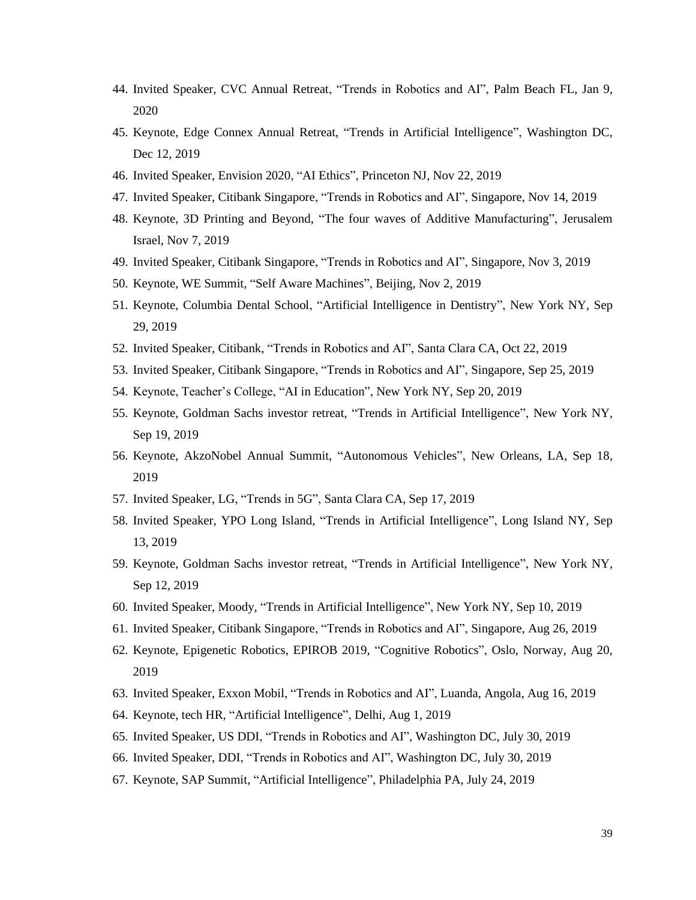44. Invited Speaker, CVC Annual Retreat, “Trends in Robotics and AI”, Palm Beach FL, Jan 9, 2020
45. Keynote, Edge Connex Annual Retreat, “Trends in Artificial Intelligence”, Washington DC, Dec 12, 2019
46. Invited Speaker, Envision 2020, “AI Ethics”, Princeton NJ, Nov 22, 2019
47. Invited Speaker, Citibank Singapore, “Trends in Robotics and AI”, Singapore, Nov 14, 2019
48. Keynote, 3D Printing and Beyond, “The four waves of Additive Manufacturing”, Jerusalem Israel, Nov 7, 2019
49. Invited Speaker, Citibank Singapore, “Trends in Robotics and AI”, Singapore, Nov 3, 2019
50. Keynote, WE Summit, “Self Aware Machines”, Beijing, Nov 2, 2019
51. Keynote, Columbia Dental School, “Artificial Intelligence in Dentistry”, New York NY, Sep 29, 2019
52. Invited Speaker, Citibank, “Trends in Robotics and AI”, Santa Clara CA, Oct 22, 2019
53. Invited Speaker, Citibank Singapore, “Trends in Robotics and AI”, Singapore, Sep 25, 2019
54. Keynote, Teacher’s College, “AI in Education”, New York NY, Sep 20, 2019
55. Keynote, Goldman Sachs investor retreat, “Trends in Artificial Intelligence”, New York NY, Sep 19, 2019
56. Keynote, AkzoNobel Annual Summit, “Autonomous Vehicles”, New Orleans, LA, Sep 18, 2019
57. Invited Speaker, LG, “Trends in 5G”, Santa Clara CA, Sep 17, 2019
58. Invited Speaker, YPO Long Island, “Trends in Artificial Intelligence”, Long Island NY, Sep 13, 2019
59. Keynote, Goldman Sachs investor retreat, “Trends in Artificial Intelligence”, New York NY, Sep 12, 2019
60. Invited Speaker, Moody, “Trends in Artificial Intelligence”, New York NY, Sep 10, 2019
61. Invited Speaker, Citibank Singapore, “Trends in Robotics and AI”, Singapore, Aug 26, 2019
62. Keynote, Epigenetic Robotics, EPIROB 2019, “Cognitive Robotics”, Oslo, Norway, Aug 20, 2019
63. Invited Speaker, Exxon Mobil, “Trends in Robotics and AI”, Luanda, Angola, Aug 16, 2019
64. Keynote, tech HR, “Artificial Intelligence”, Delhi, Aug 1, 2019
65. Invited Speaker, US DDI, “Trends in Robotics and AI”, Washington DC, July 30, 2019
66. Invited Speaker, DDI, “Trends in Robotics and AI”, Washington DC, July 30, 2019
67. Keynote, SAP Summit, “Artificial Intelligence”, Philadelphia PA, July 24, 2019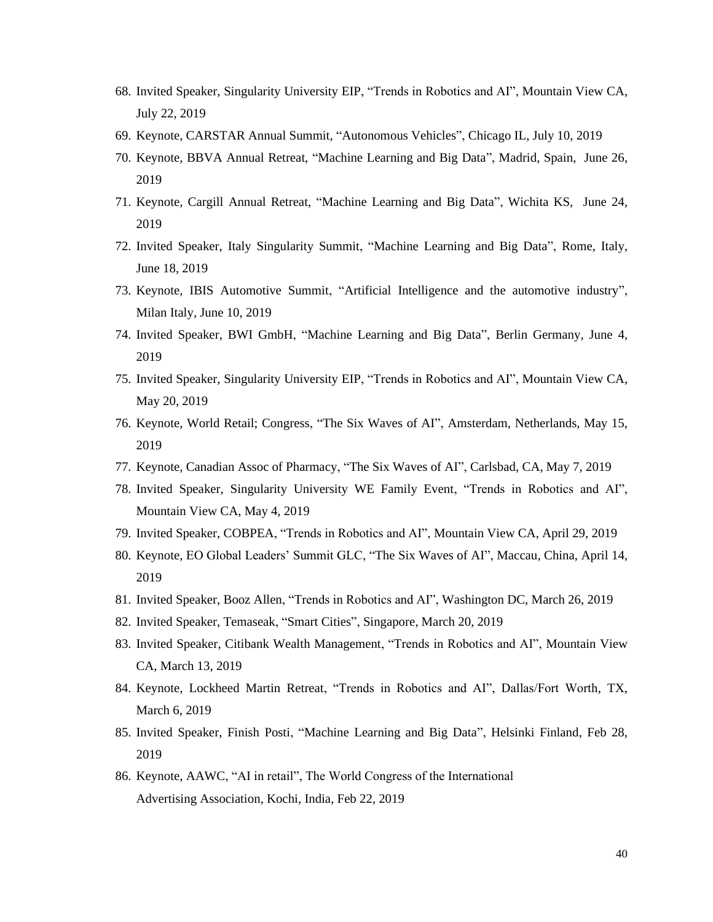68. Invited Speaker, Singularity University EIP, "Trends in Robotics and AI", Mountain View CA, July 22, 2019
69. Keynote, CARSTAR Annual Summit, "Autonomous Vehicles", Chicago IL, July 10, 2019
70. Keynote, BBVA Annual Retreat, "Machine Learning and Big Data", Madrid, Spain, June 26, 2019
71. Keynote, Cargill Annual Retreat, "Machine Learning and Big Data", Wichita KS, June 24, 2019
72. Invited Speaker, Italy Singularity Summit, "Machine Learning and Big Data", Rome, Italy, June 18, 2019
73. Keynote, IBIS Automotive Summit, "Artificial Intelligence and the automotive industry", Milan Italy, June 10, 2019
74. Invited Speaker, BWI GmbH, "Machine Learning and Big Data", Berlin Germany, June 4, 2019
75. Invited Speaker, Singularity University EIP, "Trends in Robotics and AI", Mountain View CA, May 20, 2019
76. Keynote, World Retail; Congress, "The Six Waves of AI", Amsterdam, Netherlands, May 15, 2019
77. Keynote, Canadian Assoc of Pharmacy, "The Six Waves of AI", Carlsbad, CA, May 7, 2019
78. Invited Speaker, Singularity University WE Family Event, "Trends in Robotics and AI", Mountain View CA, May 4, 2019
79. Invited Speaker, COBPEA, "Trends in Robotics and AI", Mountain View CA, April 29, 2019
80. Keynote, EO Global Leaders' Summit GLC, "The Six Waves of AI", Maccau, China, April 14, 2019
81. Invited Speaker, Booz Allen, "Trends in Robotics and AI", Washington DC, March 26, 2019
82. Invited Speaker, Temaseak, "Smart Cities", Singapore, March 20, 2019
83. Invited Speaker, Citibank Wealth Management, "Trends in Robotics and AI", Mountain View CA, March 13, 2019
84. Keynote, Lockheed Martin Retreat, "Trends in Robotics and AI", Dallas/Fort Worth, TX, March 6, 2019
85. Invited Speaker, Finish Posti, "Machine Learning and Big Data", Helsinki Finland, Feb 28, 2019
86. Keynote, AAWC, "AI in retail", The World Congress of the International Advertising Association, Kochi, India, Feb 22, 2019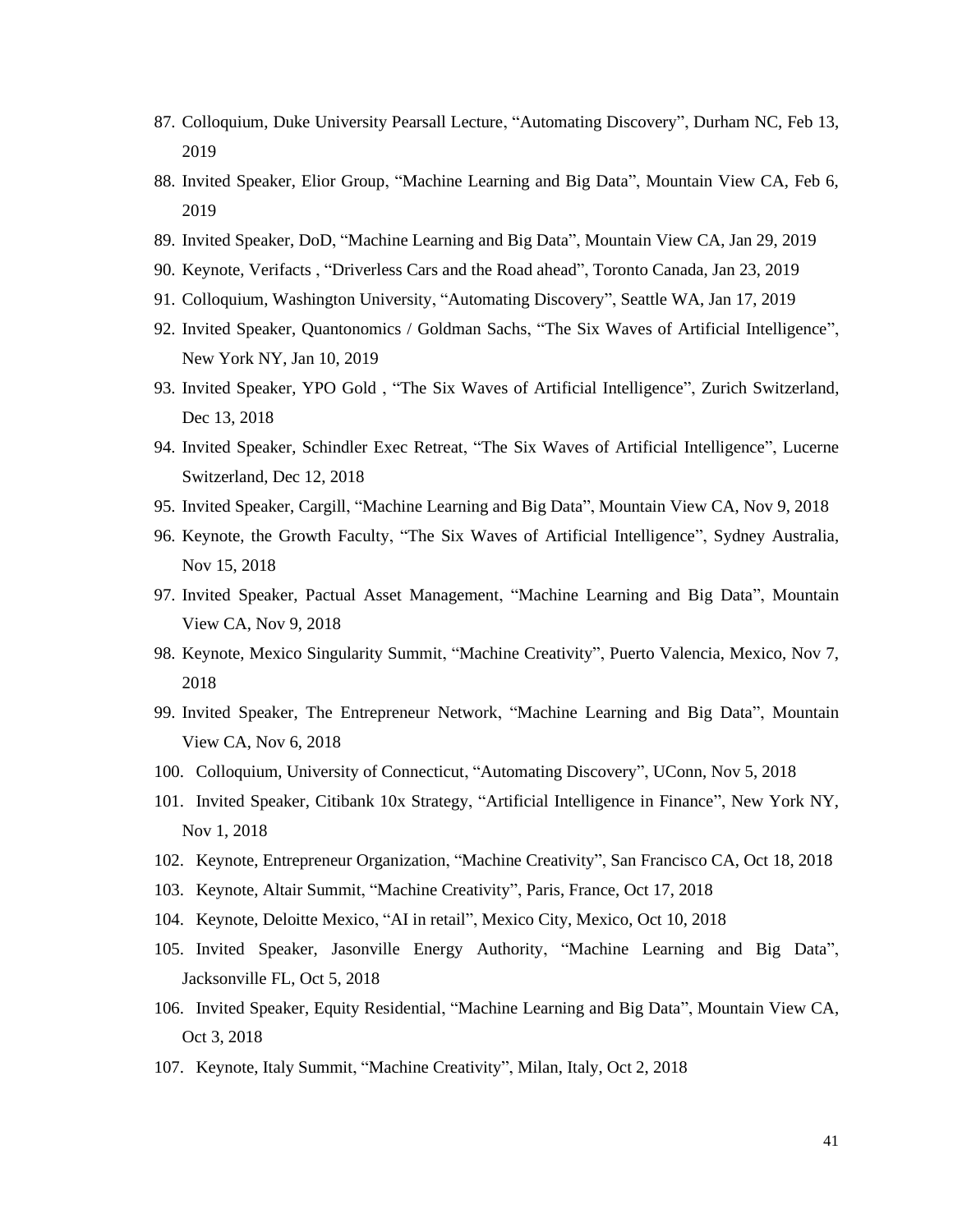87. Colloquium, Duke University Pearsall Lecture, "Automating Discovery", Durham NC, Feb 13, 2019
88. Invited Speaker, Elior Group, "Machine Learning and Big Data", Mountain View CA, Feb 6, 2019
89. Invited Speaker, DoD, "Machine Learning and Big Data", Mountain View CA, Jan 29, 2019
90. Keynote, Verifacts , "Driverless Cars and the Road ahead", Toronto Canada, Jan 23, 2019
91. Colloquium, Washington University, "Automating Discovery", Seattle WA, Jan 17, 2019
92. Invited Speaker, Quantonomics / Goldman Sachs, "The Six Waves of Artificial Intelligence", New York NY, Jan 10, 2019
93. Invited Speaker, YPO Gold , "The Six Waves of Artificial Intelligence", Zurich Switzerland, Dec 13, 2018
94. Invited Speaker, Schindler Exec Retreat, "The Six Waves of Artificial Intelligence", Lucerne Switzerland, Dec 12, 2018
95. Invited Speaker, Cargill, "Machine Learning and Big Data", Mountain View CA, Nov 9, 2018
96. Keynote, the Growth Faculty, "The Six Waves of Artificial Intelligence", Sydney Australia, Nov 15, 2018
97. Invited Speaker, Pactual Asset Management, "Machine Learning and Big Data", Mountain View CA, Nov 9, 2018
98. Keynote, Mexico Singularity Summit, "Machine Creativity", Puerto Valencia, Mexico, Nov 7, 2018
99. Invited Speaker, The Entrepreneur Network, "Machine Learning and Big Data", Mountain View CA, Nov 6, 2018
100. Colloquium, University of Connecticut, "Automating Discovery", UConn, Nov 5, 2018
101. Invited Speaker, Citibank 10x Strategy, "Artificial Intelligence in Finance", New York NY, Nov 1, 2018
102. Keynote, Entrepreneur Organization, "Machine Creativity", San Francisco CA, Oct 18, 2018
103. Keynote, Altair Summit, "Machine Creativity", Paris, France, Oct 17, 2018
104. Keynote, Deloitte Mexico, "AI in retail", Mexico City, Mexico, Oct 10, 2018
105. Invited Speaker, Jasonville Energy Authority, "Machine Learning and Big Data", Jacksonville FL, Oct 5, 2018
106. Invited Speaker, Equity Residential, "Machine Learning and Big Data", Mountain View CA, Oct 3, 2018
107. Keynote, Italy Summit, "Machine Creativity", Milan, Italy, Oct 2, 2018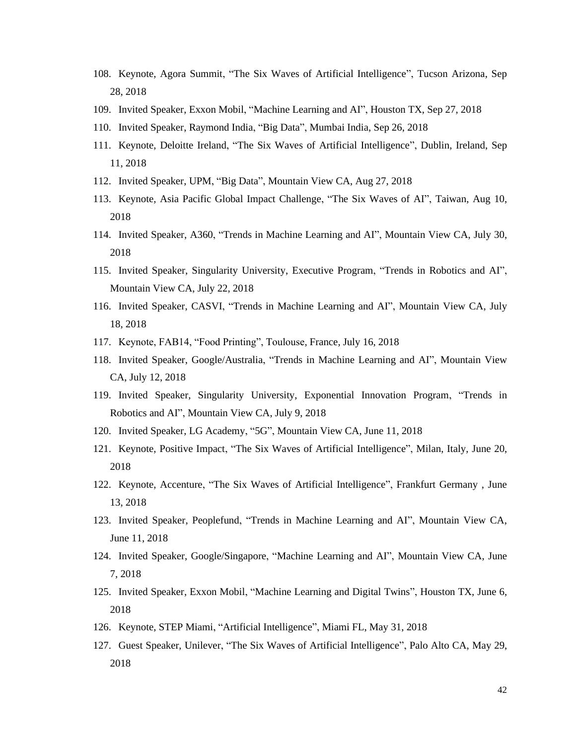108. Keynote, Agora Summit, “The Six Waves of Artificial Intelligence”, Tucson Arizona, Sep 28, 2018
109. Invited Speaker, Exxon Mobil, “Machine Learning and AI”, Houston TX, Sep 27, 2018
110. Invited Speaker, Raymond India, “Big Data”, Mumbai India, Sep 26, 2018
111. Keynote, Deloitte Ireland, “The Six Waves of Artificial Intelligence”, Dublin, Ireland, Sep 11, 2018
112. Invited Speaker, UPM, “Big Data”, Mountain View CA, Aug 27, 2018
113. Keynote, Asia Pacific Global Impact Challenge, “The Six Waves of AI”, Taiwan, Aug 10, 2018
114. Invited Speaker, A360, “Trends in Machine Learning and AI”, Mountain View CA, July 30, 2018
115. Invited Speaker, Singularity University, Executive Program, “Trends in Robotics and AI”, Mountain View CA, July 22, 2018
116. Invited Speaker, CASVI, “Trends in Machine Learning and AI”, Mountain View CA, July 18, 2018
117. Keynote, FAB14, “Food Printing”, Toulouse, France, July 16, 2018
118. Invited Speaker, Google/Australia, “Trends in Machine Learning and AI”, Mountain View CA, July 12, 2018
119. Invited Speaker, Singularity University, Exponential Innovation Program, “Trends in Robotics and AI”, Mountain View CA, July 9, 2018
120. Invited Speaker, LG Academy, “5G”, Mountain View CA, June 11, 2018
121. Keynote, Positive Impact, “The Six Waves of Artificial Intelligence”, Milan, Italy, June 20, 2018
122. Keynote, Accenture, “The Six Waves of Artificial Intelligence”, Frankfurt Germany , June 13, 2018
123. Invited Speaker, Peoplefund, “Trends in Machine Learning and AI”, Mountain View CA, June 11, 2018
124. Invited Speaker, Google/Singapore, “Machine Learning and AI”, Mountain View CA, June 7, 2018
125. Invited Speaker, Exxon Mobil, “Machine Learning and Digital Twins”, Houston TX, June 6, 2018
126. Keynote, STEP Miami, “Artificial Intelligence”, Miami FL, May 31, 2018
127. Guest Speaker, Unilever, “The Six Waves of Artificial Intelligence”, Palo Alto CA, May 29, 2018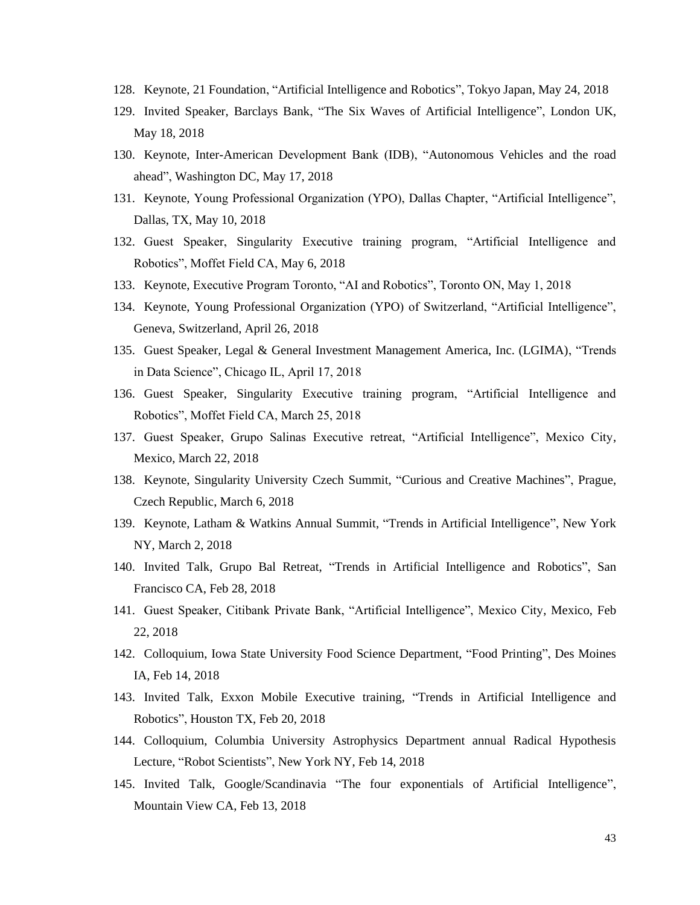128. Keynote, 21 Foundation, “Artificial Intelligence and Robotics”, Tokyo Japan, May 24, 2018
129. Invited Speaker, Barclays Bank, “The Six Waves of Artificial Intelligence”, London UK, May 18, 2018
130. Keynote, Inter-American Development Bank (IDB), “Autonomous Vehicles and the road ahead”, Washington DC, May 17, 2018
131. Keynote, Young Professional Organization (YPO), Dallas Chapter, “Artificial Intelligence”, Dallas, TX, May 10, 2018
132. Guest Speaker, Singularity Executive training program, “Artificial Intelligence and Robotics”, Moffet Field CA, May 6, 2018
133. Keynote, Executive Program Toronto, “AI and Robotics”, Toronto ON, May 1, 2018
134. Keynote, Young Professional Organization (YPO) of Switzerland, “Artificial Intelligence”, Geneva, Switzerland, April 26, 2018
135. Guest Speaker, Legal & General Investment Management America, Inc. (LGIMA), “Trends in Data Science”, Chicago IL, April 17, 2018
136. Guest Speaker, Singularity Executive training program, “Artificial Intelligence and Robotics”, Moffet Field CA, March 25, 2018
137. Guest Speaker, Grupo Salinas Executive retreat, “Artificial Intelligence”, Mexico City, Mexico, March 22, 2018
138. Keynote, Singularity University Czech Summit, “Curious and Creative Machines”, Prague, Czech Republic, March 6, 2018
139. Keynote, Latham & Watkins Annual Summit, “Trends in Artificial Intelligence”, New York NY, March 2, 2018
140. Invited Talk, Grupo Bal Retreat, “Trends in Artificial Intelligence and Robotics”, San Francisco CA, Feb 28, 2018
141. Guest Speaker, Citibank Private Bank, “Artificial Intelligence”, Mexico City, Mexico, Feb 22, 2018
142. Colloquium, Iowa State University Food Science Department, “Food Printing”, Des Moines IA, Feb 14, 2018
143. Invited Talk, Exxon Mobile Executive training, “Trends in Artificial Intelligence and Robotics”, Houston TX, Feb 20, 2018
144. Colloquium, Columbia University Astrophysics Department annual Radical Hypothesis Lecture, “Robot Scientists”, New York NY, Feb 14, 2018
145. Invited Talk, Google/Scandinavia “The four exponentials of Artificial Intelligence”, Mountain View CA, Feb 13, 2018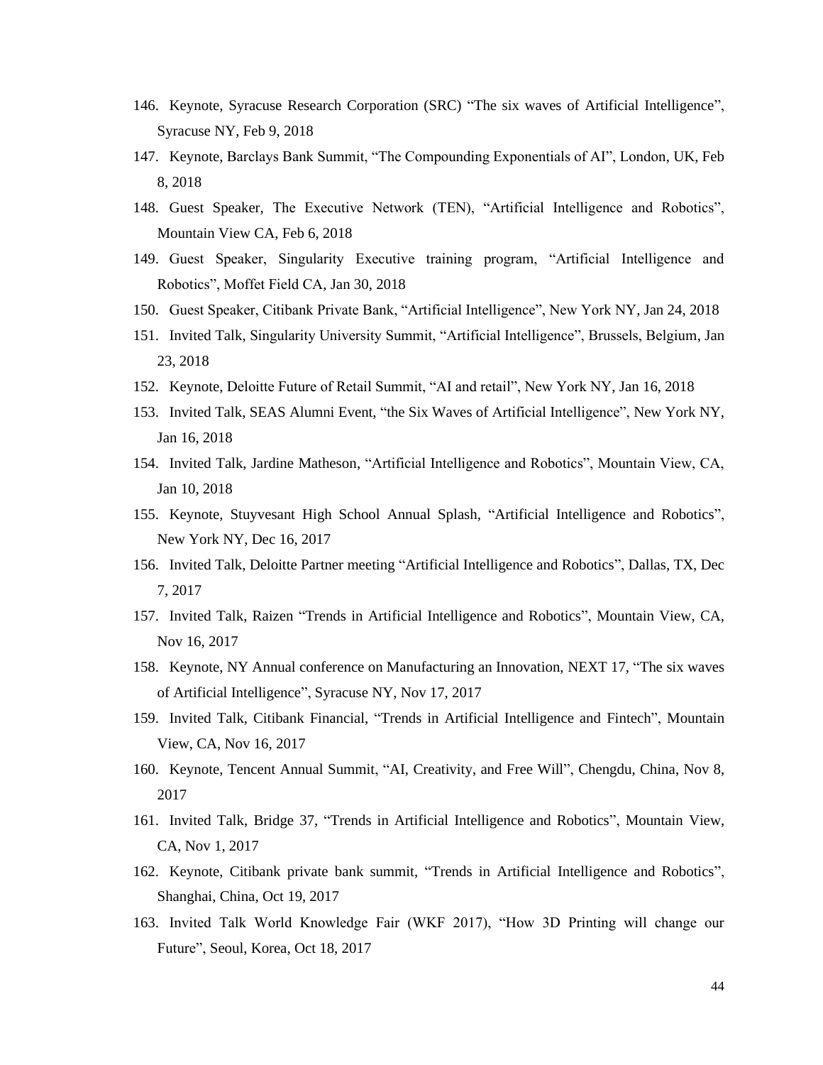146. Keynote, Syracuse Research Corporation (SRC) “The six waves of Artificial Intelligence”, Syracuse NY, Feb 9, 2018
147. Keynote, Barclays Bank Summit, “The Compounding Exponentials of AI”, London, UK, Feb 8, 2018
148. Guest Speaker, The Executive Network (TEN), “Artificial Intelligence and Robotics”, Mountain View CA, Feb 6, 2018
149. Guest Speaker, Singularity Executive training program, “Artificial Intelligence and Robotics”, Moffet Field CA, Jan 30, 2018
150. Guest Speaker, Citibank Private Bank, “Artificial Intelligence”, New York NY, Jan 24, 2018
151. Invited Talk, Singularity University Summit, “Artificial Intelligence”, Brussels, Belgium, Jan 23, 2018
152. Keynote, Deloitte Future of Retail Summit, “AI and retail”, New York NY, Jan 16, 2018
153. Invited Talk, SEAS Alumni Event, “the Six Waves of Artificial Intelligence”, New York NY, Jan 16, 2018
154. Invited Talk, Jardine Matheson, “Artificial Intelligence and Robotics”, Mountain View, CA, Jan 10, 2018
155. Keynote, Stuyvesant High School Annual Splash, “Artificial Intelligence and Robotics”, New York NY, Dec 16, 2017
156. Invited Talk, Deloitte Partner meeting “Artificial Intelligence and Robotics”, Dallas, TX, Dec 7, 2017
157. Invited Talk, Raizen “Trends in Artificial Intelligence and Robotics”, Mountain View, CA, Nov 16, 2017
158. Keynote, NY Annual conference on Manufacturing an Innovation, NEXT 17, “The six waves of Artificial Intelligence”, Syracuse NY, Nov 17, 2017
159. Invited Talk, Citibank Financial, “Trends in Artificial Intelligence and Fintech”, Mountain View, CA, Nov 16, 2017
160. Keynote, Tencent Annual Summit, “AI, Creativity, and Free Will”, Chengdu, China, Nov 8, 2017
161. Invited Talk, Bridge 37, “Trends in Artificial Intelligence and Robotics”, Mountain View, CA, Nov 1, 2017
162. Keynote, Citibank private bank summit, “Trends in Artificial Intelligence and Robotics”, Shanghai, China, Oct 19, 2017
163. Invited Talk World Knowledge Fair (WKF 2017), “How 3D Printing will change our Future”, Seoul, Korea, Oct 18, 2017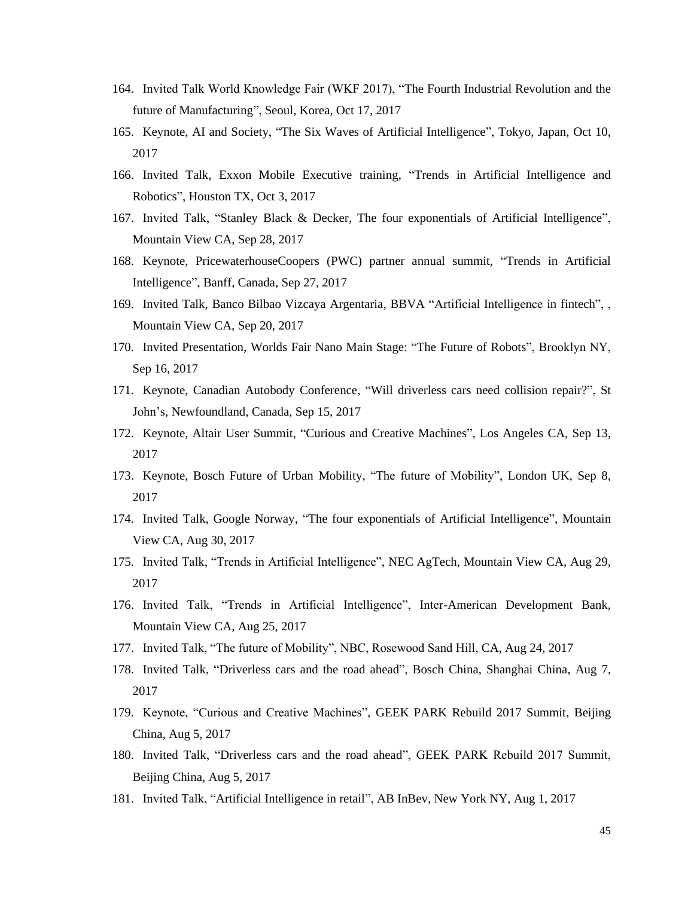164. Invited Talk World Knowledge Fair (WKF 2017), “The Fourth Industrial Revolution and the future of Manufacturing”, Seoul, Korea, Oct 17, 2017
165. Keynote, AI and Society, “The Six Waves of Artificial Intelligence”, Tokyo, Japan, Oct 10, 2017
166. Invited Talk, Exxon Mobile Executive training, “Trends in Artificial Intelligence and Robotics”, Houston TX, Oct 3, 2017
167. Invited Talk, “Stanley Black & Decker, The four exponentials of Artificial Intelligence”, Mountain View CA, Sep 28, 2017
168. Keynote, PricewaterhouseCoopers (PWC) partner annual summit, “Trends in Artificial Intelligence”, Banff, Canada, Sep 27, 2017
169. Invited Talk, Banco Bilbao Vizcaya Argentaria, BBVA “Artificial Intelligence in fintech”, , Mountain View CA, Sep 20, 2017
170. Invited Presentation, Worlds Fair Nano Main Stage: “The Future of Robots”, Brooklyn NY, Sep 16, 2017
171. Keynote, Canadian Autobody Conference, “Will driverless cars need collision repair?”, St John’s, Newfoundland, Canada, Sep 15, 2017
172. Keynote, Altair User Summit, “Curious and Creative Machines”, Los Angeles CA, Sep 13, 2017
173. Keynote, Bosch Future of Urban Mobility, “The future of Mobility”, London UK, Sep 8, 2017
174. Invited Talk, Google Norway, “The four exponentials of Artificial Intelligence”, Mountain View CA, Aug 30, 2017
175. Invited Talk, “Trends in Artificial Intelligence”, NEC AgTech, Mountain View CA, Aug 29, 2017
176. Invited Talk, “Trends in Artificial Intelligence”, Inter-American Development Bank, Mountain View CA, Aug 25, 2017
177. Invited Talk, “The future of Mobility”, NBC, Rosewood Sand Hill, CA, Aug 24, 2017
178. Invited Talk, “Driverless cars and the road ahead”, Bosch China, Shanghai China, Aug 7, 2017
179. Keynote, “Curious and Creative Machines”, GEEK PARK Rebuild 2017 Summit, Beijing China, Aug 5, 2017
180. Invited Talk, “Driverless cars and the road ahead”, GEEK PARK Rebuild 2017 Summit, Beijing China, Aug 5, 2017
181. Invited Talk, “Artificial Intelligence in retail”, AB InBev, New York NY, Aug 1, 2017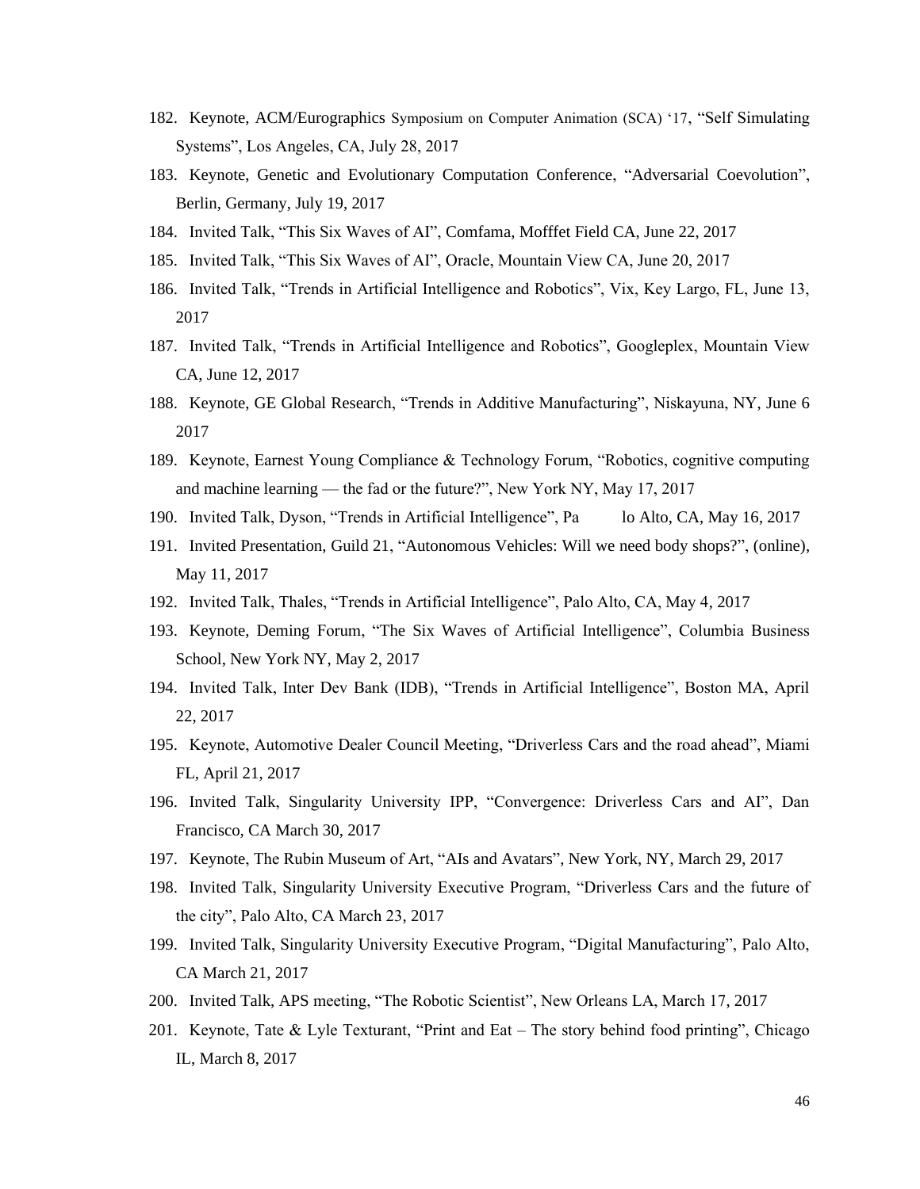182. Keynote, ACM/Eurographics Symposium on Computer Animation (SCA) '17, "Self Simulating Systems", Los Angeles, CA, July 28, 2017
183. Keynote, Genetic and Evolutionary Computation Conference, "Adversarial Coevolution", Berlin, Germany, July 19, 2017
184. Invited Talk, "This Six Waves of AI", Comfama, Mofffet Field CA, June 22, 2017
185. Invited Talk, "This Six Waves of AI", Oracle, Mountain View CA, June 20, 2017
186. Invited Talk, "Trends in Artificial Intelligence and Robotics", Vix, Key Largo, FL, June 13, 2017
187. Invited Talk, "Trends in Artificial Intelligence and Robotics", Googleplex, Mountain View CA, June 12, 2017
188. Keynote, GE Global Research, "Trends in Additive Manufacturing", Niskayuna, NY, June 6 2017
189. Keynote, Earnest Young Compliance & Technology Forum, "Robotics, cognitive computing and machine learning — the fad or the future?", New York NY, May 17, 2017
190. Invited Talk, Dyson, "Trends in Artificial Intelligence", Pa lo Alto, CA, May 16, 2017
191. Invited Presentation, Guild 21, "Autonomous Vehicles: Will we need body shops?", (online), May 11, 2017
192. Invited Talk, Thales, "Trends in Artificial Intelligence", Palo Alto, CA, May 4, 2017
193. Keynote, Deming Forum, "The Six Waves of Artificial Intelligence", Columbia Business School, New York NY, May 2, 2017
194. Invited Talk, Inter Dev Bank (IDB), "Trends in Artificial Intelligence", Boston MA, April 22, 2017
195. Keynote, Automotive Dealer Council Meeting, "Driverless Cars and the road ahead", Miami FL, April 21, 2017
196. Invited Talk, Singularity University IPP, "Convergence: Driverless Cars and AI", Dan Francisco, CA March 30, 2017
197. Keynote, The Rubin Museum of Art, "AIs and Avatars", New York, NY, March 29, 2017
198. Invited Talk, Singularity University Executive Program, "Driverless Cars and the future of the city", Palo Alto, CA March 23, 2017
199. Invited Talk, Singularity University Executive Program, "Digital Manufacturing", Palo Alto, CA March 21, 2017
200. Invited Talk, APS meeting, "The Robotic Scientist", New Orleans LA, March 17, 2017
201. Keynote, Tate & Lyle Texturant, "Print and Eat – The story behind food printing", Chicago IL, March 8, 2017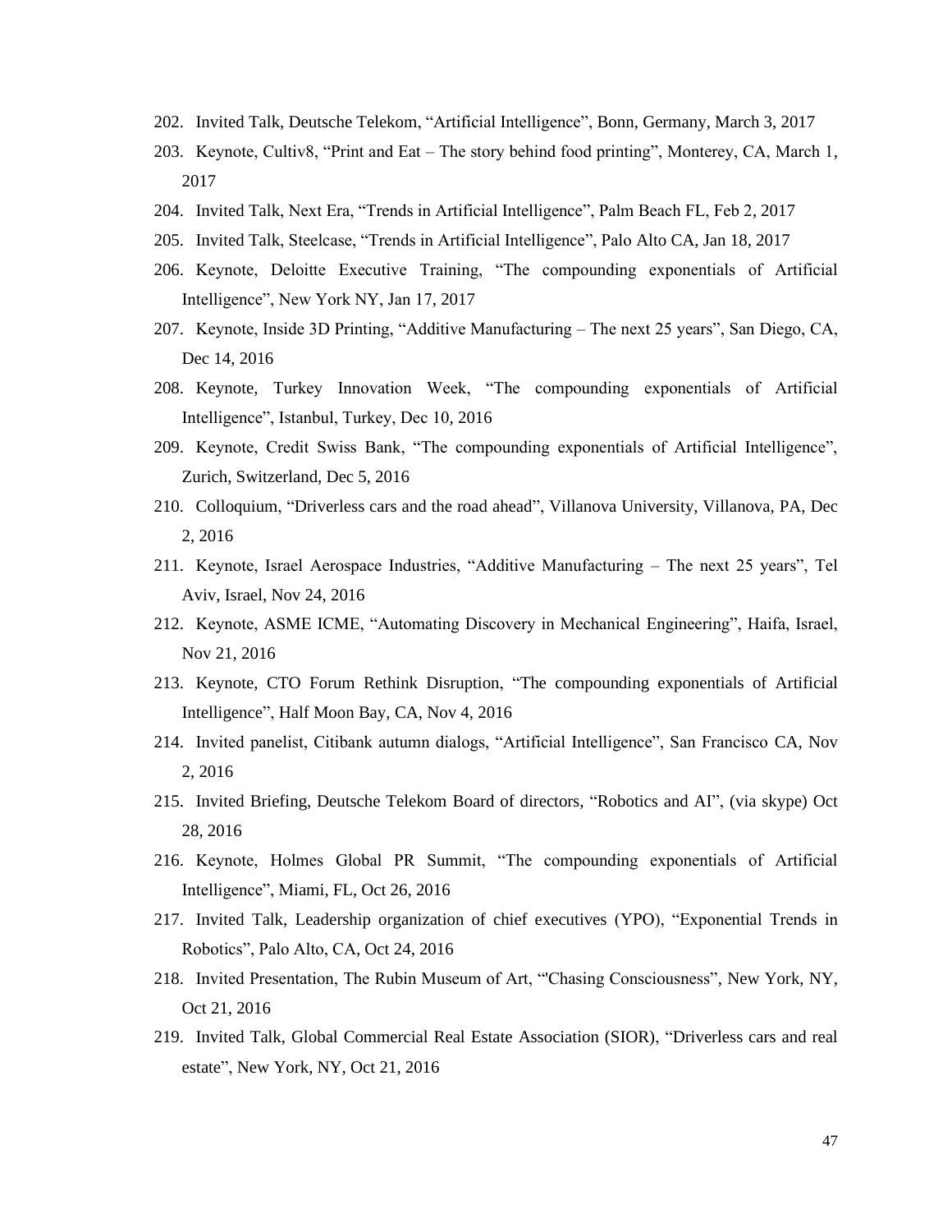202. Invited Talk, Deutsche Telekom, "Artificial Intelligence", Bonn, Germany, March 3, 2017
203. Keynote, Cultiv8, "Print and Eat – The story behind food printing", Monterey, CA, March 1, 2017
204. Invited Talk, Next Era, "Trends in Artificial Intelligence", Palm Beach FL, Feb 2, 2017
205. Invited Talk, Steelcase, "Trends in Artificial Intelligence", Palo Alto CA, Jan 18, 2017
206. Keynote, Deloitte Executive Training, "The compounding exponentials of Artificial Intelligence", New York NY, Jan 17, 2017
207. Keynote, Inside 3D Printing, "Additive Manufacturing – The next 25 years", San Diego, CA, Dec 14, 2016
208. Keynote, Turkey Innovation Week, "The compounding exponentials of Artificial Intelligence", Istanbul, Turkey, Dec 10, 2016
209. Keynote, Credit Swiss Bank, "The compounding exponentials of Artificial Intelligence", Zurich, Switzerland, Dec 5, 2016
210. Colloquium, "Driverless cars and the road ahead", Villanova University, Villanova, PA, Dec 2, 2016
211. Keynote, Israel Aerospace Industries, "Additive Manufacturing – The next 25 years", Tel Aviv, Israel, Nov 24, 2016
212. Keynote, ASME ICME, "Automating Discovery in Mechanical Engineering", Haifa, Israel, Nov 21, 2016
213. Keynote, CTO Forum Rethink Disruption, "The compounding exponentials of Artificial Intelligence", Half Moon Bay, CA, Nov 4, 2016
214. Invited panelist, Citibank autumn dialogs, "Artificial Intelligence", San Francisco CA, Nov 2, 2016
215. Invited Briefing, Deutsche Telekom Board of directors, "Robotics and AI", (via skype) Oct 28, 2016
216. Keynote, Holmes Global PR Summit, "The compounding exponentials of Artificial Intelligence", Miami, FL, Oct 26, 2016
217. Invited Talk, Leadership organization of chief executives (YPO), "Exponential Trends in Robotics", Palo Alto, CA, Oct 24, 2016
218. Invited Presentation, The Rubin Museum of Art, "'Chasing Consciousness", New York, NY, Oct 21, 2016
219. Invited Talk, Global Commercial Real Estate Association (SIOR), "Driverless cars and real estate", New York, NY, Oct 21, 2016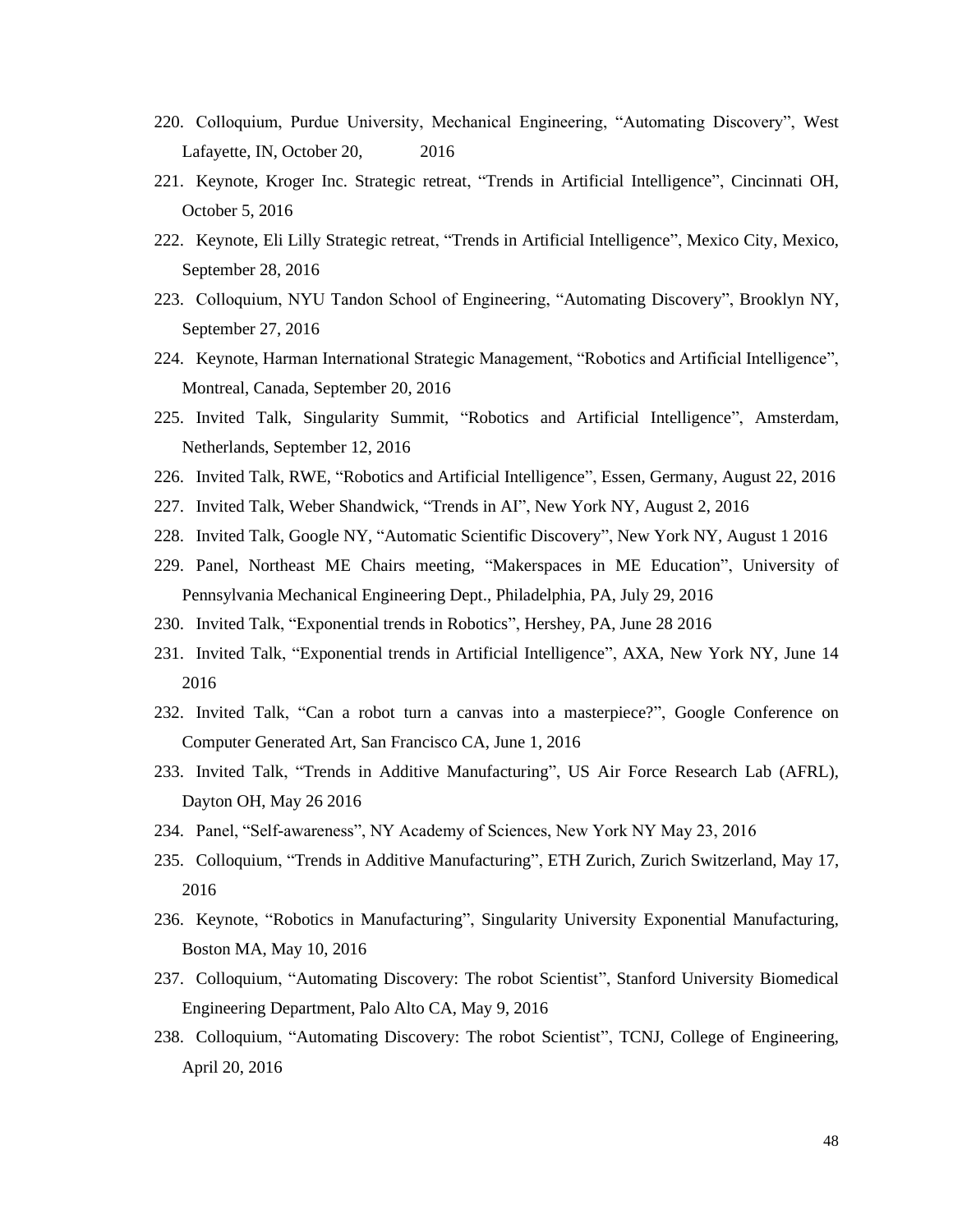220. Colloquium, Purdue University, Mechanical Engineering, “Automating Discovery”, West Lafayette, IN, October 20, 2016
221. Keynote, Kroger Inc. Strategic retreat, “Trends in Artificial Intelligence”, Cincinnati OH, October 5, 2016
222. Keynote, Eli Lilly Strategic retreat, “Trends in Artificial Intelligence”, Mexico City, Mexico, September 28, 2016
223. Colloquium, NYU Tandon School of Engineering, “Automating Discovery”, Brooklyn NY, September 27, 2016
224. Keynote, Harman International Strategic Management, “Robotics and Artificial Intelligence”, Montreal, Canada, September 20, 2016
225. Invited Talk, Singularity Summit, “Robotics and Artificial Intelligence”, Amsterdam, Netherlands, September 12, 2016
226. Invited Talk, RWE, “Robotics and Artificial Intelligence”, Essen, Germany, August 22, 2016
227. Invited Talk, Weber Shandwick, “Trends in AI”, New York NY, August 2, 2016
228. Invited Talk, Google NY, “Automatic Scientific Discovery”, New York NY, August 1 2016
229. Panel, Northeast ME Chairs meeting, “Makerspaces in ME Education”, University of Pennsylvania Mechanical Engineering Dept., Philadelphia, PA, July 29, 2016
230. Invited Talk, “Exponential trends in Robotics”, Hershey, PA, June 28 2016
231. Invited Talk, “Exponential trends in Artificial Intelligence”, AXA, New York NY, June 14 2016
232. Invited Talk, “Can a robot turn a canvas into a masterpiece?”, Google Conference on Computer Generated Art, San Francisco CA, June 1, 2016
233. Invited Talk, “Trends in Additive Manufacturing”, US Air Force Research Lab (AFRL), Dayton OH, May 26 2016
234. Panel, “Self-awareness”, NY Academy of Sciences, New York NY May 23, 2016
235. Colloquium, “Trends in Additive Manufacturing”, ETH Zurich, Zurich Switzerland, May 17, 2016
236. Keynote, “Robotics in Manufacturing”, Singularity University Exponential Manufacturing, Boston MA, May 10, 2016
237. Colloquium, “Automating Discovery: The robot Scientist”, Stanford University Biomedical Engineering Department, Palo Alto CA, May 9, 2016
238. Colloquium, “Automating Discovery: The robot Scientist”, TCNJ, College of Engineering, April 20, 2016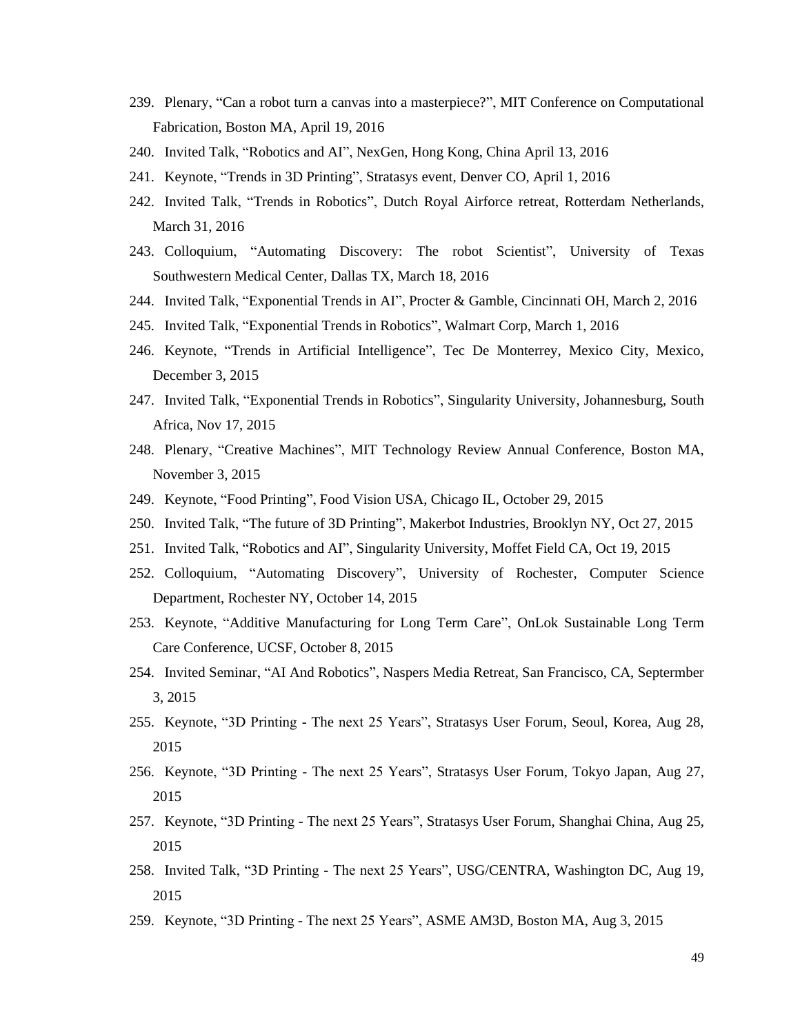239. Plenary, "Can a robot turn a canvas into a masterpiece?", MIT Conference on Computational Fabrication, Boston MA, April 19, 2016
240. Invited Talk, "Robotics and AI", NexGen, Hong Kong, China April 13, 2016
241. Keynote, "Trends in 3D Printing", Stratasys event, Denver CO, April 1, 2016
242. Invited Talk, "Trends in Robotics", Dutch Royal Airforce retreat, Rotterdam Netherlands, March 31, 2016
243. Colloquium, "Automating Discovery: The robot Scientist", University of Texas Southwestern Medical Center, Dallas TX, March 18, 2016
244. Invited Talk, "Exponential Trends in AI", Procter & Gamble, Cincinnati OH, March 2, 2016
245. Invited Talk, "Exponential Trends in Robotics", Walmart Corp, March 1, 2016
246. Keynote, "Trends in Artificial Intelligence", Tec De Monterrey, Mexico City, Mexico, December 3, 2015
247. Invited Talk, "Exponential Trends in Robotics", Singularity University, Johannesburg, South Africa, Nov 17, 2015
248. Plenary, "Creative Machines", MIT Technology Review Annual Conference, Boston MA, November 3, 2015
249. Keynote, "Food Printing", Food Vision USA, Chicago IL, October 29, 2015
250. Invited Talk, "The future of 3D Printing", Makerbot Industries, Brooklyn NY, Oct 27, 2015
251. Invited Talk, "Robotics and AI", Singularity University, Moffet Field CA, Oct 19, 2015
252. Colloquium, "Automating Discovery", University of Rochester, Computer Science Department, Rochester NY, October 14, 2015
253. Keynote, "Additive Manufacturing for Long Term Care", OnLok Sustainable Long Term Care Conference, UCSF, October 8, 2015
254. Invited Seminar, "AI And Robotics", Naspers Media Retreat, San Francisco, CA, Septermber 3, 2015
255. Keynote, "3D Printing - The next 25 Years", Stratasys User Forum, Seoul, Korea, Aug 28, 2015
256. Keynote, "3D Printing - The next 25 Years", Stratasys User Forum, Tokyo Japan, Aug 27, 2015
257. Keynote, "3D Printing - The next 25 Years", Stratasys User Forum, Shanghai China, Aug 25, 2015
258. Invited Talk, "3D Printing - The next 25 Years", USG/CENTRA, Washington DC, Aug 19, 2015
259. Keynote, "3D Printing - The next 25 Years", ASME AM3D, Boston MA, Aug 3, 2015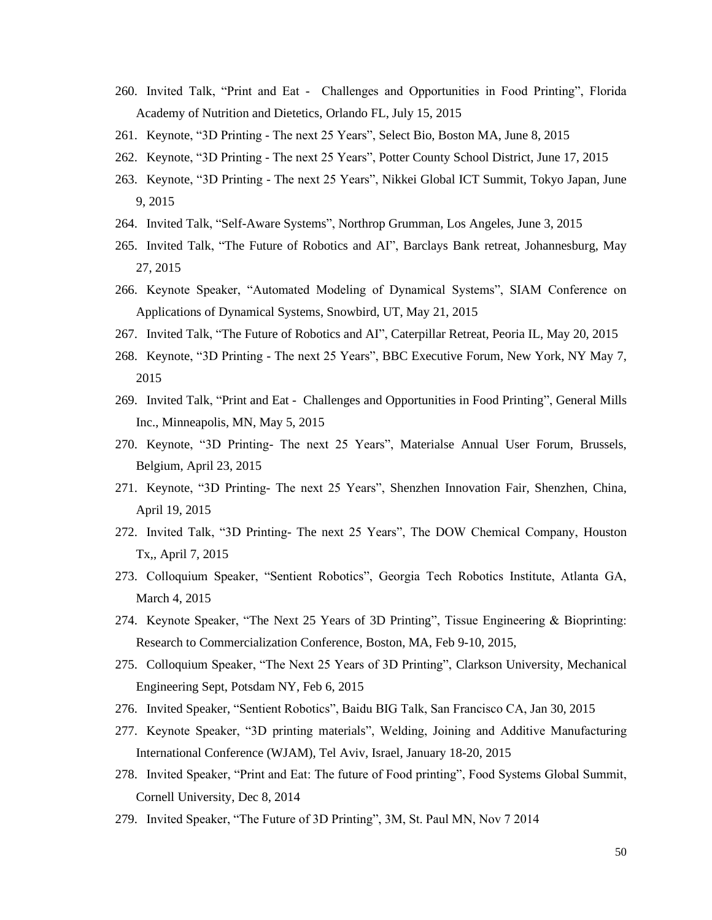260. Invited Talk, “Print and Eat - Challenges and Opportunities in Food Printing”, Florida Academy of Nutrition and Dietetics, Orlando FL, July 15, 2015
261. Keynote, “3D Printing - The next 25 Years”, Select Bio, Boston MA, June 8, 2015
262. Keynote, “3D Printing - The next 25 Years”, Potter County School District, June 17, 2015
263. Keynote, “3D Printing - The next 25 Years”, Nikkei Global ICT Summit, Tokyo Japan, June 9, 2015
264. Invited Talk, “Self-Aware Systems”, Northrop Grumman, Los Angeles, June 3, 2015
265. Invited Talk, “The Future of Robotics and AI”, Barclays Bank retreat, Johannesburg, May 27, 2015
266. Keynote Speaker, “Automated Modeling of Dynamical Systems”, SIAM Conference on Applications of Dynamical Systems, Snowbird, UT, May 21, 2015
267. Invited Talk, “The Future of Robotics and AI”, Caterpillar Retreat, Peoria IL, May 20, 2015
268. Keynote, “3D Printing - The next 25 Years”, BBC Executive Forum, New York, NY May 7, 2015
269. Invited Talk, “Print and Eat - Challenges and Opportunities in Food Printing”, General Mills Inc., Minneapolis, MN, May 5, 2015
270. Keynote, “3D Printing- The next 25 Years”, Materialse Annual User Forum, Brussels, Belgium, April 23, 2015
271. Keynote, “3D Printing- The next 25 Years”, Shenzhen Innovation Fair, Shenzhen, China, April 19, 2015
272. Invited Talk, “3D Printing- The next 25 Years”, The DOW Chemical Company, Houston Tx,, April 7, 2015
273. Colloquium Speaker, “Sentient Robotics”, Georgia Tech Robotics Institute, Atlanta GA, March 4, 2015
274. Keynote Speaker, “The Next 25 Years of 3D Printing”, Tissue Engineering & Bioprinting: Research to Commercialization Conference, Boston, MA, Feb 9-10, 2015,
275. Colloquium Speaker, “The Next 25 Years of 3D Printing”, Clarkson University, Mechanical Engineering Sept, Potsdam NY, Feb 6, 2015
276. Invited Speaker, “Sentient Robotics”, Baidu BIG Talk, San Francisco CA, Jan 30, 2015
277. Keynote Speaker, “3D printing materials”, Welding, Joining and Additive Manufacturing International Conference (WJAM), Tel Aviv, Israel, January 18-20, 2015
278. Invited Speaker, “Print and Eat: The future of Food printing”, Food Systems Global Summit, Cornell University, Dec 8, 2014
279. Invited Speaker, “The Future of 3D Printing”, 3M, St. Paul MN, Nov 7 2014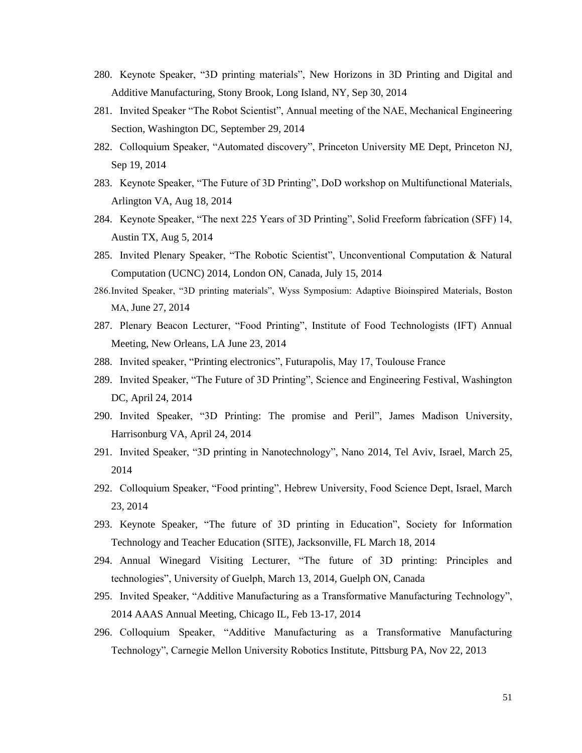280. Keynote Speaker, "3D printing materials", New Horizons in 3D Printing and Digital and Additive Manufacturing, Stony Brook, Long Island, NY, Sep 30, 2014
281. Invited Speaker "The Robot Scientist", Annual meeting of the NAE, Mechanical Engineering Section, Washington DC, September 29, 2014
282. Colloquium Speaker, "Automated discovery", Princeton University ME Dept, Princeton NJ, Sep 19, 2014
283. Keynote Speaker, "The Future of 3D Printing", DoD workshop on Multifunctional Materials, Arlington VA, Aug 18, 2014
284. Keynote Speaker, "The next 225 Years of 3D Printing", Solid Freeform fabrication (SFF) 14, Austin TX, Aug 5, 2014
285. Invited Plenary Speaker, "The Robotic Scientist", Unconventional Computation & Natural Computation (UCNC) 2014, London ON, Canada, July 15, 2014
286. Invited Speaker, "3D printing materials", Wyss Symposium: Adaptive Bioinspired Materials, Boston MA, June 27, 2014
287. Plenary Beacon Lecturer, "Food Printing", Institute of Food Technologists (IFT) Annual Meeting, New Orleans, LA June 23, 2014
288. Invited speaker, "Printing electronics", Futurapolis, May 17, Toulouse France
289. Invited Speaker, "The Future of 3D Printing", Science and Engineering Festival, Washington DC, April 24, 2014
290. Invited Speaker, "3D Printing: The promise and Peril", James Madison University, Harrisonburg VA, April 24, 2014
291. Invited Speaker, "3D printing in Nanotechnology", Nano 2014, Tel Aviv, Israel, March 25, 2014
292. Colloquium Speaker, "Food printing", Hebrew University, Food Science Dept, Israel, March 23, 2014
293. Keynote Speaker, "The future of 3D printing in Education", Society for Information Technology and Teacher Education (SITE), Jacksonville, FL March 18, 2014
294. Annual Winegard Visiting Lecturer, "The future of 3D printing: Principles and technologies", University of Guelph, March 13, 2014, Guelph ON, Canada
295. Invited Speaker, "Additive Manufacturing as a Transformative Manufacturing Technology", 2014 AAAS Annual Meeting, Chicago IL, Feb 13-17, 2014
296. Colloquium Speaker, "Additive Manufacturing as a Transformative Manufacturing Technology", Carnegie Mellon University Robotics Institute, Pittsburg PA, Nov 22, 2013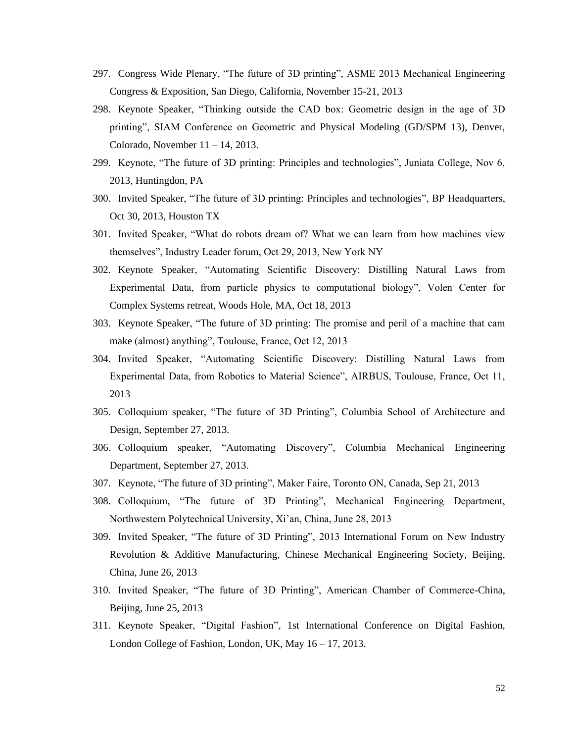297. Congress Wide Plenary, “The future of 3D printing”, ASME 2013 Mechanical Engineering Congress & Exposition, San Diego, California, November 15-21, 2013
298. Keynote Speaker, “Thinking outside the CAD box: Geometric design in the age of 3D printing”, SIAM Conference on Geometric and Physical Modeling (GD/SPM 13), Denver, Colorado, November 11 – 14, 2013.
299. Keynote, “The future of 3D printing: Principles and technologies”, Juniata College, Nov 6, 2013, Huntingdon, PA
300. Invited Speaker, “The future of 3D printing: Principles and technologies”, BP Headquarters, Oct 30, 2013, Houston TX
301. Invited Speaker, “What do robots dream of? What we can learn from how machines view themselves”, Industry Leader forum, Oct 29, 2013, New York NY
302. Keynote Speaker, “Automating Scientific Discovery: Distilling Natural Laws from Experimental Data, from particle physics to computational biology”, Volen Center for Complex Systems retreat, Woods Hole, MA, Oct 18, 2013
303. Keynote Speaker, “The future of 3D printing: The promise and peril of a machine that cam make (almost) anything”, Toulouse, France, Oct 12, 2013
304. Invited Speaker, “Automating Scientific Discovery: Distilling Natural Laws from Experimental Data, from Robotics to Material Science”, AIRBUS, Toulouse, France, Oct 11, 2013
305. Colloquium speaker, “The future of 3D Printing”, Columbia School of Architecture and Design, September 27, 2013.
306. Colloquium speaker, “Automating Discovery”, Columbia Mechanical Engineering Department, September 27, 2013.
307. Keynote, “The future of 3D printing”, Maker Faire, Toronto ON, Canada, Sep 21, 2013
308. Colloquium, “The future of 3D Printing”, Mechanical Engineering Department, Northwestern Polytechnical University, Xi’an, China, June 28, 2013
309. Invited Speaker, “The future of 3D Printing”, 2013 International Forum on New Industry Revolution & Additive Manufacturing, Chinese Mechanical Engineering Society, Beijing, China, June 26, 2013
310. Invited Speaker, “The future of 3D Printing”, American Chamber of Commerce-China, Beijing, June 25, 2013
311. Keynote Speaker, “Digital Fashion”, 1st International Conference on Digital Fashion, London College of Fashion, London, UK, May 16 – 17, 2013.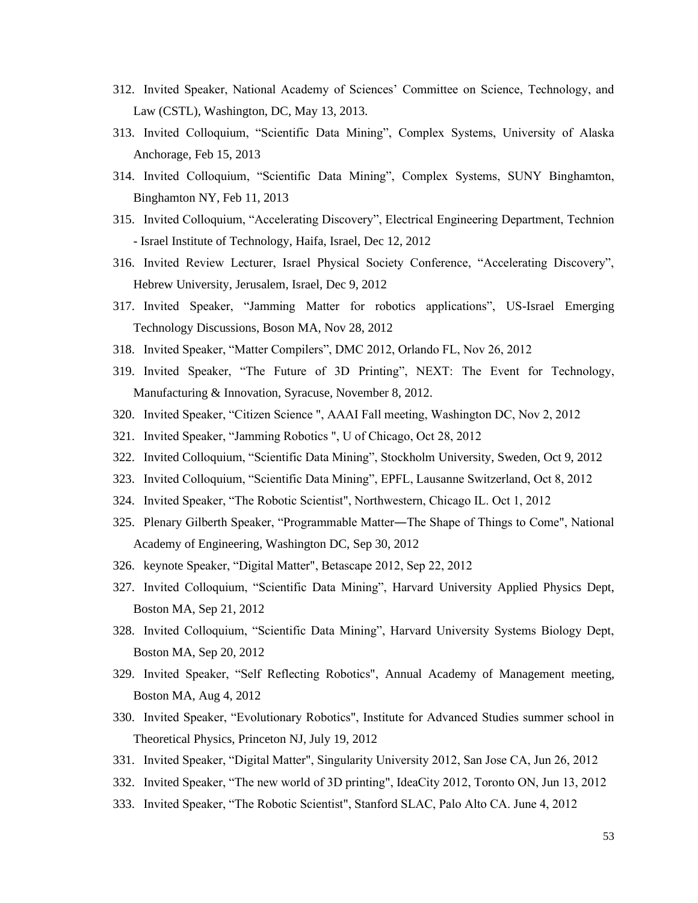312. Invited Speaker, National Academy of Sciences' Committee on Science, Technology, and Law (CSTL), Washington, DC, May 13, 2013.
313. Invited Colloquium, "Scientific Data Mining", Complex Systems, University of Alaska Anchorage, Feb 15, 2013
314. Invited Colloquium, "Scientific Data Mining", Complex Systems, SUNY Binghamton, Binghamton NY, Feb 11, 2013
315. Invited Colloquium, "Accelerating Discovery", Electrical Engineering Department, Technion - Israel Institute of Technology, Haifa, Israel, Dec 12, 2012
316. Invited Review Lecturer, Israel Physical Society Conference, "Accelerating Discovery", Hebrew University, Jerusalem, Israel, Dec 9, 2012
317. Invited Speaker, "Jamming Matter for robotics applications", US-Israel Emerging Technology Discussions, Boson MA, Nov 28, 2012
318. Invited Speaker, "Matter Compilers", DMC 2012, Orlando FL, Nov 26, 2012
319. Invited Speaker, "The Future of 3D Printing", NEXT: The Event for Technology, Manufacturing & Innovation, Syracuse, November 8, 2012.
320. Invited Speaker, "Citizen Science ", AAAI Fall meeting, Washington DC, Nov 2, 2012
321. Invited Speaker, "Jamming Robotics ", U of Chicago, Oct 28, 2012
322. Invited Colloquium, "Scientific Data Mining", Stockholm University, Sweden, Oct 9, 2012
323. Invited Colloquium, "Scientific Data Mining", EPFL, Lausanne Switzerland, Oct 8, 2012
324. Invited Speaker, "The Robotic Scientist", Northwestern, Chicago IL. Oct 1, 2012
325. Plenary Gilberth Speaker, "Programmable Matter―The Shape of Things to Come", National Academy of Engineering, Washington DC, Sep 30, 2012
326. keynote Speaker, "Digital Matter", Betascape 2012, Sep 22, 2012
327. Invited Colloquium, "Scientific Data Mining", Harvard University Applied Physics Dept, Boston MA, Sep 21, 2012
328. Invited Colloquium, "Scientific Data Mining", Harvard University Systems Biology Dept, Boston MA, Sep 20, 2012
329. Invited Speaker, "Self Reflecting Robotics", Annual Academy of Management meeting, Boston MA, Aug 4, 2012
330. Invited Speaker, "Evolutionary Robotics", Institute for Advanced Studies summer school in Theoretical Physics, Princeton NJ, July 19, 2012
331. Invited Speaker, "Digital Matter", Singularity University 2012, San Jose CA, Jun 26, 2012
332. Invited Speaker, "The new world of 3D printing", IdeaCity 2012, Toronto ON, Jun 13, 2012
333. Invited Speaker, "The Robotic Scientist", Stanford SLAC, Palo Alto CA. June 4, 2012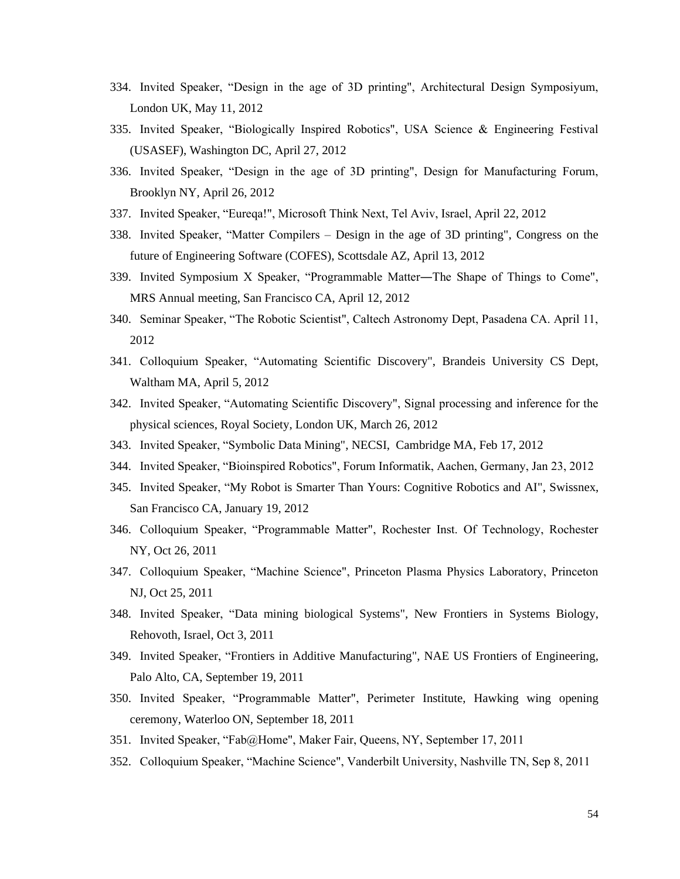334. Invited Speaker, “Design in the age of 3D printing", Architectural Design Symposiyum, London UK, May 11, 2012
335. Invited Speaker, “Biologically Inspired Robotics", USA Science & Engineering Festival (USASEF), Washington DC, April 27, 2012
336. Invited Speaker, “Design in the age of 3D printing", Design for Manufacturing Forum, Brooklyn NY, April 26, 2012
337. Invited Speaker, “Eureqa!", Microsoft Think Next, Tel Aviv, Israel, April 22, 2012
338. Invited Speaker, “Matter Compilers – Design in the age of 3D printing", Congress on the future of Engineering Software (COFES), Scottsdale AZ, April 13, 2012
339. Invited Symposium X Speaker, “Programmable Matter—The Shape of Things to Come", MRS Annual meeting, San Francisco CA, April 12, 2012
340. Seminar Speaker, “The Robotic Scientist", Caltech Astronomy Dept, Pasadena CA. April 11, 2012
341. Colloquium Speaker, “Automating Scientific Discovery", Brandeis University CS Dept, Waltham MA, April 5, 2012
342. Invited Speaker, “Automating Scientific Discovery", Signal processing and inference for the physical sciences, Royal Society, London UK, March 26, 2012
343. Invited Speaker, “Symbolic Data Mining", NECSI, Cambridge MA, Feb 17, 2012
344. Invited Speaker, “Bioinspired Robotics", Forum Informatik, Aachen, Germany, Jan 23, 2012
345. Invited Speaker, “My Robot is Smarter Than Yours: Cognitive Robotics and AI", Swissnex, San Francisco CA, January 19, 2012
346. Colloquium Speaker, “Programmable Matter", Rochester Inst. Of Technology, Rochester NY, Oct 26, 2011
347. Colloquium Speaker, “Machine Science", Princeton Plasma Physics Laboratory, Princeton NJ, Oct 25, 2011
348. Invited Speaker, “Data mining biological Systems", New Frontiers in Systems Biology, Rehovoth, Israel, Oct 3, 2011
349. Invited Speaker, “Frontiers in Additive Manufacturing", NAE US Frontiers of Engineering, Palo Alto, CA, September 19, 2011
350. Invited Speaker, “Programmable Matter", Perimeter Institute, Hawking wing opening ceremony, Waterloo ON, September 18, 2011
351. Invited Speaker, “Fab@Home", Maker Fair, Queens, NY, September 17, 2011
352. Colloquium Speaker, “Machine Science", Vanderbilt University, Nashville TN, Sep 8, 2011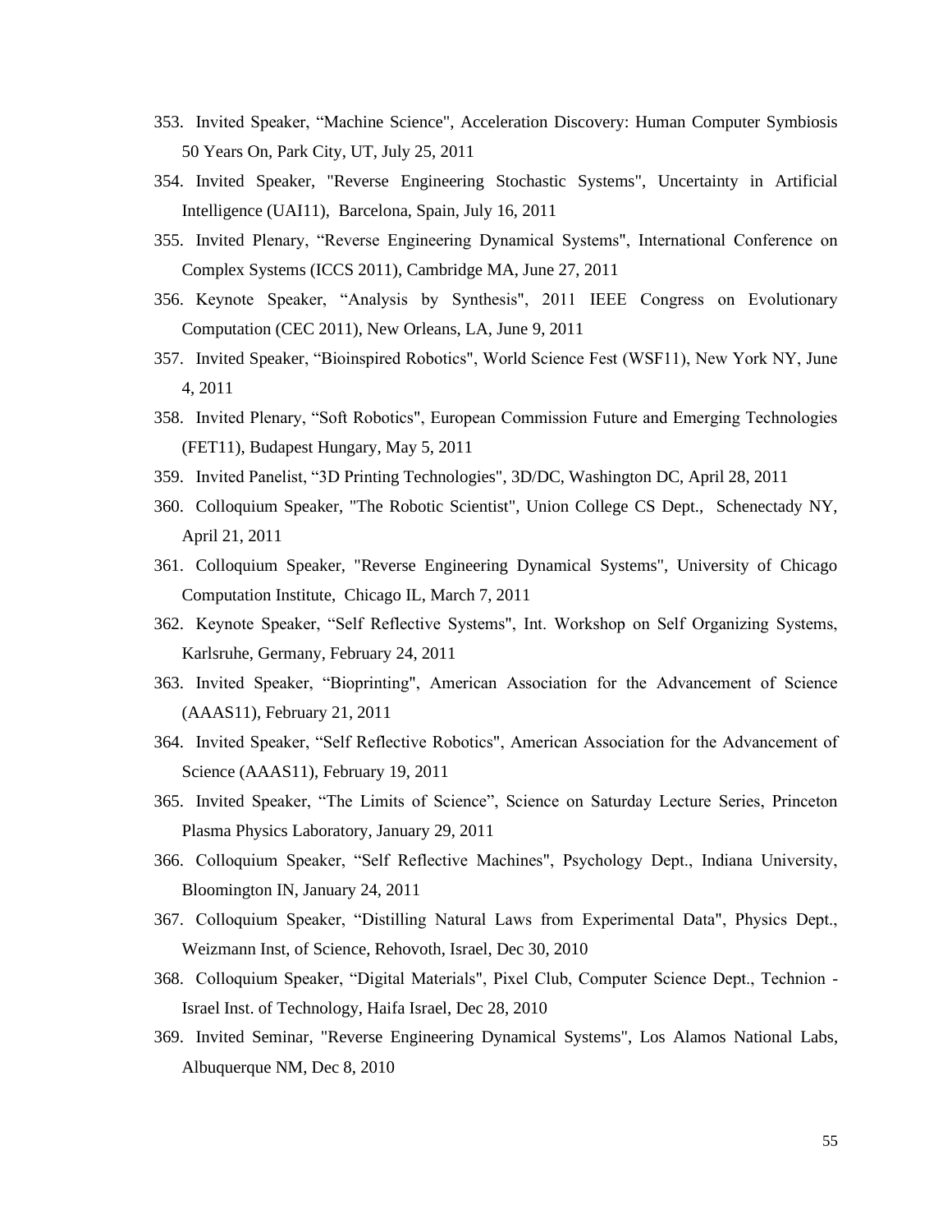353. Invited Speaker, “Machine Science", Acceleration Discovery: Human Computer Symbiosis 50 Years On, Park City, UT, July 25, 2011
354. Invited Speaker, "Reverse Engineering Stochastic Systems", Uncertainty in Artificial Intelligence (UAI11), Barcelona, Spain, July 16, 2011
355. Invited Plenary, “Reverse Engineering Dynamical Systems", International Conference on Complex Systems (ICCS 2011), Cambridge MA, June 27, 2011
356. Keynote Speaker, “Analysis by Synthesis", 2011 IEEE Congress on Evolutionary Computation (CEC 2011), New Orleans, LA, June 9, 2011
357. Invited Speaker, “Bioinspired Robotics", World Science Fest (WSF11), New York NY, June 4, 2011
358. Invited Plenary, “Soft Robotics", European Commission Future and Emerging Technologies (FET11), Budapest Hungary, May 5, 2011
359. Invited Panelist, “3D Printing Technologies", 3D/DC, Washington DC, April 28, 2011
360. Colloquium Speaker, "The Robotic Scientist", Union College CS Dept., Schenectady NY, April 21, 2011
361. Colloquium Speaker, "Reverse Engineering Dynamical Systems", University of Chicago Computation Institute, Chicago IL, March 7, 2011
362. Keynote Speaker, “Self Reflective Systems", Int. Workshop on Self Organizing Systems, Karlsruhe, Germany, February 24, 2011
363. Invited Speaker, “Bioprinting", American Association for the Advancement of Science (AAAS11), February 21, 2011
364. Invited Speaker, “Self Reflective Robotics", American Association for the Advancement of Science (AAAS11), February 19, 2011
365. Invited Speaker, “The Limits of Science”, Science on Saturday Lecture Series, Princeton Plasma Physics Laboratory, January 29, 2011
366. Colloquium Speaker, “Self Reflective Machines", Psychology Dept., Indiana University, Bloomington IN, January 24, 2011
367. Colloquium Speaker, “Distilling Natural Laws from Experimental Data", Physics Dept., Weizmann Inst, of Science, Rehovoth, Israel, Dec 30, 2010
368. Colloquium Speaker, “Digital Materials", Pixel Club, Computer Science Dept., Technion - Israel Inst. of Technology, Haifa Israel, Dec 28, 2010
369. Invited Seminar, "Reverse Engineering Dynamical Systems", Los Alamos National Labs, Albuquerque NM, Dec 8, 2010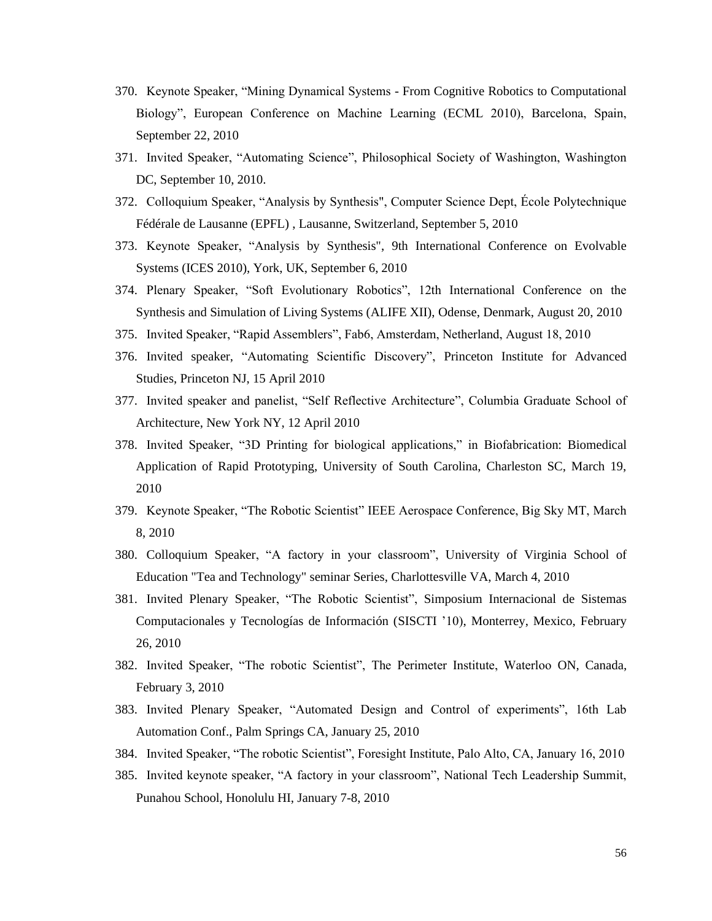370. Keynote Speaker, “Mining Dynamical Systems - From Cognitive Robotics to Computational Biology”, European Conference on Machine Learning (ECML 2010), Barcelona, Spain, September 22, 2010
371. Invited Speaker, “Automating Science”, Philosophical Society of Washington, Washington DC, September 10, 2010.
372. Colloquium Speaker, “Analysis by Synthesis", Computer Science Dept, École Polytechnique Fédérale de Lausanne (EPFL) , Lausanne, Switzerland, September 5, 2010
373. Keynote Speaker, “Analysis by Synthesis", 9th International Conference on Evolvable Systems (ICES 2010), York, UK, September 6, 2010
374. Plenary Speaker, “Soft Evolutionary Robotics”, 12th International Conference on the Synthesis and Simulation of Living Systems (ALIFE XII), Odense, Denmark, August 20, 2010
375. Invited Speaker, “Rapid Assemblers”, Fab6, Amsterdam, Netherland, August 18, 2010
376. Invited speaker, “Automating Scientific Discovery”, Princeton Institute for Advanced Studies, Princeton NJ, 15 April 2010
377. Invited speaker and panelist, “Self Reflective Architecture”, Columbia Graduate School of Architecture, New York NY, 12 April 2010
378. Invited Speaker, “3D Printing for biological applications,” in Biofabrication: Biomedical Application of Rapid Prototyping, University of South Carolina, Charleston SC, March 19, 2010
379. Keynote Speaker, “The Robotic Scientist” IEEE Aerospace Conference, Big Sky MT, March 8, 2010
380. Colloquium Speaker, “A factory in your classroom”, University of Virginia School of Education "Tea and Technology" seminar Series, Charlottesville VA, March 4, 2010
381. Invited Plenary Speaker, “The Robotic Scientist”, Simposium Internacional de Sistemas Computacionales y Tecnologías de Información (SISCTI ’10), Monterrey, Mexico, February 26, 2010
382. Invited Speaker, “The robotic Scientist”, The Perimeter Institute, Waterloo ON, Canada, February 3, 2010
383. Invited Plenary Speaker, “Automated Design and Control of experiments”, 16th Lab Automation Conf., Palm Springs CA, January 25, 2010
384. Invited Speaker, “The robotic Scientist”, Foresight Institute, Palo Alto, CA, January 16, 2010
385. Invited keynote speaker, “A factory in your classroom”, National Tech Leadership Summit, Punahou School, Honolulu HI, January 7-8, 2010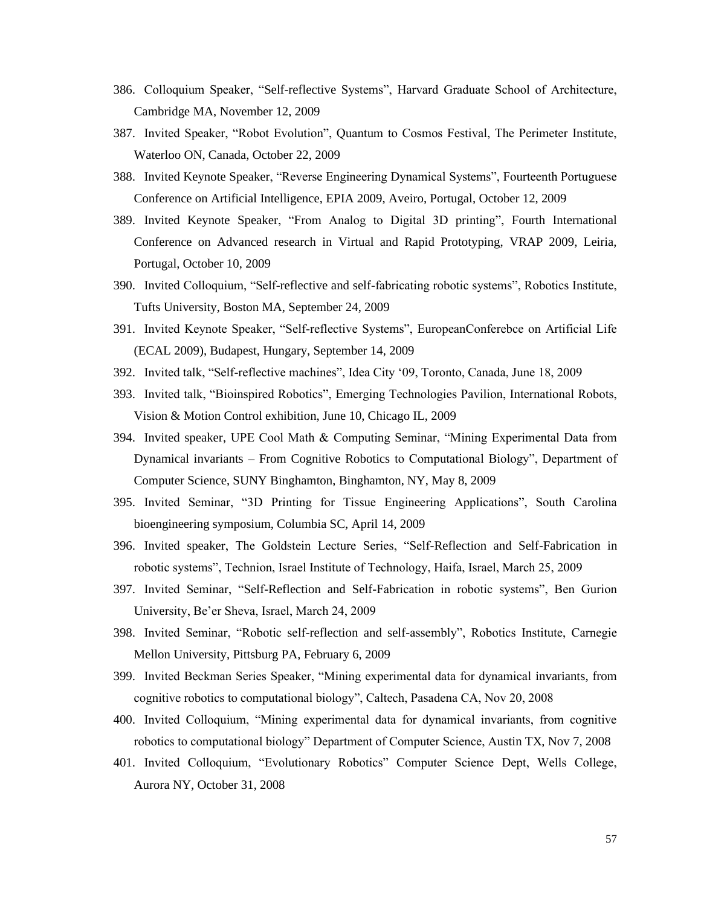386. Colloquium Speaker, “Self-reflective Systems”, Harvard Graduate School of Architecture, Cambridge MA, November 12, 2009
387. Invited Speaker, “Robot Evolution”, Quantum to Cosmos Festival, The Perimeter Institute, Waterloo ON, Canada, October 22, 2009
388. Invited Keynote Speaker, “Reverse Engineering Dynamical Systems”, Fourteenth Portuguese Conference on Artificial Intelligence, EPIA 2009, Aveiro, Portugal, October 12, 2009
389. Invited Keynote Speaker, “From Analog to Digital 3D printing”, Fourth International Conference on Advanced research in Virtual and Rapid Prototyping, VRAP 2009, Leiria, Portugal, October 10, 2009
390. Invited Colloquium, “Self-reflective and self-fabricating robotic systems”, Robotics Institute, Tufts University, Boston MA, September 24, 2009
391. Invited Keynote Speaker, “Self-reflective Systems”, EuropeanConferebce on Artificial Life (ECAL 2009), Budapest, Hungary, September 14, 2009
392. Invited talk, “Self-reflective machines”, Idea City ‘09, Toronto, Canada, June 18, 2009
393. Invited talk, “Bioinspired Robotics”, Emerging Technologies Pavilion, International Robots, Vision & Motion Control exhibition, June 10, Chicago IL, 2009
394. Invited speaker, UPE Cool Math & Computing Seminar, “Mining Experimental Data from Dynamical invariants – From Cognitive Robotics to Computational Biology”, Department of Computer Science, SUNY Binghamton, Binghamton, NY, May 8, 2009
395. Invited Seminar, “3D Printing for Tissue Engineering Applications”, South Carolina bioengineering symposium, Columbia SC, April 14, 2009
396. Invited speaker, The Goldstein Lecture Series, “Self-Reflection and Self-Fabrication in robotic systems”, Technion, Israel Institute of Technology, Haifa, Israel, March 25, 2009
397. Invited Seminar, “Self-Reflection and Self-Fabrication in robotic systems”, Ben Gurion University, Be’er Sheva, Israel, March 24, 2009
398. Invited Seminar, “Robotic self-reflection and self-assembly”, Robotics Institute, Carnegie Mellon University, Pittsburg PA, February 6, 2009
399. Invited Beckman Series Speaker, “Mining experimental data for dynamical invariants, from cognitive robotics to computational biology”, Caltech, Pasadena CA, Nov 20, 2008
400. Invited Colloquium, “Mining experimental data for dynamical invariants, from cognitive robotics to computational biology” Department of Computer Science, Austin TX, Nov 7, 2008
401. Invited Colloquium, “Evolutionary Robotics” Computer Science Dept, Wells College, Aurora NY, October 31, 2008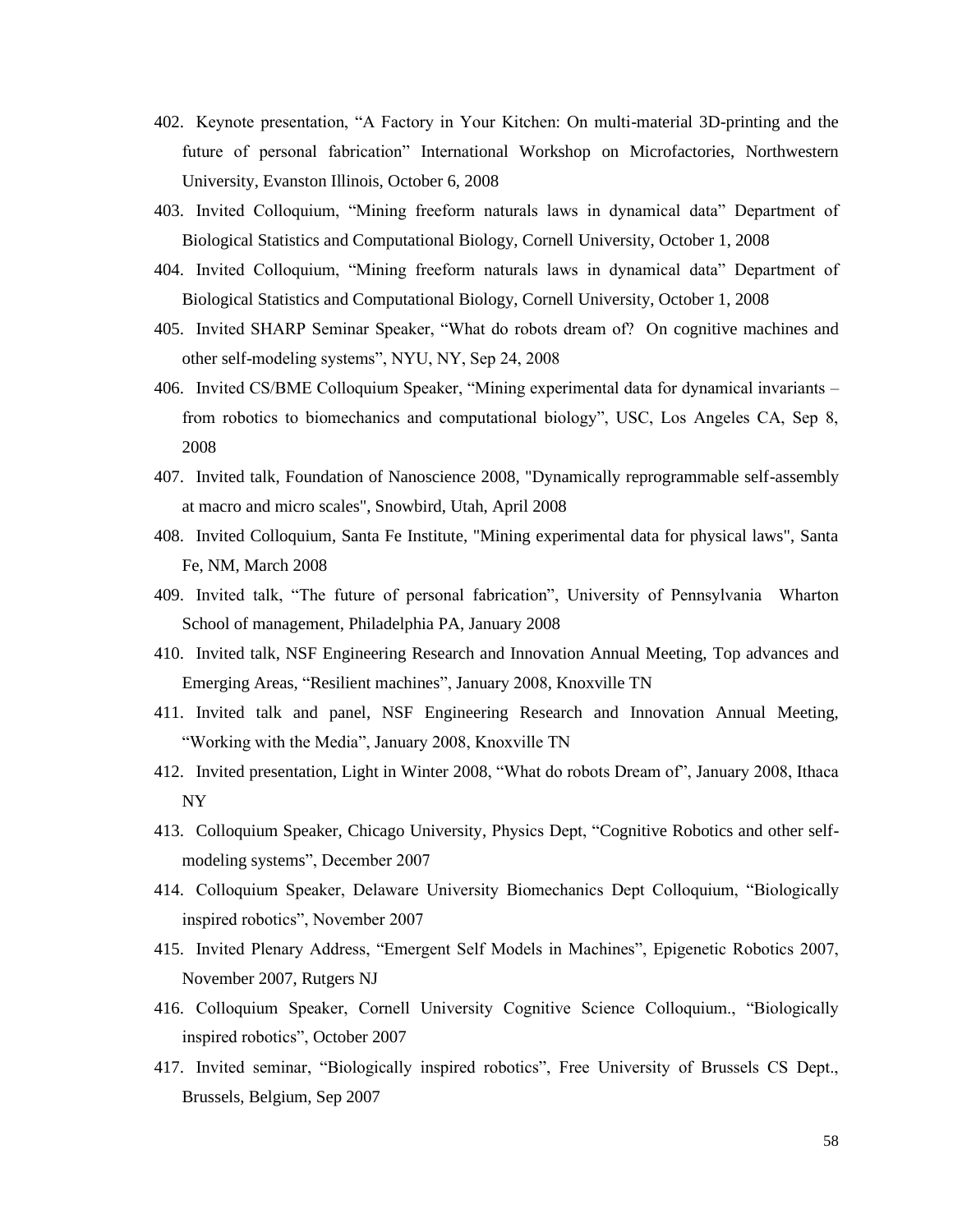402. Keynote presentation, “A Factory in Your Kitchen: On multi-material 3D-printing and the future of personal fabrication” International Workshop on Microfactories, Northwestern University, Evanston Illinois, October 6, 2008
403. Invited Colloquium, “Mining freeform naturals laws in dynamical data” Department of Biological Statistics and Computational Biology, Cornell University, October 1, 2008
404. Invited Colloquium, “Mining freeform naturals laws in dynamical data” Department of Biological Statistics and Computational Biology, Cornell University, October 1, 2008
405. Invited SHARP Seminar Speaker, “What do robots dream of? On cognitive machines and other self-modeling systems”, NYU, NY, Sep 24, 2008
406. Invited CS/BME Colloquium Speaker, “Mining experimental data for dynamical invariants – from robotics to biomechanics and computational biology”, USC, Los Angeles CA, Sep 8, 2008
407. Invited talk, Foundation of Nanoscience 2008, "Dynamically reprogrammable self-assembly at macro and micro scales", Snowbird, Utah, April 2008
408. Invited Colloquium, Santa Fe Institute, "Mining experimental data for physical laws", Santa Fe, NM, March 2008
409. Invited talk, “The future of personal fabrication”, University of Pennsylvania Wharton School of management, Philadelphia PA, January 2008
410. Invited talk, NSF Engineering Research and Innovation Annual Meeting, Top advances and Emerging Areas, “Resilient machines”, January 2008, Knoxville TN
411. Invited talk and panel, NSF Engineering Research and Innovation Annual Meeting, “Working with the Media”, January 2008, Knoxville TN
412. Invited presentation, Light in Winter 2008, “What do robots Dream of”, January 2008, Ithaca NY
413. Colloquium Speaker, Chicago University, Physics Dept, “Cognitive Robotics and other self-modeling systems”, December 2007
414. Colloquium Speaker, Delaware University Biomechanics Dept Colloquium, “Biologically inspired robotics”, November 2007
415. Invited Plenary Address, “Emergent Self Models in Machines”, Epigenetic Robotics 2007, November 2007, Rutgers NJ
416. Colloquium Speaker, Cornell University Cognitive Science Colloquium., “Biologically inspired robotics”, October 2007
417. Invited seminar, “Biologically inspired robotics”, Free University of Brussels CS Dept., Brussels, Belgium, Sep 2007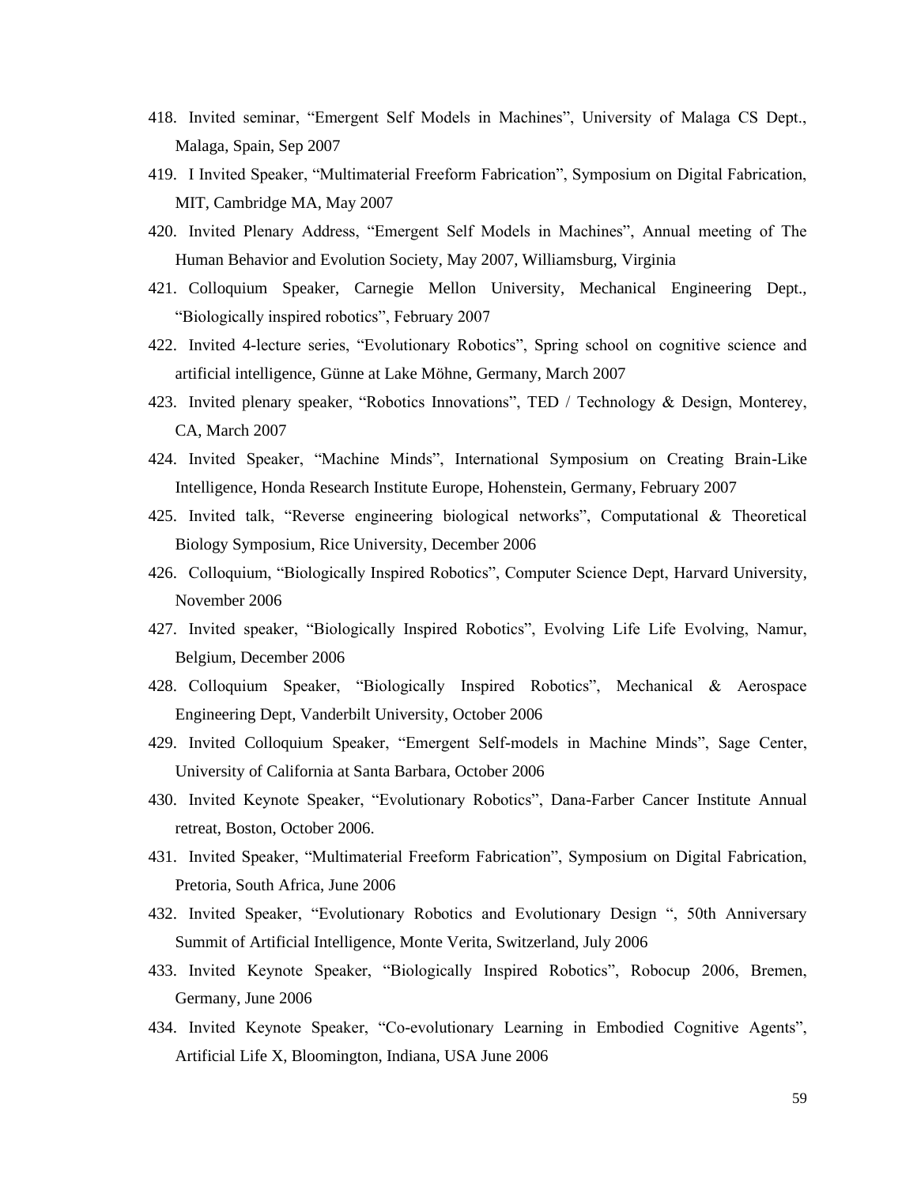418. Invited seminar, "Emergent Self Models in Machines", University of Malaga CS Dept., Malaga, Spain, Sep 2007
419. I Invited Speaker, "Multimaterial Freeform Fabrication", Symposium on Digital Fabrication, MIT, Cambridge MA, May 2007
420. Invited Plenary Address, "Emergent Self Models in Machines", Annual meeting of The Human Behavior and Evolution Society, May 2007, Williamsburg, Virginia
421. Colloquium Speaker, Carnegie Mellon University, Mechanical Engineering Dept., "Biologically inspired robotics", February 2007
422. Invited 4-lecture series, "Evolutionary Robotics", Spring school on cognitive science and artificial intelligence, Günne at Lake Möhne, Germany, March 2007
423. Invited plenary speaker, "Robotics Innovations", TED / Technology & Design, Monterey, CA, March 2007
424. Invited Speaker, "Machine Minds", International Symposium on Creating Brain-Like Intelligence, Honda Research Institute Europe, Hohenstein, Germany, February 2007
425. Invited talk, "Reverse engineering biological networks", Computational & Theoretical Biology Symposium, Rice University, December 2006
426. Colloquium, "Biologically Inspired Robotics", Computer Science Dept, Harvard University, November 2006
427. Invited speaker, "Biologically Inspired Robotics", Evolving Life Life Evolving, Namur, Belgium, December 2006
428. Colloquium Speaker, "Biologically Inspired Robotics", Mechanical & Aerospace Engineering Dept, Vanderbilt University, October 2006
429. Invited Colloquium Speaker, "Emergent Self-models in Machine Minds", Sage Center, University of California at Santa Barbara, October 2006
430. Invited Keynote Speaker, "Evolutionary Robotics", Dana-Farber Cancer Institute Annual retreat, Boston, October 2006.
431. Invited Speaker, "Multimaterial Freeform Fabrication", Symposium on Digital Fabrication, Pretoria, South Africa, June 2006
432. Invited Speaker, "Evolutionary Robotics and Evolutionary Design ", 50th Anniversary Summit of Artificial Intelligence, Monte Verita, Switzerland, July 2006
433. Invited Keynote Speaker, "Biologically Inspired Robotics", Robocup 2006, Bremen, Germany, June 2006
434. Invited Keynote Speaker, "Co-evolutionary Learning in Embodied Cognitive Agents", Artificial Life X, Bloomington, Indiana, USA June 2006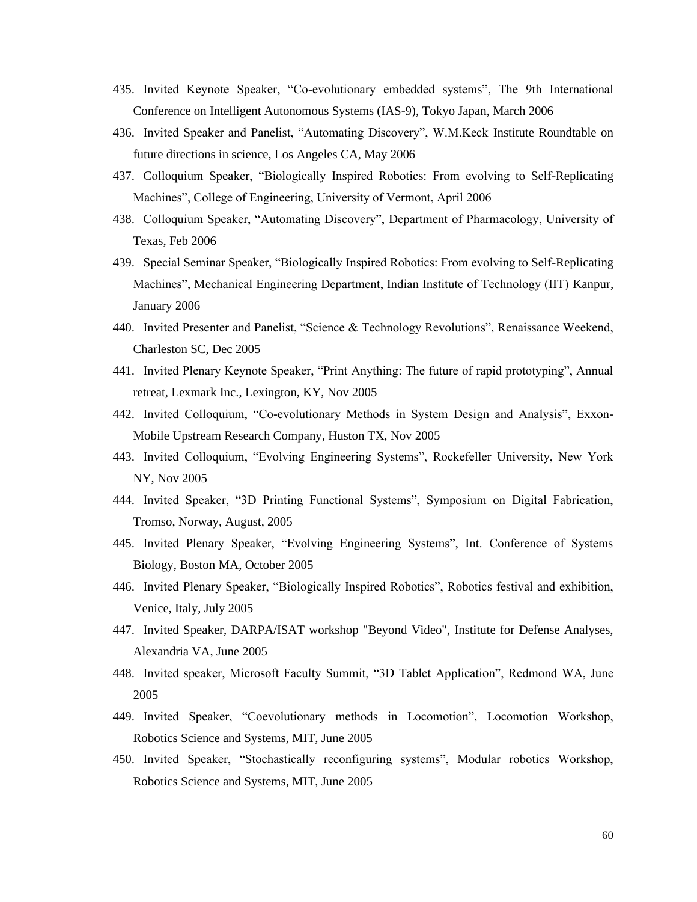435. Invited Keynote Speaker, “Co-evolutionary embedded systems”, The 9th International Conference on Intelligent Autonomous Systems (IAS-9), Tokyo Japan, March 2006
436. Invited Speaker and Panelist, “Automating Discovery”, W.M.Keck Institute Roundtable on future directions in science, Los Angeles CA, May 2006
437. Colloquium Speaker, “Biologically Inspired Robotics: From evolving to Self-Replicating Machines”, College of Engineering, University of Vermont, April 2006
438. Colloquium Speaker, “Automating Discovery”, Department of Pharmacology, University of Texas, Feb 2006
439. Special Seminar Speaker, “Biologically Inspired Robotics: From evolving to Self-Replicating Machines”, Mechanical Engineering Department, Indian Institute of Technology (IIT) Kanpur, January 2006
440. Invited Presenter and Panelist, “Science & Technology Revolutions”, Renaissance Weekend, Charleston SC, Dec 2005
441. Invited Plenary Keynote Speaker, “Print Anything: The future of rapid prototyping”, Annual retreat, Lexmark Inc., Lexington, KY, Nov 2005
442. Invited Colloquium, “Co-evolutionary Methods in System Design and Analysis”, Exxon-Mobile Upstream Research Company, Huston TX, Nov 2005
443. Invited Colloquium, “Evolving Engineering Systems”, Rockefeller University, New York NY, Nov 2005
444. Invited Speaker, “3D Printing Functional Systems”, Symposium on Digital Fabrication, Tromso, Norway, August, 2005
445. Invited Plenary Speaker, “Evolving Engineering Systems”, Int. Conference of Systems Biology, Boston MA, October 2005
446. Invited Plenary Speaker, “Biologically Inspired Robotics”, Robotics festival and exhibition, Venice, Italy, July 2005
447. Invited Speaker, DARPA/ISAT workshop "Beyond Video", Institute for Defense Analyses, Alexandria VA, June 2005
448. Invited speaker, Microsoft Faculty Summit, “3D Tablet Application”, Redmond WA, June 2005
449. Invited Speaker, “Coevolutionary methods in Locomotion”, Locomotion Workshop, Robotics Science and Systems, MIT, June 2005
450. Invited Speaker, “Stochastically reconfiguring systems”, Modular robotics Workshop, Robotics Science and Systems, MIT, June 2005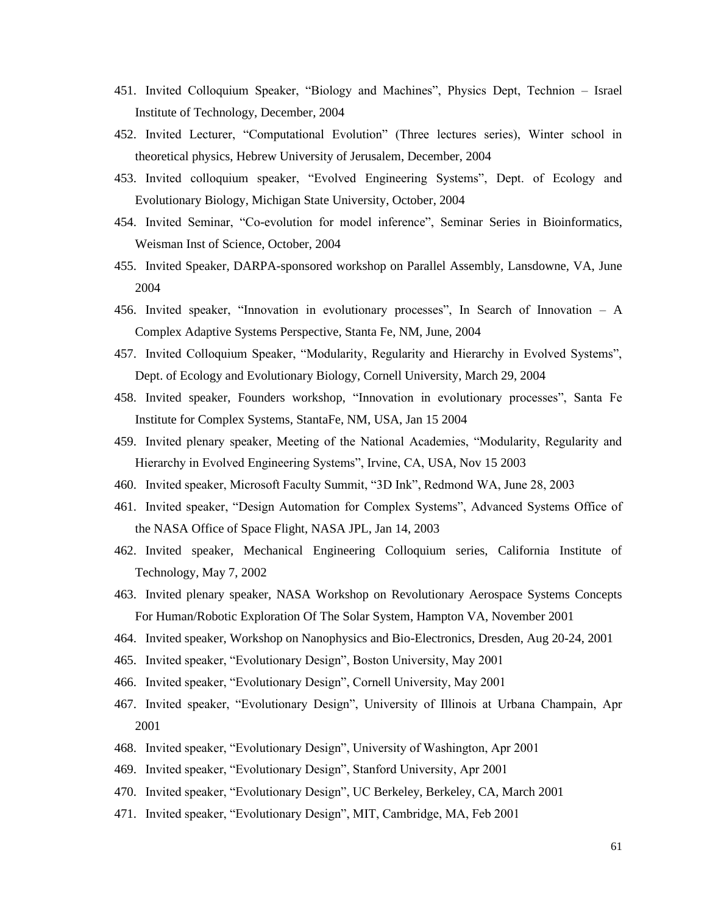451. Invited Colloquium Speaker, “Biology and Machines”, Physics Dept, Technion – Israel Institute of Technology, December, 2004
452. Invited Lecturer, “Computational Evolution” (Three lectures series), Winter school in theoretical physics, Hebrew University of Jerusalem, December, 2004
453. Invited colloquium speaker, “Evolved Engineering Systems”, Dept. of Ecology and Evolutionary Biology, Michigan State University, October, 2004
454. Invited Seminar, “Co-evolution for model inference”, Seminar Series in Bioinformatics, Weisman Inst of Science, October, 2004
455. Invited Speaker, DARPA-sponsored workshop on Parallel Assembly, Lansdowne, VA, June 2004
456. Invited speaker, “Innovation in evolutionary processes”, In Search of Innovation – A Complex Adaptive Systems Perspective, Stanta Fe, NM, June, 2004
457. Invited Colloquium Speaker, “Modularity, Regularity and Hierarchy in Evolved Systems”, Dept. of Ecology and Evolutionary Biology, Cornell University, March 29, 2004
458. Invited speaker, Founders workshop, “Innovation in evolutionary processes”, Santa Fe Institute for Complex Systems, StantaFe, NM, USA, Jan 15 2004
459. Invited plenary speaker, Meeting of the National Academies, “Modularity, Regularity and Hierarchy in Evolved Engineering Systems”, Irvine, CA, USA, Nov 15 2003
460. Invited speaker, Microsoft Faculty Summit, “3D Ink”, Redmond WA, June 28, 2003
461. Invited speaker, “Design Automation for Complex Systems”, Advanced Systems Office of the NASA Office of Space Flight, NASA JPL, Jan 14, 2003
462. Invited speaker, Mechanical Engineering Colloquium series, California Institute of Technology, May 7, 2002
463. Invited plenary speaker, NASA Workshop on Revolutionary Aerospace Systems Concepts For Human/Robotic Exploration Of The Solar System, Hampton VA, November 2001
464. Invited speaker, Workshop on Nanophysics and Bio-Electronics, Dresden, Aug 20-24, 2001
465. Invited speaker, “Evolutionary Design”, Boston University, May 2001
466. Invited speaker, “Evolutionary Design”, Cornell University, May 2001
467. Invited speaker, “Evolutionary Design”, University of Illinois at Urbana Champain, Apr 2001
468. Invited speaker, “Evolutionary Design”, University of Washington, Apr 2001
469. Invited speaker, “Evolutionary Design”, Stanford University, Apr 2001
470. Invited speaker, “Evolutionary Design”, UC Berkeley, Berkeley, CA, March 2001
471. Invited speaker, “Evolutionary Design”, MIT, Cambridge, MA, Feb 2001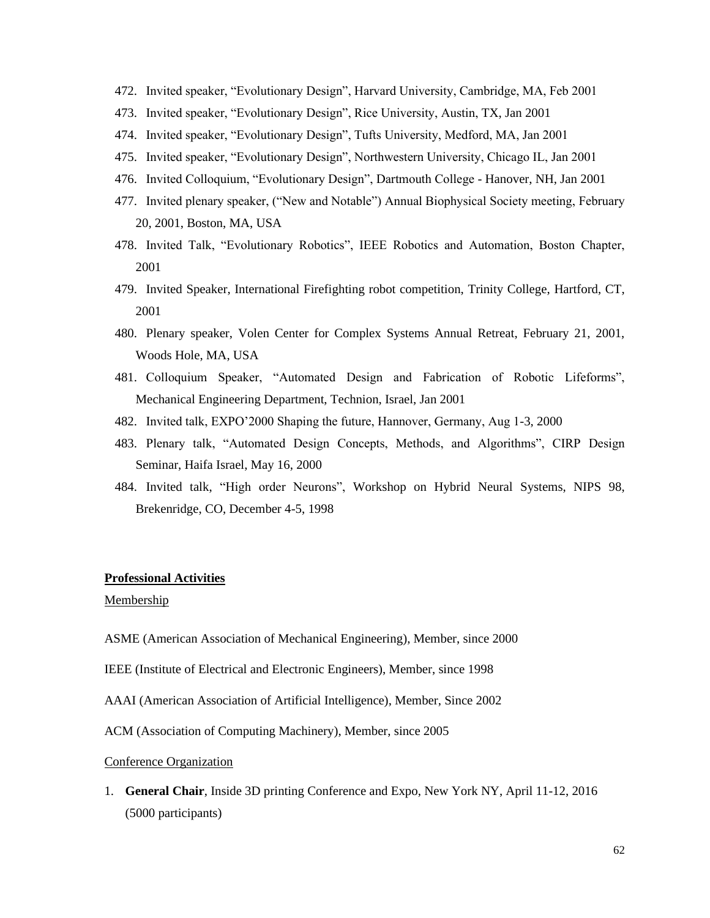472. Invited speaker, “Evolutionary Design”, Harvard University, Cambridge, MA, Feb 2001
473. Invited speaker, “Evolutionary Design”, Rice University, Austin, TX, Jan 2001
474. Invited speaker, “Evolutionary Design”, Tufts University, Medford, MA, Jan 2001
475. Invited speaker, “Evolutionary Design”, Northwestern University, Chicago IL, Jan 2001
476. Invited Colloquium, “Evolutionary Design”, Dartmouth College - Hanover, NH, Jan 2001
477. Invited plenary speaker, (“New and Notable”) Annual Biophysical Society meeting, February 20, 2001, Boston, MA, USA
478. Invited Talk, “Evolutionary Robotics”, IEEE Robotics and Automation, Boston Chapter, 2001
479. Invited Speaker, International Firefighting robot competition, Trinity College, Hartford, CT, 2001
480. Plenary speaker, Volen Center for Complex Systems Annual Retreat, February 21, 2001, Woods Hole, MA, USA
481. Colloquium Speaker, “Automated Design and Fabrication of Robotic Lifeforms”, Mechanical Engineering Department, Technion, Israel, Jan 2001
482. Invited talk, EXPO’2000 Shaping the future, Hannover, Germany, Aug 1-3, 2000
483. Plenary talk, “Automated Design Concepts, Methods, and Algorithms”, CIRP Design Seminar, Haifa Israel, May 16, 2000
484. Invited talk, “High order Neurons”, Workshop on Hybrid Neural Systems, NIPS 98, Brekenridge, CO, December 4-5, 1998

## Professional Activities

### Membership

ASME (American Association of Mechanical Engineering), Member, since 2000

IEEE (Institute of Electrical and Electronic Engineers), Member, since 1998

AAAI (American Association of Artificial Intelligence), Member, Since 2002

ACM (Association of Computing Machinery), Member, since 2005

### Conference Organization

1. **General Chair**, Inside 3D printing Conference and Expo, New York NY, April 11-12, 2016 (5000 participants)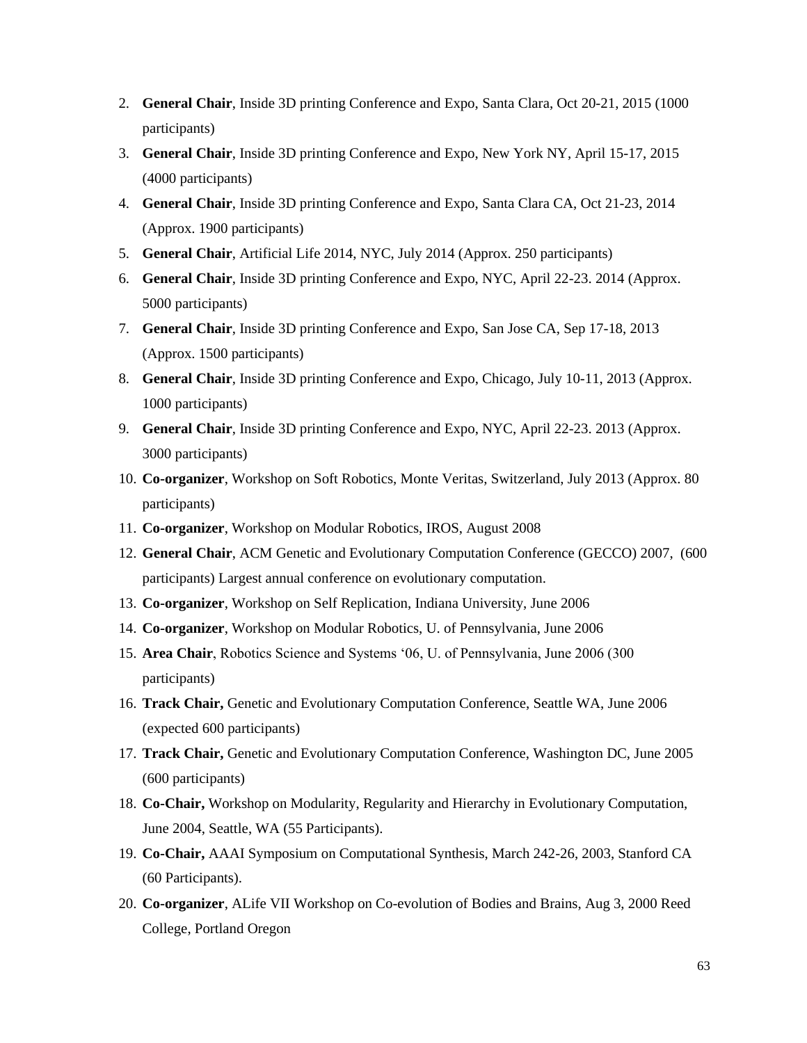2. **General Chair**, Inside 3D printing Conference and Expo, Santa Clara, Oct 20-21, 2015 (1000 participants)
3. **General Chair**, Inside 3D printing Conference and Expo, New York NY, April 15-17, 2015 (4000 participants)
4. **General Chair**, Inside 3D printing Conference and Expo, Santa Clara CA, Oct 21-23, 2014 (Approx. 1900 participants)
5. **General Chair**, Artificial Life 2014, NYC, July 2014 (Approx. 250 participants)
6. **General Chair**, Inside 3D printing Conference and Expo, NYC, April 22-23. 2014 (Approx. 5000 participants)
7. **General Chair**, Inside 3D printing Conference and Expo, San Jose CA, Sep 17-18, 2013 (Approx. 1500 participants)
8. **General Chair**, Inside 3D printing Conference and Expo, Chicago, July 10-11, 2013 (Approx. 1000 participants)
9. **General Chair**, Inside 3D printing Conference and Expo, NYC, April 22-23. 2013 (Approx. 3000 participants)
10. **Co-organizer**, Workshop on Soft Robotics, Monte Veritas, Switzerland, July 2013 (Approx. 80 participants)
11. **Co-organizer**, Workshop on Modular Robotics, IROS, August 2008
12. **General Chair**, ACM Genetic and Evolutionary Computation Conference (GECCO) 2007, (600 participants) Largest annual conference on evolutionary computation.
13. **Co-organizer**, Workshop on Self Replication, Indiana University, June 2006
14. **Co-organizer**, Workshop on Modular Robotics, U. of Pennsylvania, June 2006
15. **Area Chair**, Robotics Science and Systems '06, U. of Pennsylvania, June 2006 (300 participants)
16. **Track Chair,** Genetic and Evolutionary Computation Conference, Seattle WA, June 2006 (expected 600 participants)
17. **Track Chair,** Genetic and Evolutionary Computation Conference, Washington DC, June 2005 (600 participants)
18. **Co-Chair,** Workshop on Modularity, Regularity and Hierarchy in Evolutionary Computation, June 2004, Seattle, WA (55 Participants).
19. **Co-Chair,** AAAI Symposium on Computational Synthesis, March 242-26, 2003, Stanford CA (60 Participants).
20. **Co-organizer**, ALife VII Workshop on Co-evolution of Bodies and Brains, Aug 3, 2000 Reed College, Portland Oregon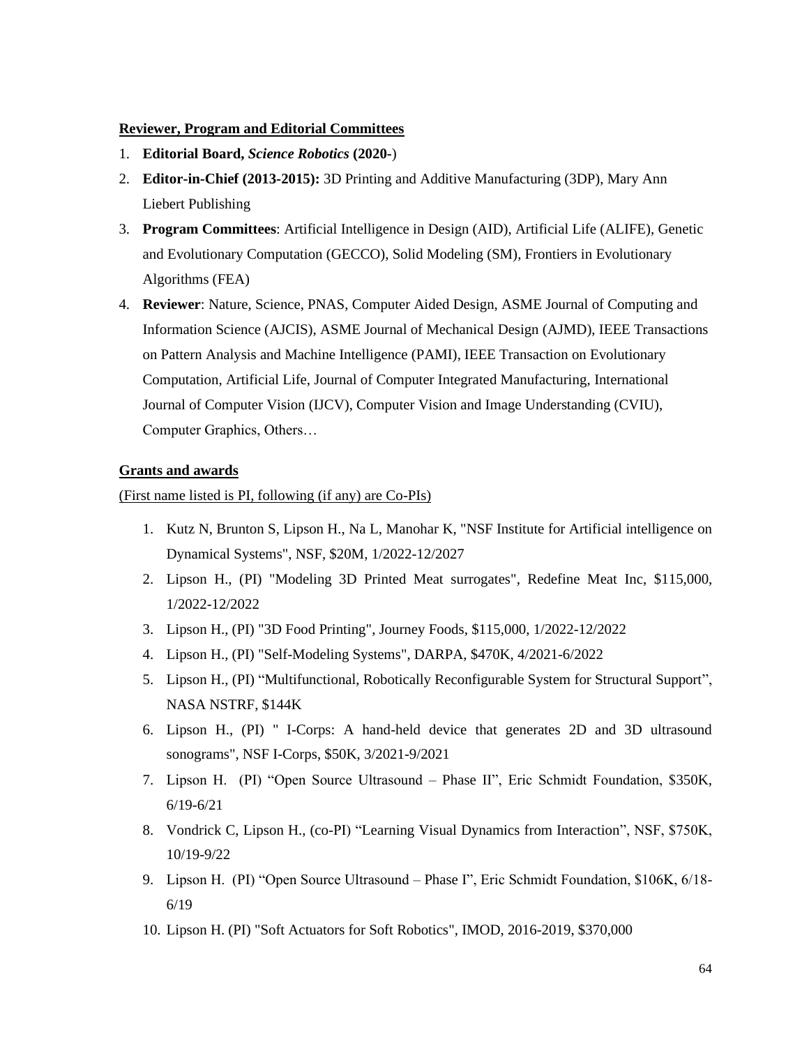**Reviewer, Program and Editorial Committees**

1. **Editorial Board,** ***Science Robotics*** **(2020-**)
2. **Editor-in-Chief (2013-2015):** 3D Printing and Additive Manufacturing (3DP), Mary Ann Liebert Publishing
3. **Program Committees**: Artificial Intelligence in Design (AID), Artificial Life (ALIFE), Genetic and Evolutionary Computation (GECCO), Solid Modeling (SM), Frontiers in Evolutionary Algorithms (FEA)
4. **Reviewer**: Nature, Science, PNAS, Computer Aided Design, ASME Journal of Computing and Information Science (AJCIS), ASME Journal of Mechanical Design (AJMD), IEEE Transactions on Pattern Analysis and Machine Intelligence (PAMI), IEEE Transaction on Evolutionary Computation, Artificial Life, Journal of Computer Integrated Manufacturing, International Journal of Computer Vision (IJCV), Computer Vision and Image Understanding (CVIU), Computer Graphics, Others…

**Grants and awards**

(First name listed is PI, following (if any) are Co-PIs)

1. Kutz N, Brunton S, Lipson H., Na L, Manohar K, "NSF Institute for Artificial intelligence on Dynamical Systems", NSF, $20M, 1/2022-12/2027
2. Lipson H., (PI) "Modeling 3D Printed Meat surrogates", Redefine Meat Inc, $115,000, 1/2022-12/2022
3. Lipson H., (PI) "3D Food Printing", Journey Foods, $115,000, 1/2022-12/2022
4. Lipson H., (PI) "Self-Modeling Systems", DARPA, $470K, 4/2021-6/2022
5. Lipson H., (PI) "Multifunctional, Robotically Reconfigurable System for Structural Support", NASA NSTRF, $144K
6. Lipson H., (PI) " I-Corps: A hand-held device that generates 2D and 3D ultrasound sonograms", NSF I-Corps, $50K, 3/2021-9/2021
7. Lipson H. (PI) "Open Source Ultrasound – Phase II", Eric Schmidt Foundation, $350K, 6/19-6/21
8. Vondrick C, Lipson H., (co-PI) "Learning Visual Dynamics from Interaction", NSF, $750K, 10/19-9/22
9. Lipson H. (PI) "Open Source Ultrasound – Phase I", Eric Schmidt Foundation, $106K, 6/18-6/19
10. Lipson H. (PI) "Soft Actuators for Soft Robotics", IMOD, 2016-2019, $370,000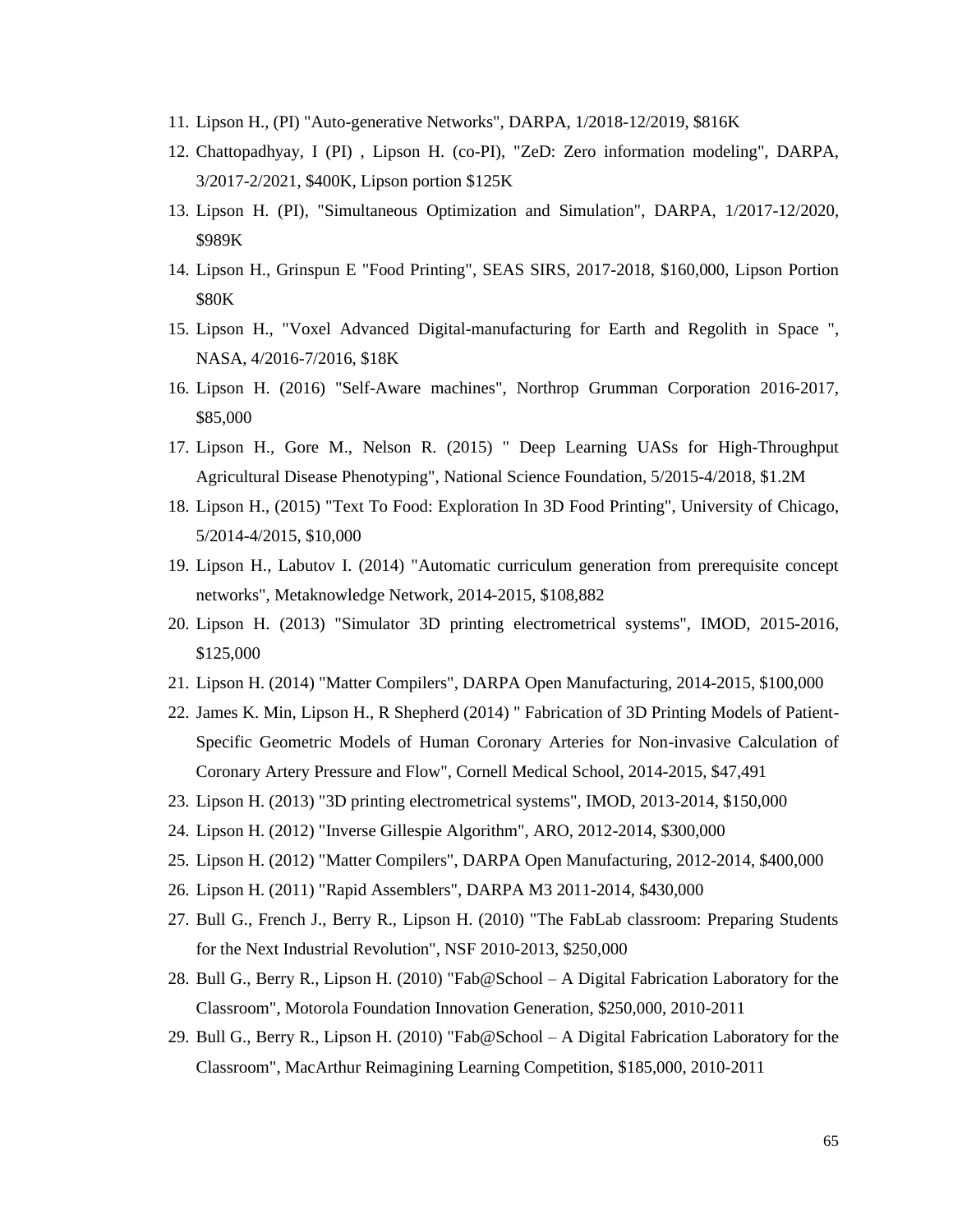11. Lipson H., (PI) "Auto-generative Networks", DARPA, 1/2018-12/2019, $816K
12. Chattopadhyay, I (PI) , Lipson H. (co-PI), "ZeD: Zero information modeling", DARPA, 3/2017-2/2021, $400K, Lipson portion $125K
13. Lipson H. (PI), "Simultaneous Optimization and Simulation", DARPA, 1/2017-12/2020, $989K
14. Lipson H., Grinspun E "Food Printing", SEAS SIRS, 2017-2018, $160,000, Lipson Portion $80K
15. Lipson H., "Voxel Advanced Digital-manufacturing for Earth and Regolith in Space ", NASA, 4/2016-7/2016, $18K
16. Lipson H. (2016) "Self-Aware machines", Northrop Grumman Corporation 2016-2017, $85,000
17. Lipson H., Gore M., Nelson R. (2015) " Deep Learning UASs for High-Throughput Agricultural Disease Phenotyping", National Science Foundation, 5/2015-4/2018, $1.2M
18. Lipson H., (2015) "Text To Food: Exploration In 3D Food Printing", University of Chicago, 5/2014-4/2015, $10,000
19. Lipson H., Labutov I. (2014) "Automatic curriculum generation from prerequisite concept networks", Metaknowledge Network, 2014-2015, $108,882
20. Lipson H. (2013) "Simulator 3D printing electrometrical systems", IMOD, 2015-2016, $125,000
21. Lipson H. (2014) "Matter Compilers", DARPA Open Manufacturing, 2014-2015, $100,000
22. James K. Min, Lipson H., R Shepherd (2014) " Fabrication of 3D Printing Models of Patient-Specific Geometric Models of Human Coronary Arteries for Non-invasive Calculation of Coronary Artery Pressure and Flow", Cornell Medical School, 2014-2015, $47,491
23. Lipson H. (2013) "3D printing electrometrical systems", IMOD, 2013-2014, $150,000
24. Lipson H. (2012) "Inverse Gillespie Algorithm", ARO, 2012-2014, $300,000
25. Lipson H. (2012) "Matter Compilers", DARPA Open Manufacturing, 2012-2014, $400,000
26. Lipson H. (2011) "Rapid Assemblers", DARPA M3 2011-2014, $430,000
27. Bull G., French J., Berry R., Lipson H. (2010) "The FabLab classroom: Preparing Students for the Next Industrial Revolution", NSF 2010-2013, $250,000
28. Bull G., Berry R., Lipson H. (2010) "Fab@School – A Digital Fabrication Laboratory for the Classroom", Motorola Foundation Innovation Generation, $250,000, 2010-2011
29. Bull G., Berry R., Lipson H. (2010) "Fab@School – A Digital Fabrication Laboratory for the Classroom", MacArthur Reimagining Learning Competition, $185,000, 2010-2011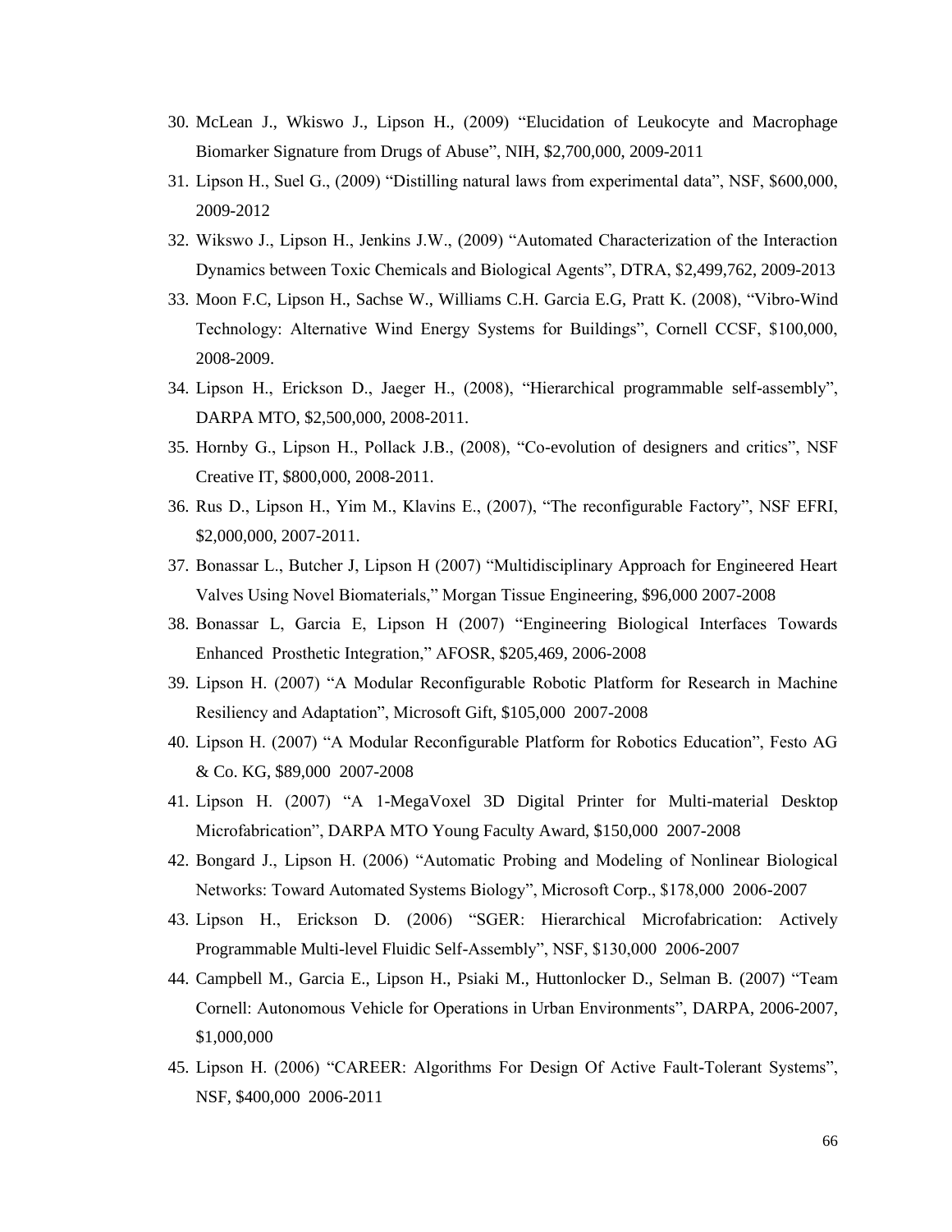30. McLean J., Wkiswo J., Lipson H., (2009) “Elucidation of Leukocyte and Macrophage Biomarker Signature from Drugs of Abuse”, NIH, $2,700,000, 2009-2011
31. Lipson H., Suel G., (2009) “Distilling natural laws from experimental data”, NSF, $600,000, 2009-2012
32. Wikswo J., Lipson H., Jenkins J.W., (2009) “Automated Characterization of the Interaction Dynamics between Toxic Chemicals and Biological Agents”, DTRA, $2,499,762, 2009-2013
33. Moon F.C, Lipson H., Sachse W., Williams C.H. Garcia E.G, Pratt K. (2008), “Vibro-Wind Technology: Alternative Wind Energy Systems for Buildings”, Cornell CCSF, $100,000, 2008-2009.
34. Lipson H., Erickson D., Jaeger H., (2008), “Hierarchical programmable self-assembly”, DARPA MTO, $2,500,000, 2008-2011.
35. Hornby G., Lipson H., Pollack J.B., (2008), “Co-evolution of designers and critics”, NSF Creative IT, $800,000, 2008-2011.
36. Rus D., Lipson H., Yim M., Klavins E., (2007), “The reconfigurable Factory”, NSF EFRI, $2,000,000, 2007-2011.
37. Bonassar L., Butcher J, Lipson H (2007) “Multidisciplinary Approach for Engineered Heart Valves Using Novel Biomaterials,” Morgan Tissue Engineering, $96,000 2007-2008
38. Bonassar L, Garcia E, Lipson H (2007) “Engineering Biological Interfaces Towards Enhanced Prosthetic Integration,” AFOSR, $205,469, 2006-2008
39. Lipson H. (2007) “A Modular Reconfigurable Robotic Platform for Research in Machine Resiliency and Adaptation”, Microsoft Gift, $105,000 2007-2008
40. Lipson H. (2007) “A Modular Reconfigurable Platform for Robotics Education”, Festo AG & Co. KG, $89,000 2007-2008
41. Lipson H. (2007) “A 1-MegaVoxel 3D Digital Printer for Multi-material Desktop Microfabrication”, DARPA MTO Young Faculty Award, $150,000 2007-2008
42. Bongard J., Lipson H. (2006) “Automatic Probing and Modeling of Nonlinear Biological Networks: Toward Automated Systems Biology”, Microsoft Corp., $178,000 2006-2007
43. Lipson H., Erickson D. (2006) “SGER: Hierarchical Microfabrication: Actively Programmable Multi-level Fluidic Self-Assembly”, NSF, $130,000 2006-2007
44. Campbell M., Garcia E., Lipson H., Psiaki M., Huttonlocker D., Selman B. (2007) “Team Cornell: Autonomous Vehicle for Operations in Urban Environments”, DARPA, 2006-2007, $1,000,000
45. Lipson H. (2006) “CAREER: Algorithms For Design Of Active Fault-Tolerant Systems”, NSF, $400,000 2006-2011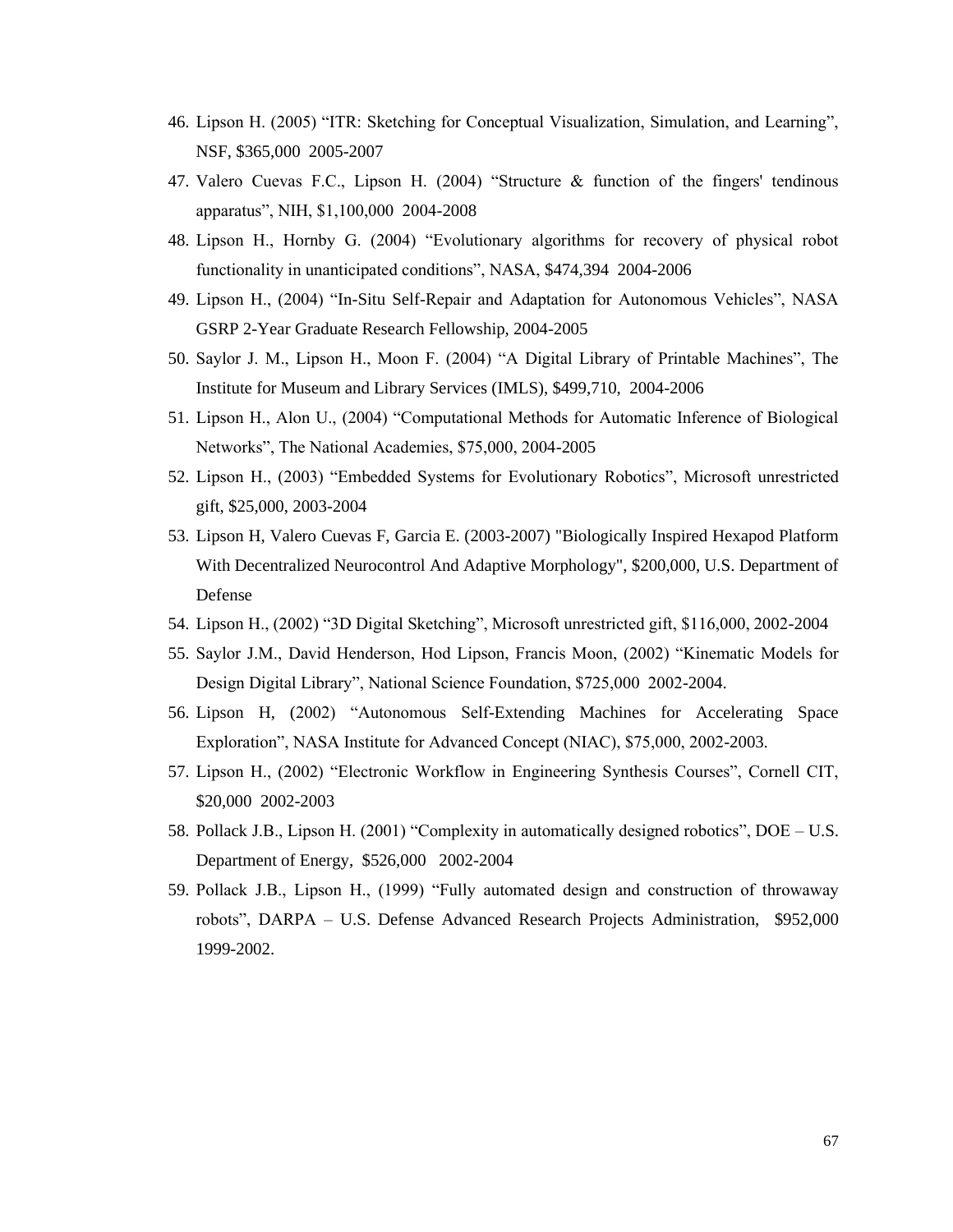46. Lipson H. (2005) "ITR: Sketching for Conceptual Visualization, Simulation, and Learning", NSF, $365,000 2005-2007
47. Valero Cuevas F.C., Lipson H. (2004) "Structure & function of the fingers' tendinous apparatus", NIH, $1,100,000 2004-2008
48. Lipson H., Hornby G. (2004) "Evolutionary algorithms for recovery of physical robot functionality in unanticipated conditions", NASA, $474,394 2004-2006
49. Lipson H., (2004) "In-Situ Self-Repair and Adaptation for Autonomous Vehicles", NASA GSRP 2-Year Graduate Research Fellowship, 2004-2005
50. Saylor J. M., Lipson H., Moon F. (2004) "A Digital Library of Printable Machines", The Institute for Museum and Library Services (IMLS), $499,710, 2004-2006
51. Lipson H., Alon U., (2004) "Computational Methods for Automatic Inference of Biological Networks", The National Academies, $75,000, 2004-2005
52. Lipson H., (2003) "Embedded Systems for Evolutionary Robotics", Microsoft unrestricted gift, $25,000, 2003-2004
53. Lipson H, Valero Cuevas F, Garcia E. (2003-2007) "Biologically Inspired Hexapod Platform With Decentralized Neurocontrol And Adaptive Morphology", $200,000, U.S. Department of Defense
54. Lipson H., (2002) "3D Digital Sketching", Microsoft unrestricted gift, $116,000, 2002-2004
55. Saylor J.M., David Henderson, Hod Lipson, Francis Moon, (2002) "Kinematic Models for Design Digital Library", National Science Foundation, $725,000 2002-2004.
56. Lipson H, (2002) "Autonomous Self-Extending Machines for Accelerating Space Exploration", NASA Institute for Advanced Concept (NIAC), $75,000, 2002-2003.
57. Lipson H., (2002) "Electronic Workflow in Engineering Synthesis Courses", Cornell CIT, $20,000 2002-2003
58. Pollack J.B., Lipson H. (2001) "Complexity in automatically designed robotics", DOE – U.S. Department of Energy, $526,000 2002-2004
59. Pollack J.B., Lipson H., (1999) "Fully automated design and construction of throwaway robots", DARPA – U.S. Defense Advanced Research Projects Administration, $952,000 1999-2002.